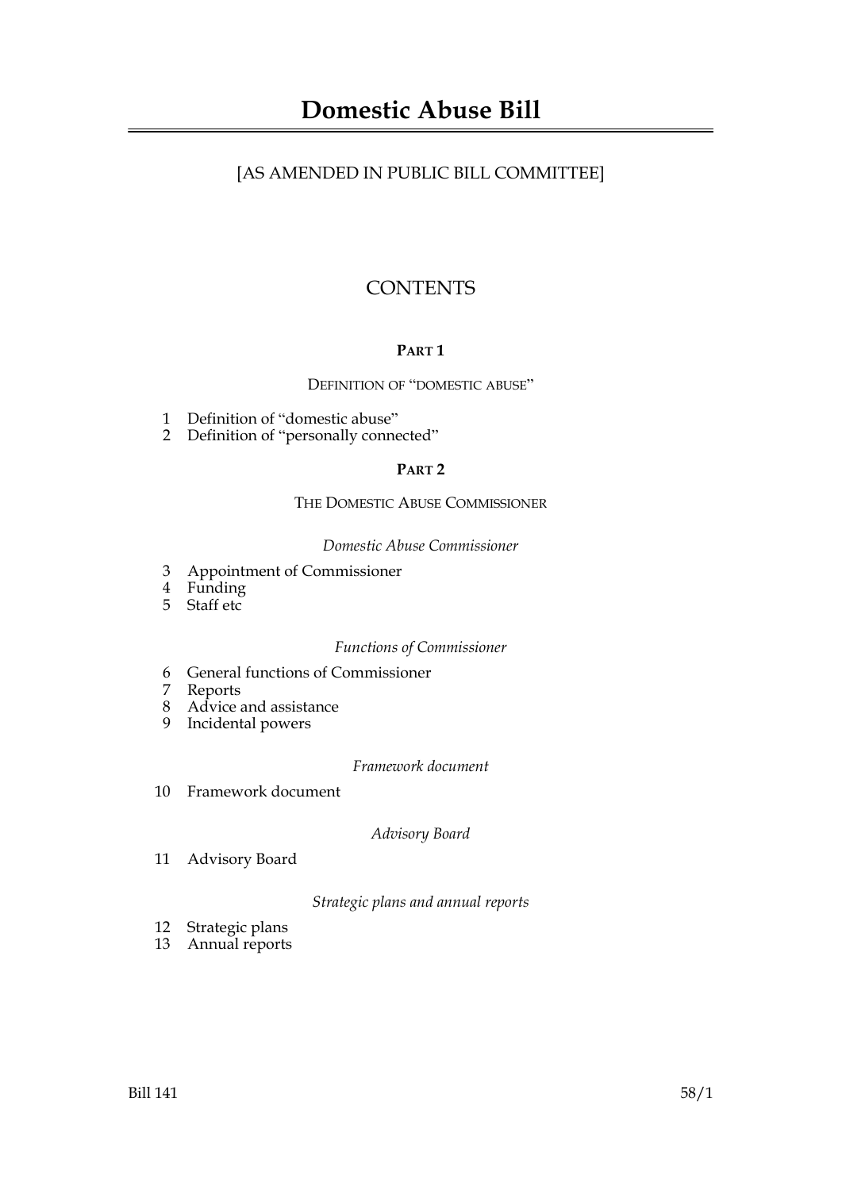# Domestic Abuse Bill

[AS AMENDED IN PUBLIC BILL COMMITTEE]

## CONTENTS

### PART 1

DEFINITION OF "DOMESTIC ABUSE"

1 Definition of "domestic abuse"
2 Definition of "personally connected"

### PART 2

THE DOMESTIC ABUSE COMMISSIONER

*Domestic Abuse Commissioner*

3 Appointment of Commissioner
4 Funding
5 Staff etc

*Functions of Commissioner*

6 General functions of Commissioner
7 Reports
8 Advice and assistance
9 Incidental powers

*Framework document*

10 Framework document

*Advisory Board*

11 Advisory Board

*Strategic plans and annual reports*

12 Strategic plans
13 Annual reports

Bill 141 58/1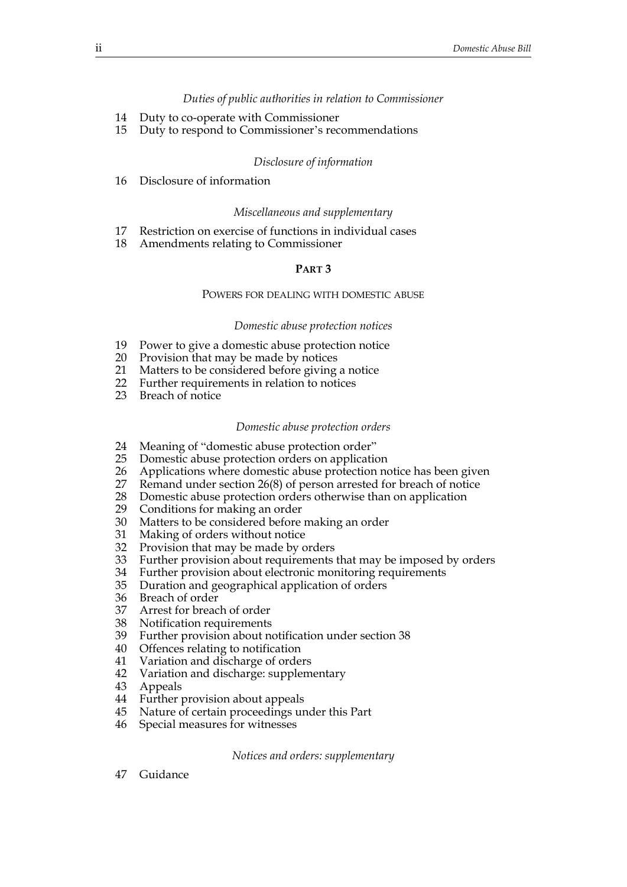*Duties of public authorities in relation to Commissioner*

14 Duty to co-operate with Commissioner
15 Duty to respond to Commissioner's recommendations

*Disclosure of information*

16 Disclosure of information

*Miscellaneous and supplementary*

17 Restriction on exercise of functions in individual cases
18 Amendments relating to Commissioner

## PART 3

### POWERS FOR DEALING WITH DOMESTIC ABUSE

*Domestic abuse protection notices*

19 Power to give a domestic abuse protection notice
20 Provision that may be made by notices
21 Matters to be considered before giving a notice
22 Further requirements in relation to notices
23 Breach of notice

*Domestic abuse protection orders*

24 Meaning of "domestic abuse protection order"
25 Domestic abuse protection orders on application
26 Applications where domestic abuse protection notice has been given
27 Remand under section 26(8) of person arrested for breach of notice
28 Domestic abuse protection orders otherwise than on application
29 Conditions for making an order
30 Matters to be considered before making an order
31 Making of orders without notice
32 Provision that may be made by orders
33 Further provision about requirements that may be imposed by orders
34 Further provision about electronic monitoring requirements
35 Duration and geographical application of orders
36 Breach of order
37 Arrest for breach of order
38 Notification requirements
39 Further provision about notification under section 38
40 Offences relating to notification
41 Variation and discharge of orders
42 Variation and discharge: supplementary
43 Appeals
44 Further provision about appeals
45 Nature of certain proceedings under this Part
46 Special measures for witnesses

*Notices and orders: supplementary*

47 Guidance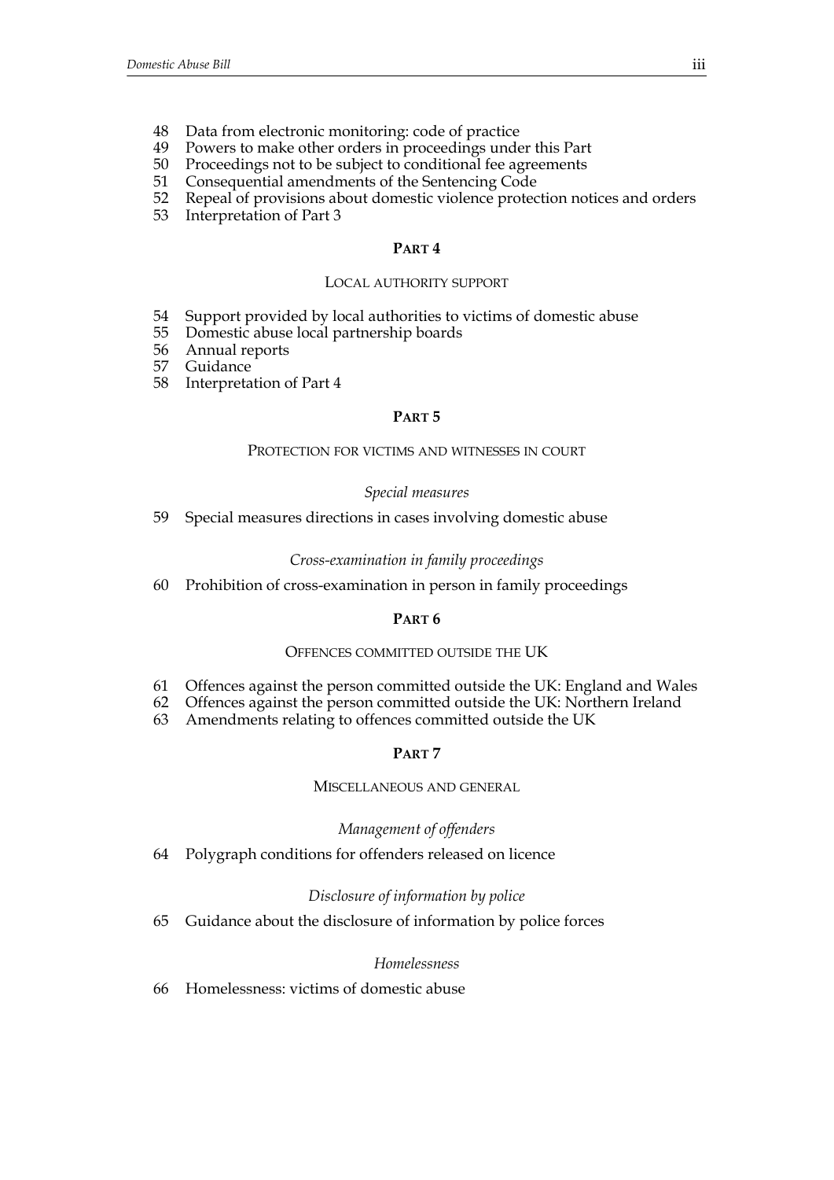48 Data from electronic monitoring: code of practice
49 Powers to make other orders in proceedings under this Part
50 Proceedings not to be subject to conditional fee agreements
51 Consequential amendments of the Sentencing Code
52 Repeal of provisions about domestic violence protection notices and orders
53 Interpretation of Part 3

## PART 4

### LOCAL AUTHORITY SUPPORT

54 Support provided by local authorities to victims of domestic abuse
55 Domestic abuse local partnership boards
56 Annual reports
57 Guidance
58 Interpretation of Part 4

## PART 5

### PROTECTION FOR VICTIMS AND WITNESSES IN COURT

*Special measures*

59 Special measures directions in cases involving domestic abuse

*Cross-examination in family proceedings*

60 Prohibition of cross-examination in person in family proceedings

## PART 6

### OFFENCES COMMITTED OUTSIDE THE UK

61 Offences against the person committed outside the UK: England and Wales
62 Offences against the person committed outside the UK: Northern Ireland
63 Amendments relating to offences committed outside the UK

## PART 7

### MISCELLANEOUS AND GENERAL

*Management of offenders*

64 Polygraph conditions for offenders released on licence

*Disclosure of information by police*

65 Guidance about the disclosure of information by police forces

*Homelessness*

66 Homelessness: victims of domestic abuse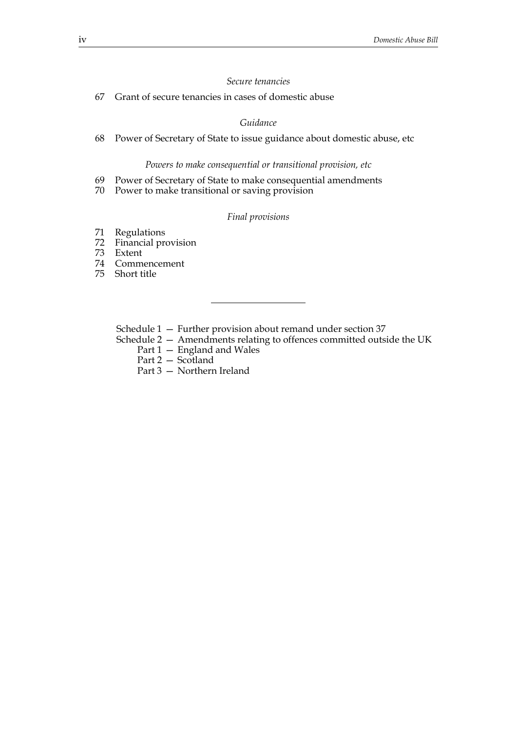*Secure tenancies*

67 Grant of secure tenancies in cases of domestic abuse

*Guidance*

68 Power of Secretary of State to issue guidance about domestic abuse, etc

*Powers to make consequential or transitional provision, etc*

69 Power of Secretary of State to make consequential amendments
70 Power to make transitional or saving provision

*Final provisions*

71 Regulations
72 Financial provision
73 Extent
74 Commencement
75 Short title

---

Schedule 1 — Further provision about remand under section 37
Schedule 2 — Amendments relating to offences committed outside the UK
  Part 1 — England and Wales
  Part 2 — Scotland
  Part 3 — Northern Ireland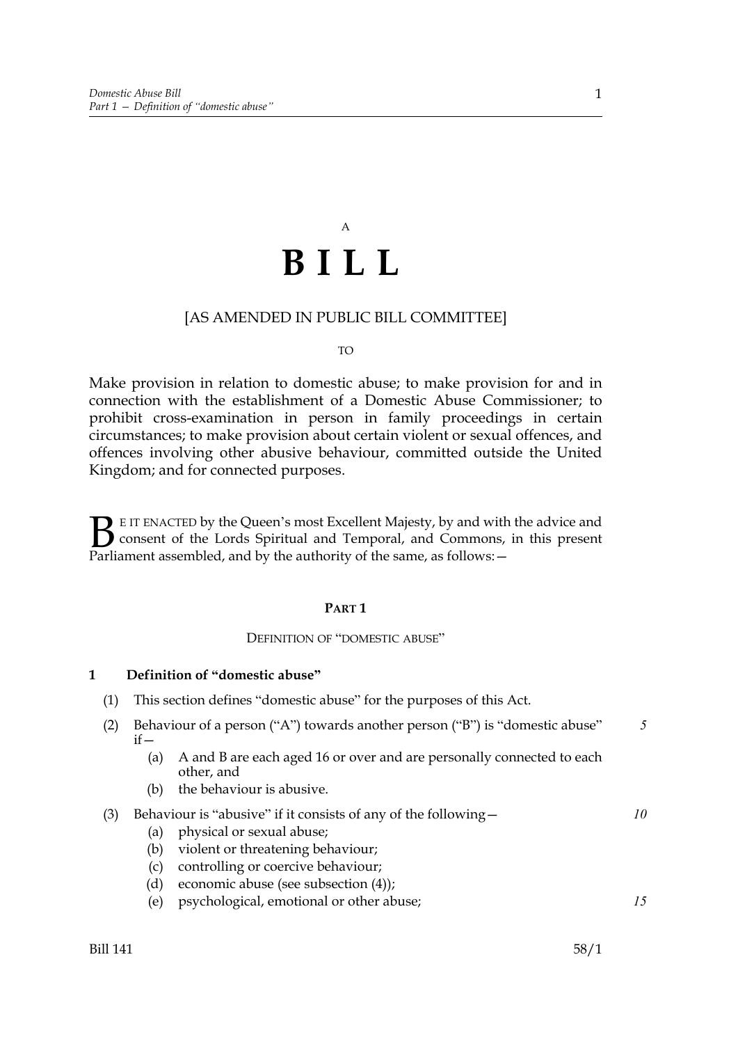A

# B I L L

[AS AMENDED IN PUBLIC BILL COMMITTEE]

TO

Make provision in relation to domestic abuse; to make provision for and in connection with the establishment of a Domestic Abuse Commissioner; to prohibit cross-examination in person in family proceedings in certain circumstances; to make provision about certain violent or sexual offences, and offences involving other abusive behaviour, committed outside the United Kingdom; and for connected purposes.

BE IT ENACTED by the Queen's most Excellent Majesty, by and with the advice and consent of the Lords Spiritual and Temporal, and Commons, in this present Parliament assembled, and by the authority of the same, as follows:—

## PART 1

### DEFINITION OF "DOMESTIC ABUSE"

**1 Definition of "domestic abuse"**

(1) This section defines "domestic abuse" for the purposes of this Act.

(2) Behaviour of a person ("A") towards another person ("B") is "domestic abuse" if—

- (a) A and B are each aged 16 or over and are personally connected to each other, and
- (b) the behaviour is abusive.

(3) Behaviour is "abusive" if it consists of any of the following—

- (a) physical or sexual abuse;
- (b) violent or threatening behaviour;
- (c) controlling or coercive behaviour;
- (d) economic abuse (see subsection (4));
- (e) psychological, emotional or other abuse;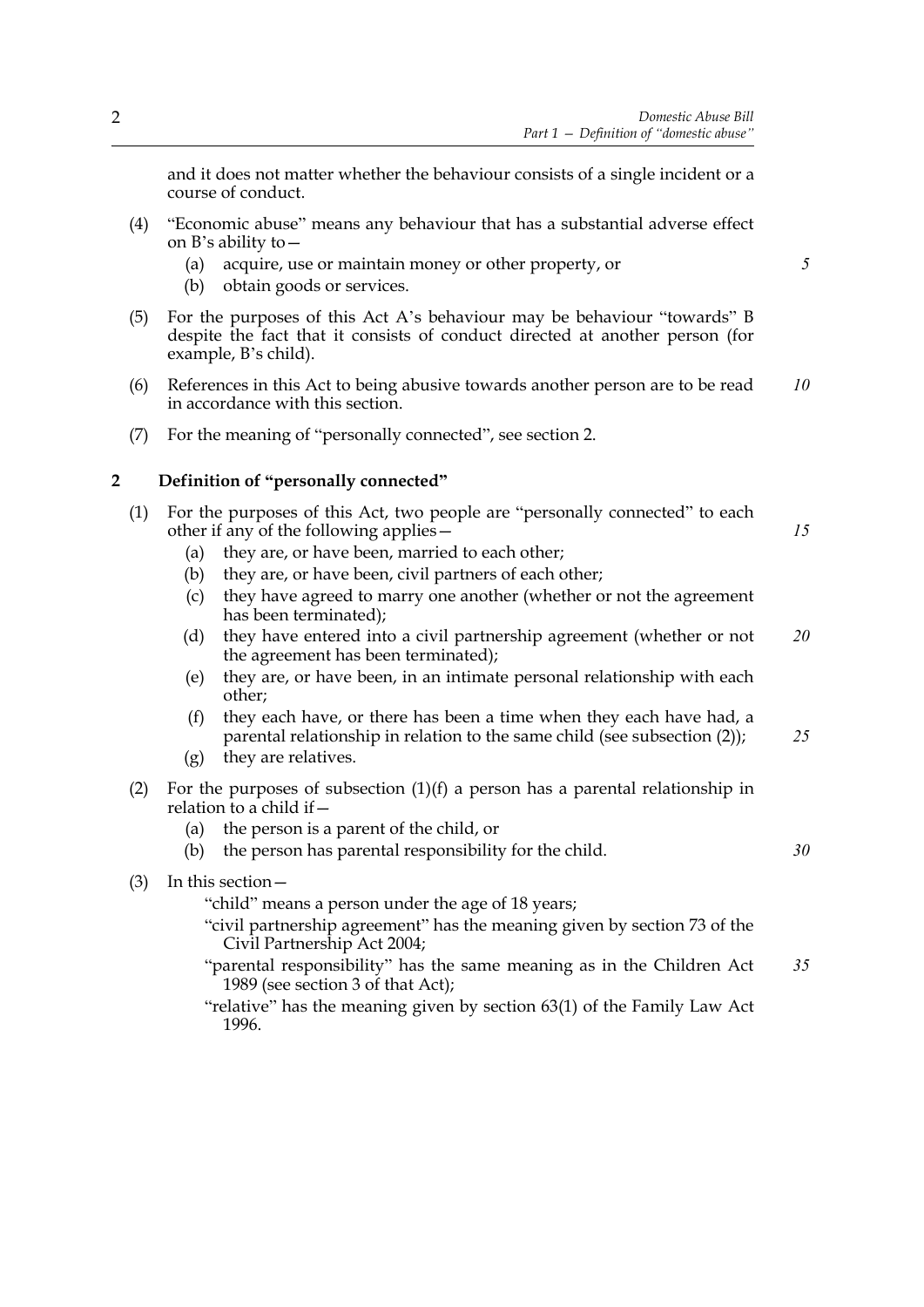and it does not matter whether the behaviour consists of a single incident or a course of conduct.

(4) "Economic abuse" means any behaviour that has a substantial adverse effect on B's ability to—

- (a) acquire, use or maintain money or other property, or
- (b) obtain goods or services.

(5) For the purposes of this Act A's behaviour may be behaviour "towards" B despite the fact that it consists of conduct directed at another person (for example, B's child).

(6) References in this Act to being abusive towards another person are to be read in accordance with this section.

(7) For the meaning of "personally connected", see section 2.

## 2 Definition of "personally connected"

(1) For the purposes of this Act, two people are "personally connected" to each other if any of the following applies—

- (a) they are, or have been, married to each other;
- (b) they are, or have been, civil partners of each other;
- (c) they have agreed to marry one another (whether or not the agreement has been terminated);
- (d) they have entered into a civil partnership agreement (whether or not the agreement has been terminated);
- (e) they are, or have been, in an intimate personal relationship with each other;
- (f) they each have, or there has been a time when they each have had, a parental relationship in relation to the same child (see subsection (2));
- (g) they are relatives.

(2) For the purposes of subsection (1)(f) a person has a parental relationship in relation to a child if—

- (a) the person is a parent of the child, or
- (b) the person has parental responsibility for the child.

(3) In this section—

"child" means a person under the age of 18 years;

"civil partnership agreement" has the meaning given by section 73 of the Civil Partnership Act 2004;

"parental responsibility" has the same meaning as in the Children Act 1989 (see section 3 of that Act);

"relative" has the meaning given by section 63(1) of the Family Law Act 1996.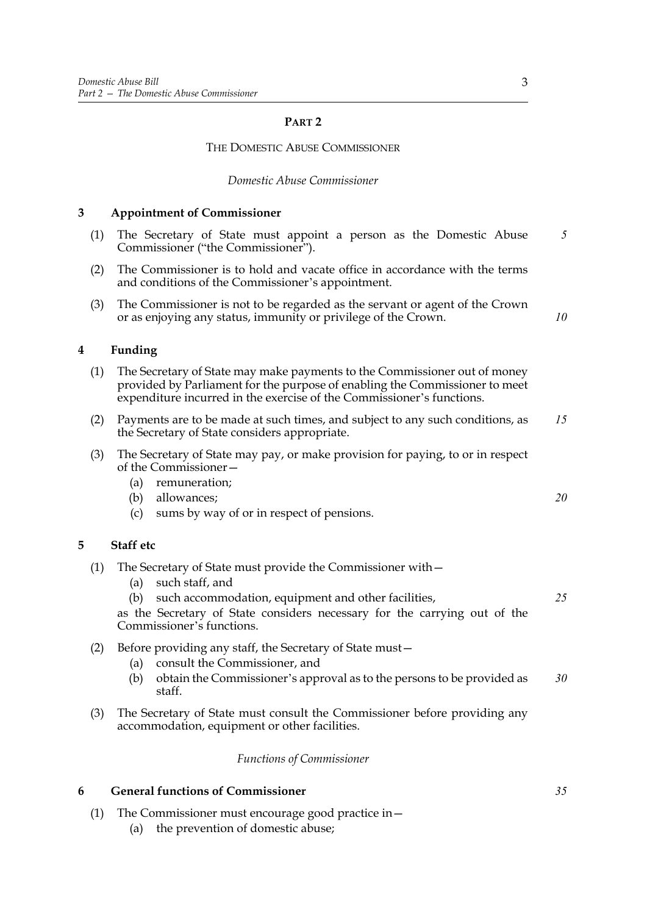## PART 2

### THE DOMESTIC ABUSE COMMISSIONER

*Domestic Abuse Commissioner*

**3 Appointment of Commissioner**

(1) The Secretary of State must appoint a person as the Domestic Abuse Commissioner ("the Commissioner").

(2) The Commissioner is to hold and vacate office in accordance with the terms and conditions of the Commissioner's appointment.

(3) The Commissioner is not to be regarded as the servant or agent of the Crown or as enjoying any status, immunity or privilege of the Crown.

**4 Funding**

(1) The Secretary of State may make payments to the Commissioner out of money provided by Parliament for the purpose of enabling the Commissioner to meet expenditure incurred in the exercise of the Commissioner's functions.

(2) Payments are to be made at such times, and subject to any such conditions, as the Secretary of State considers appropriate.

(3) The Secretary of State may pay, or make provision for paying, to or in respect of the Commissioner—

- (a) remuneration;
- (b) allowances;
- (c) sums by way of or in respect of pensions.

**5 Staff etc**

(1) The Secretary of State must provide the Commissioner with—

- (a) such staff, and
- (b) such accommodation, equipment and other facilities,

as the Secretary of State considers necessary for the carrying out of the Commissioner's functions.

(2) Before providing any staff, the Secretary of State must—

- (a) consult the Commissioner, and
- (b) obtain the Commissioner's approval as to the persons to be provided as staff.

(3) The Secretary of State must consult the Commissioner before providing any accommodation, equipment or other facilities.

*Functions of Commissioner*

**6 General functions of Commissioner**

(1) The Commissioner must encourage good practice in—

- (a) the prevention of domestic abuse;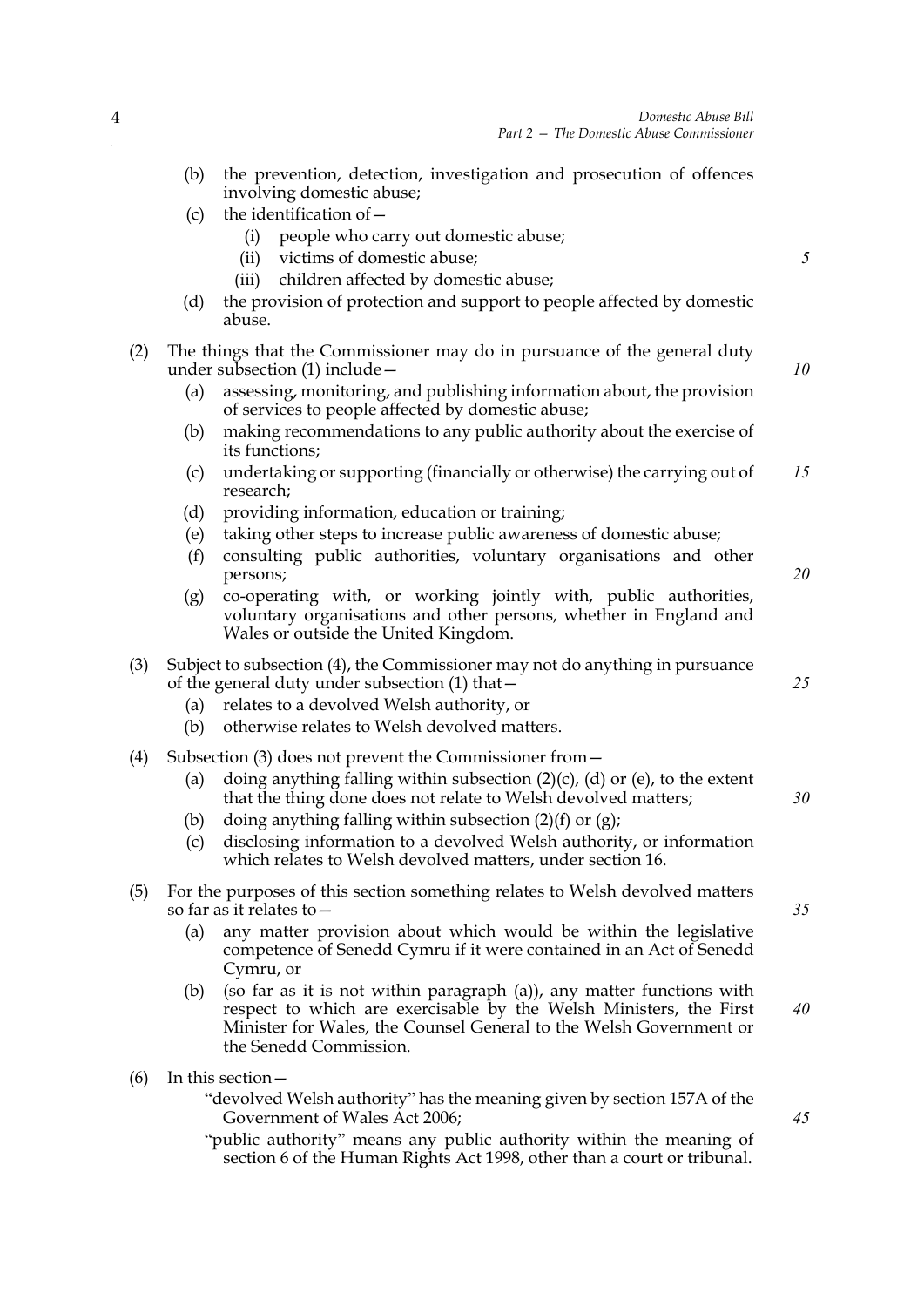(b) the prevention, detection, investigation and prosecution of offences involving domestic abuse;

(c) the identification of—

   (i) people who carry out domestic abuse;

   (ii) victims of domestic abuse;

   (iii) children affected by domestic abuse;

(d) the provision of protection and support to people affected by domestic abuse.

(2) The things that the Commissioner may do in pursuance of the general duty under subsection (1) include—

(a) assessing, monitoring, and publishing information about, the provision of services to people affected by domestic abuse;

(b) making recommendations to any public authority about the exercise of its functions;

(c) undertaking or supporting (financially or otherwise) the carrying out of research;

(d) providing information, education or training;

(e) taking other steps to increase public awareness of domestic abuse;

(f) consulting public authorities, voluntary organisations and other persons;

(g) co-operating with, or working jointly with, public authorities, voluntary organisations and other persons, whether in England and Wales or outside the United Kingdom.

(3) Subject to subsection (4), the Commissioner may not do anything in pursuance of the general duty under subsection (1) that—

(a) relates to a devolved Welsh authority, or

(b) otherwise relates to Welsh devolved matters.

(4) Subsection (3) does not prevent the Commissioner from—

(a) doing anything falling within subsection (2)(c), (d) or (e), to the extent that the thing done does not relate to Welsh devolved matters;

(b) doing anything falling within subsection (2)(f) or (g);

(c) disclosing information to a devolved Welsh authority, or information which relates to Welsh devolved matters, under section 16.

(5) For the purposes of this section something relates to Welsh devolved matters so far as it relates to—

(a) any matter provision about which would be within the legislative competence of Senedd Cymru if it were contained in an Act of Senedd Cymru, or

(b) (so far as it is not within paragraph (a)), any matter functions with respect to which are exercisable by the Welsh Ministers, the First Minister for Wales, the Counsel General to the Welsh Government or the Senedd Commission.

(6) In this section—

"devolved Welsh authority" has the meaning given by section 157A of the Government of Wales Act 2006;

"public authority" means any public authority within the meaning of section 6 of the Human Rights Act 1998, other than a court or tribunal.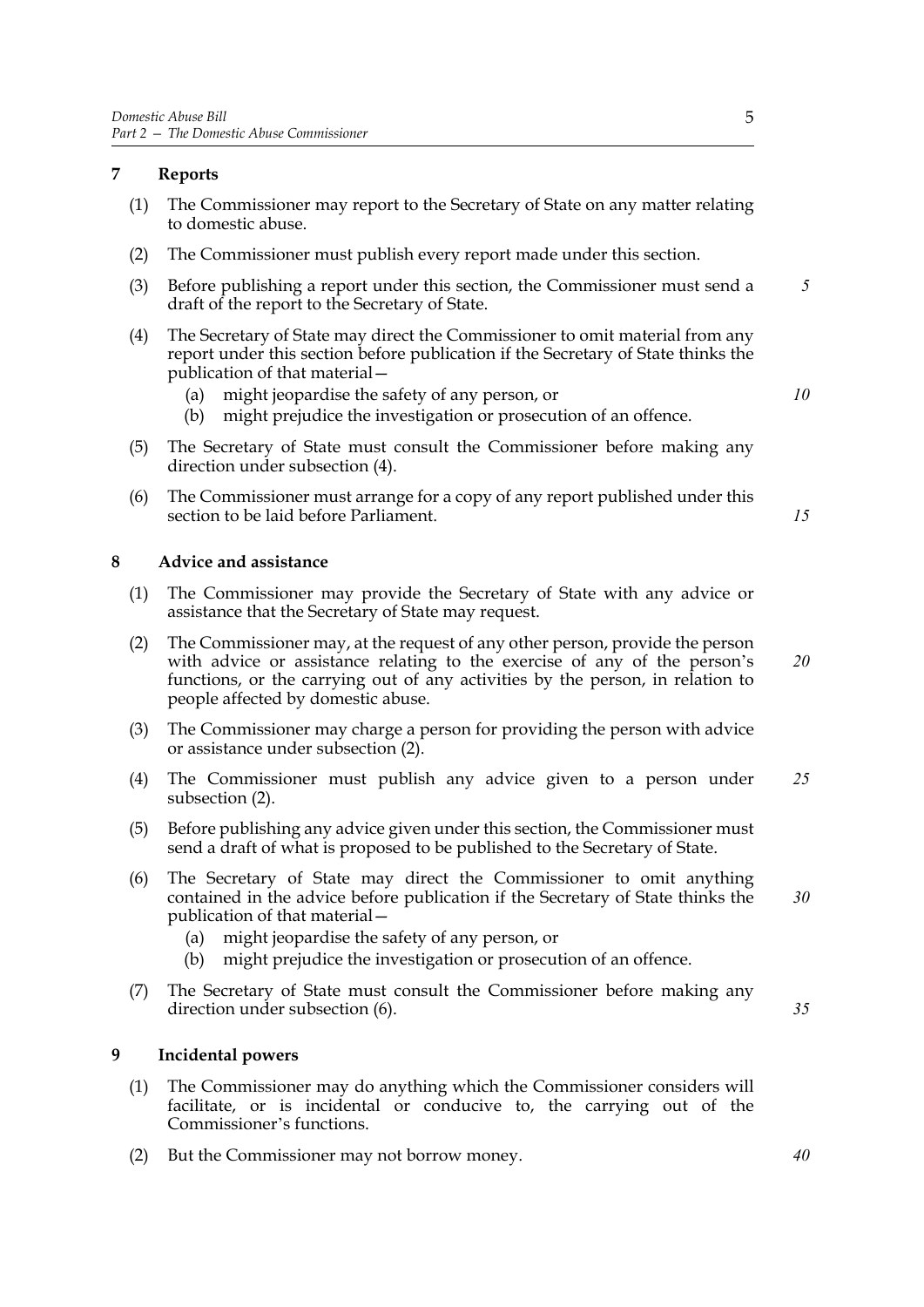## 7 Reports

(1) The Commissioner may report to the Secretary of State on any matter relating to domestic abuse.

(2) The Commissioner must publish every report made under this section.

(3) Before publishing a report under this section, the Commissioner must send a draft of the report to the Secretary of State.

(4) The Secretary of State may direct the Commissioner to omit material from any report under this section before publication if the Secretary of State thinks the publication of that material—

- (a) might jeopardise the safety of any person, or
- (b) might prejudice the investigation or prosecution of an offence.

(5) The Secretary of State must consult the Commissioner before making any direction under subsection (4).

(6) The Commissioner must arrange for a copy of any report published under this section to be laid before Parliament.

## 8 Advice and assistance

(1) The Commissioner may provide the Secretary of State with any advice or assistance that the Secretary of State may request.

(2) The Commissioner may, at the request of any other person, provide the person with advice or assistance relating to the exercise of any of the person's functions, or the carrying out of any activities by the person, in relation to people affected by domestic abuse.

(3) The Commissioner may charge a person for providing the person with advice or assistance under subsection (2).

(4) The Commissioner must publish any advice given to a person under subsection (2).

(5) Before publishing any advice given under this section, the Commissioner must send a draft of what is proposed to be published to the Secretary of State.

(6) The Secretary of State may direct the Commissioner to omit anything contained in the advice before publication if the Secretary of State thinks the publication of that material—

- (a) might jeopardise the safety of any person, or
- (b) might prejudice the investigation or prosecution of an offence.

(7) The Secretary of State must consult the Commissioner before making any direction under subsection (6).

## 9 Incidental powers

(1) The Commissioner may do anything which the Commissioner considers will facilitate, or is incidental or conducive to, the carrying out of the Commissioner's functions.

(2) But the Commissioner may not borrow money.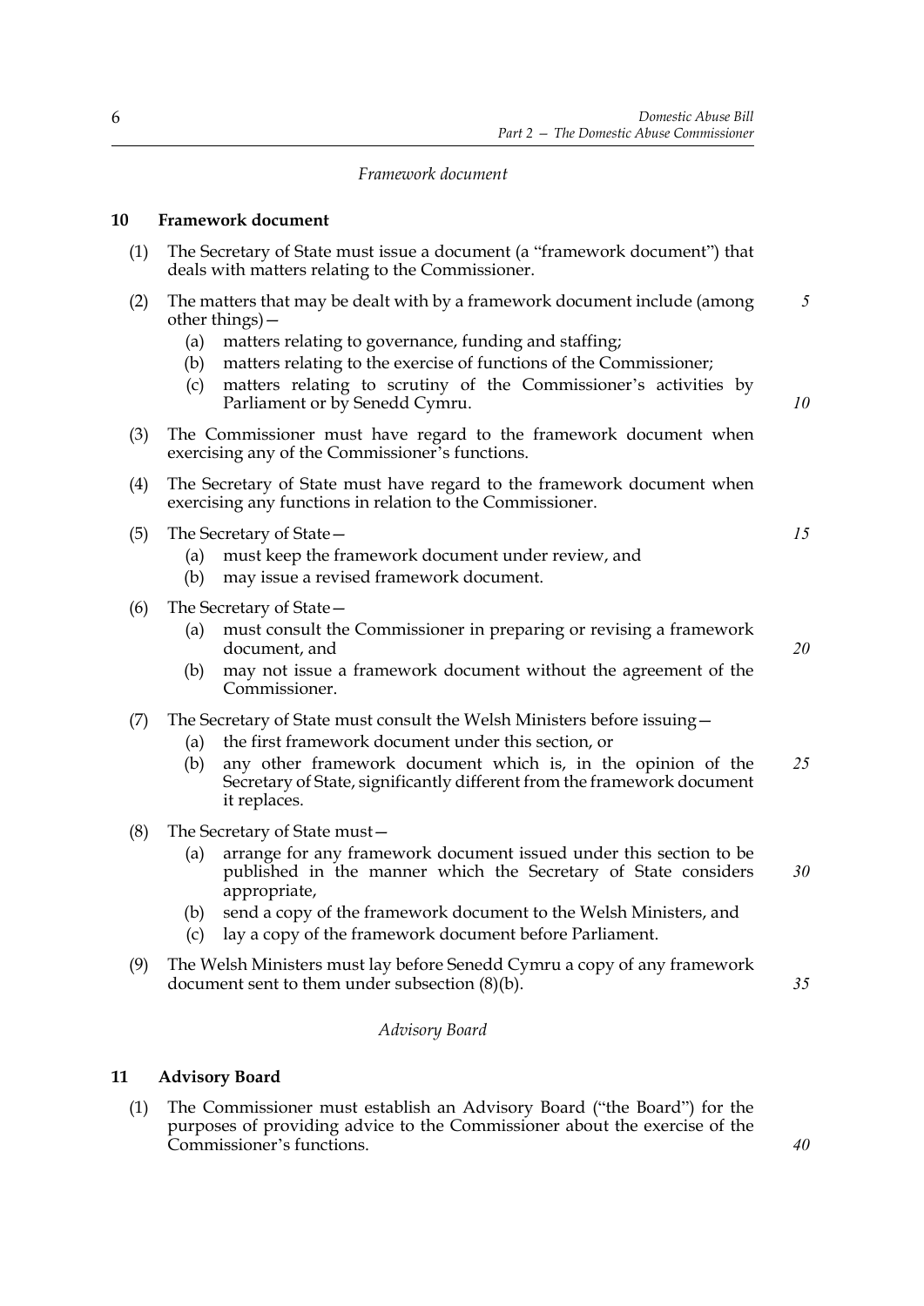*Framework document*

## 10 Framework document

(1) The Secretary of State must issue a document (a "framework document") that deals with matters relating to the Commissioner.

(2) The matters that may be dealt with by a framework document include (among other things)—

  (a) matters relating to governance, funding and staffing;

  (b) matters relating to the exercise of functions of the Commissioner;

  (c) matters relating to scrutiny of the Commissioner's activities by Parliament or by Senedd Cymru.

(3) The Commissioner must have regard to the framework document when exercising any of the Commissioner's functions.

(4) The Secretary of State must have regard to the framework document when exercising any functions in relation to the Commissioner.

(5) The Secretary of State—

  (a) must keep the framework document under review, and

  (b) may issue a revised framework document.

(6) The Secretary of State—

  (a) must consult the Commissioner in preparing or revising a framework document, and

  (b) may not issue a framework document without the agreement of the Commissioner.

(7) The Secretary of State must consult the Welsh Ministers before issuing—

  (a) the first framework document under this section, or

  (b) any other framework document which is, in the opinion of the Secretary of State, significantly different from the framework document it replaces.

(8) The Secretary of State must—

  (a) arrange for any framework document issued under this section to be published in the manner which the Secretary of State considers appropriate,

  (b) send a copy of the framework document to the Welsh Ministers, and

  (c) lay a copy of the framework document before Parliament.

(9) The Welsh Ministers must lay before Senedd Cymru a copy of any framework document sent to them under subsection (8)(b).

*Advisory Board*

## 11 Advisory Board

(1) The Commissioner must establish an Advisory Board ("the Board") for the purposes of providing advice to the Commissioner about the exercise of the Commissioner's functions.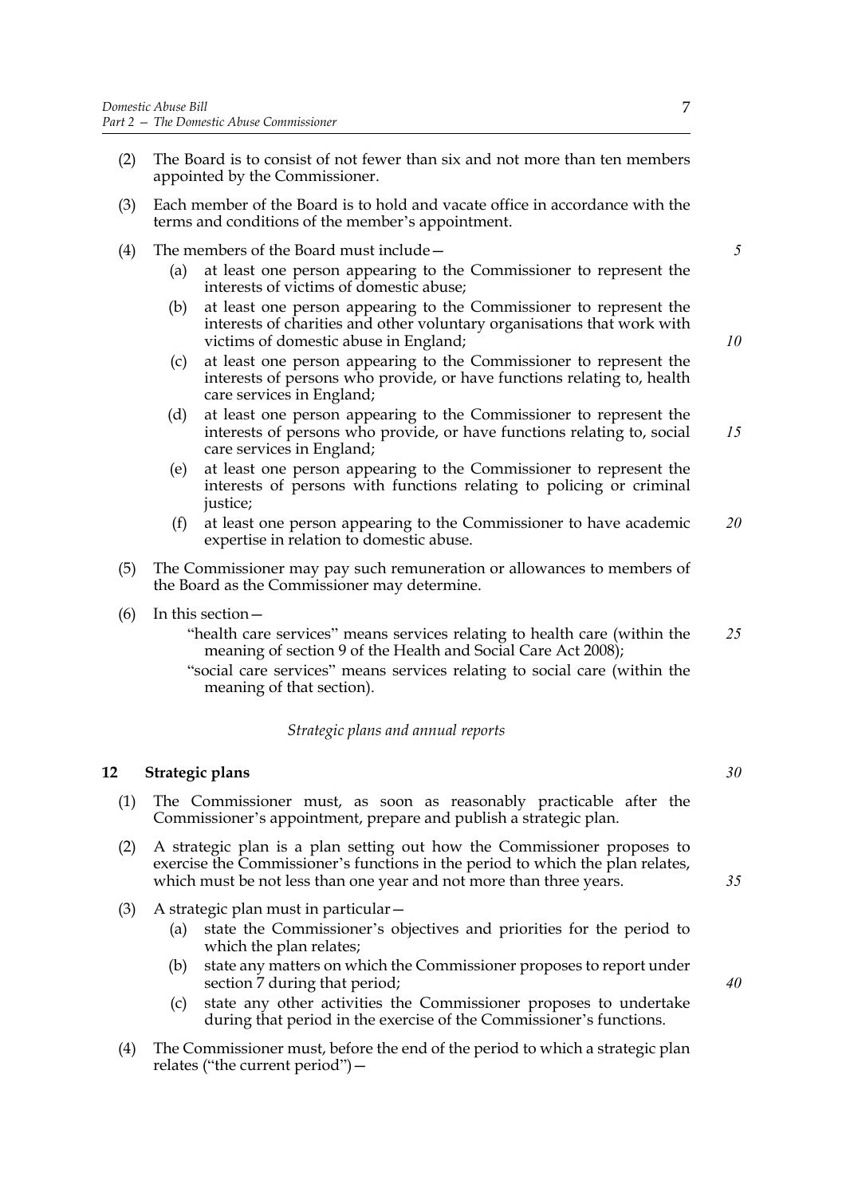(2) The Board is to consist of not fewer than six and not more than ten members appointed by the Commissioner.

(3) Each member of the Board is to hold and vacate office in accordance with the terms and conditions of the member's appointment.

(4) The members of the Board must include—

   (a) at least one person appearing to the Commissioner to represent the interests of victims of domestic abuse;

   (b) at least one person appearing to the Commissioner to represent the interests of charities and other voluntary organisations that work with victims of domestic abuse in England;

   (c) at least one person appearing to the Commissioner to represent the interests of persons who provide, or have functions relating to, health care services in England;

   (d) at least one person appearing to the Commissioner to represent the interests of persons who provide, or have functions relating to, social care services in England;

   (e) at least one person appearing to the Commissioner to represent the interests of persons with functions relating to policing or criminal justice;

   (f) at least one person appearing to the Commissioner to have academic expertise in relation to domestic abuse.

(5) The Commissioner may pay such remuneration or allowances to members of the Board as the Commissioner may determine.

(6) In this section—

   "health care services" means services relating to health care (within the meaning of section 9 of the Health and Social Care Act 2008);

   "social care services" means services relating to social care (within the meaning of that section).

*Strategic plans and annual reports*

### 12 Strategic plans

(1) The Commissioner must, as soon as reasonably practicable after the Commissioner's appointment, prepare and publish a strategic plan.

(2) A strategic plan is a plan setting out how the Commissioner proposes to exercise the Commissioner's functions in the period to which the plan relates, which must be not less than one year and not more than three years.

(3) A strategic plan must in particular—

   (a) state the Commissioner's objectives and priorities for the period to which the plan relates;

   (b) state any matters on which the Commissioner proposes to report under section 7 during that period;

   (c) state any other activities the Commissioner proposes to undertake during that period in the exercise of the Commissioner's functions.

(4) The Commissioner must, before the end of the period to which a strategic plan relates ("the current period")—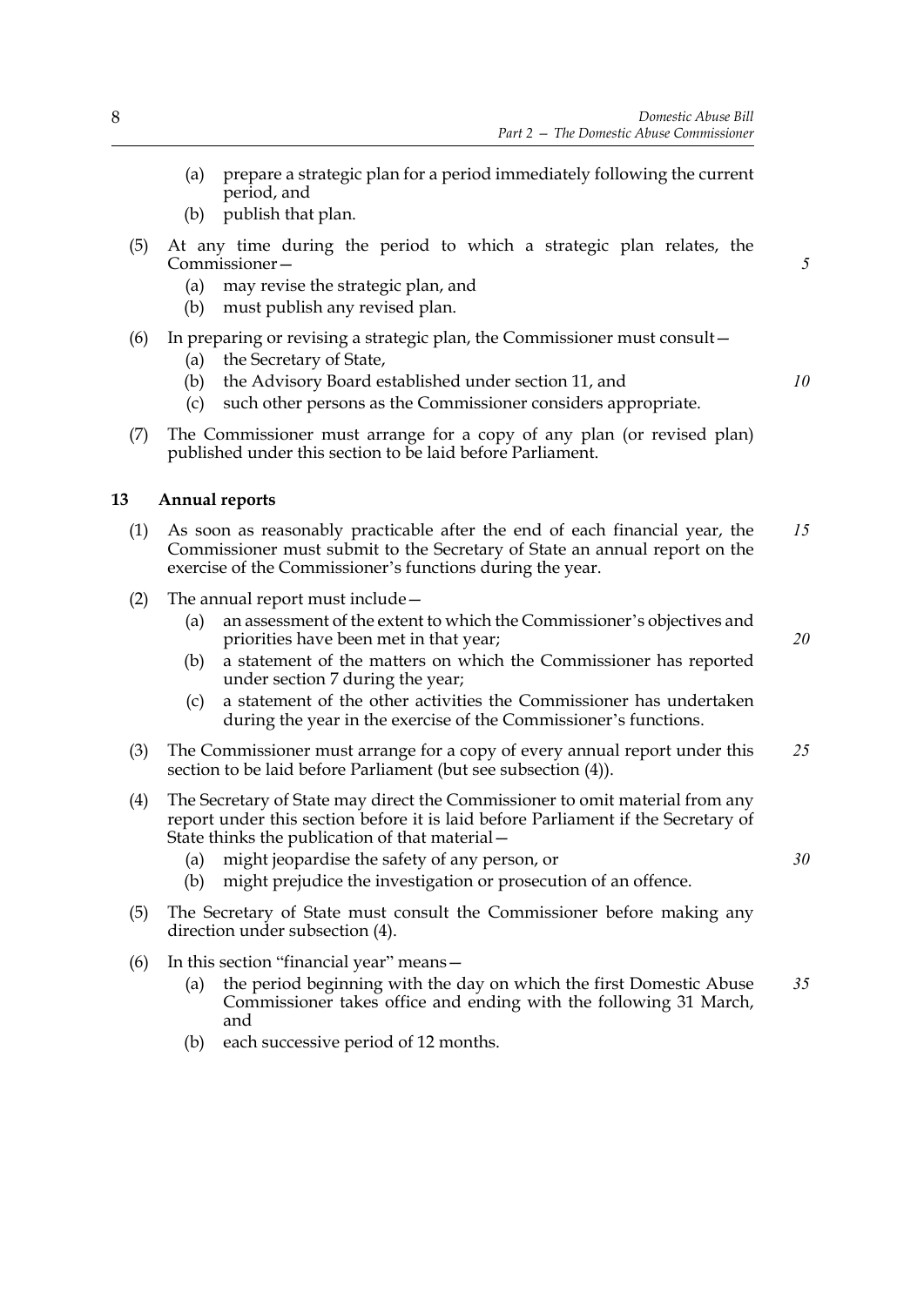(a) prepare a strategic plan for a period immediately following the current period, and

(b) publish that plan.

(5) At any time during the period to which a strategic plan relates, the Commissioner—

(a) may revise the strategic plan, and

(b) must publish any revised plan.

(6) In preparing or revising a strategic plan, the Commissioner must consult—

(a) the Secretary of State,

(b) the Advisory Board established under section 11, and

(c) such other persons as the Commissioner considers appropriate.

(7) The Commissioner must arrange for a copy of any plan (or revised plan) published under this section to be laid before Parliament.

### 13 Annual reports

(1) As soon as reasonably practicable after the end of each financial year, the Commissioner must submit to the Secretary of State an annual report on the exercise of the Commissioner's functions during the year.

(2) The annual report must include—

(a) an assessment of the extent to which the Commissioner's objectives and priorities have been met in that year;

(b) a statement of the matters on which the Commissioner has reported under section 7 during the year;

(c) a statement of the other activities the Commissioner has undertaken during the year in the exercise of the Commissioner's functions.

(3) The Commissioner must arrange for a copy of every annual report under this section to be laid before Parliament (but see subsection (4)).

(4) The Secretary of State may direct the Commissioner to omit material from any report under this section before it is laid before Parliament if the Secretary of State thinks the publication of that material—

(a) might jeopardise the safety of any person, or

(b) might prejudice the investigation or prosecution of an offence.

(5) The Secretary of State must consult the Commissioner before making any direction under subsection (4).

(6) In this section "financial year" means—

(a) the period beginning with the day on which the first Domestic Abuse Commissioner takes office and ending with the following 31 March, and

(b) each successive period of 12 months.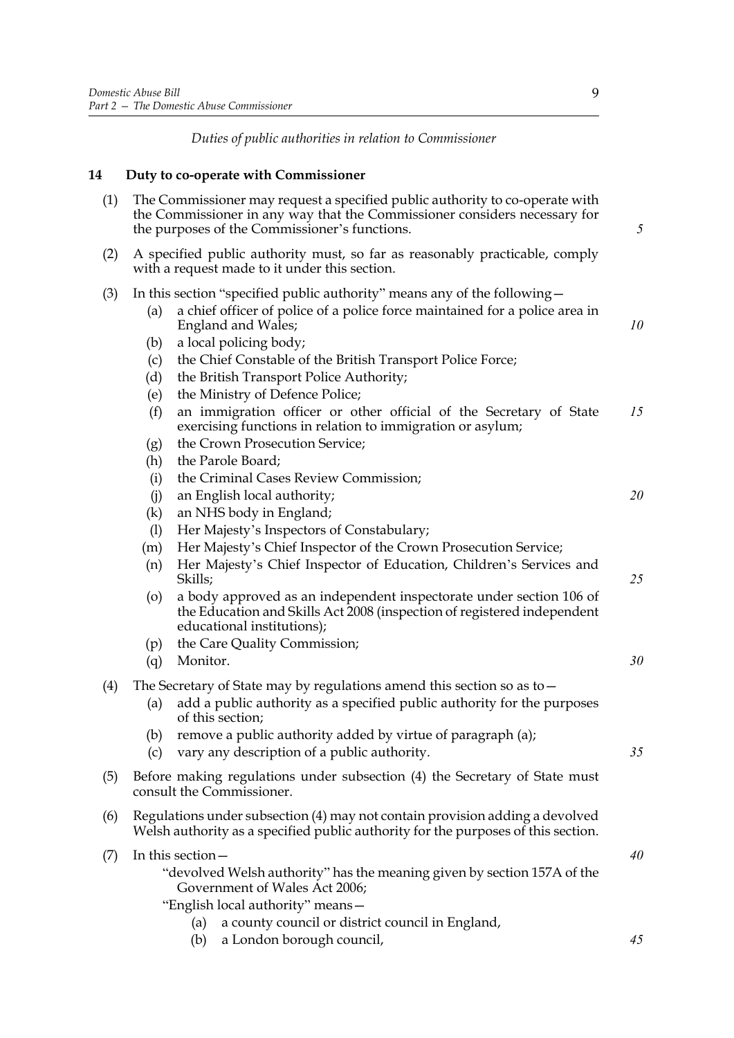*Duties of public authorities in relation to Commissioner*

### 14 Duty to co-operate with Commissioner

(1) The Commissioner may request a specified public authority to co-operate with the Commissioner in any way that the Commissioner considers necessary for the purposes of the Commissioner's functions.

(2) A specified public authority must, so far as reasonably practicable, comply with a request made to it under this section.

(3) In this section "specified public authority" means any of the following—

- (a) a chief officer of police of a police force maintained for a police area in England and Wales;
- (b) a local policing body;
- (c) the Chief Constable of the British Transport Police Force;
- (d) the British Transport Police Authority;
- (e) the Ministry of Defence Police;
- (f) an immigration officer or other official of the Secretary of State exercising functions in relation to immigration or asylum;
- (g) the Crown Prosecution Service;
- (h) the Parole Board;
- (i) the Criminal Cases Review Commission;
- (j) an English local authority;
- (k) an NHS body in England;
- (l) Her Majesty's Inspectors of Constabulary;
- (m) Her Majesty's Chief Inspector of the Crown Prosecution Service;
- (n) Her Majesty's Chief Inspector of Education, Children's Services and Skills;
- (o) a body approved as an independent inspectorate under section 106 of the Education and Skills Act 2008 (inspection of registered independent educational institutions);
- (p) the Care Quality Commission;
- (q) Monitor.

(4) The Secretary of State may by regulations amend this section so as to—

- (a) add a public authority as a specified public authority for the purposes of this section;
- (b) remove a public authority added by virtue of paragraph (a);
- (c) vary any description of a public authority.

(5) Before making regulations under subsection (4) the Secretary of State must consult the Commissioner.

(6) Regulations under subsection (4) may not contain provision adding a devolved Welsh authority as a specified public authority for the purposes of this section.

(7) In this section—

"devolved Welsh authority" has the meaning given by section 157A of the Government of Wales Act 2006;

"English local authority" means—

- (a) a county council or district council in England,
- (b) a London borough council,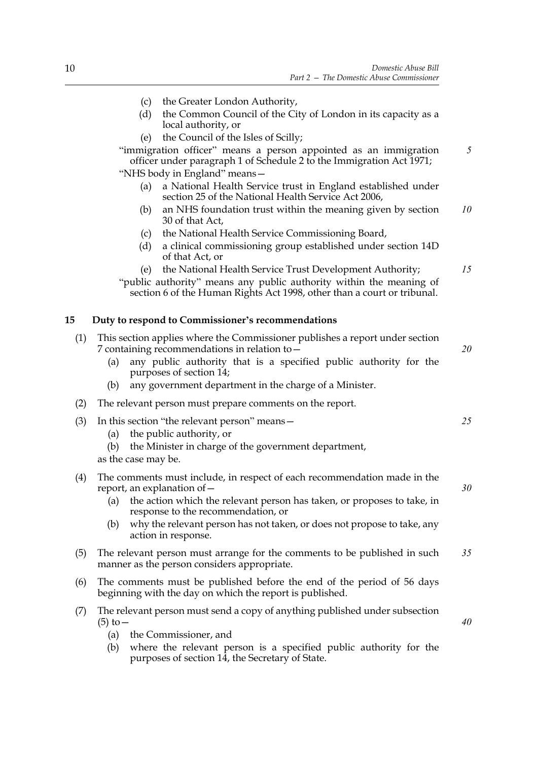(c) the Greater London Authority,

(d) the Common Council of the City of London in its capacity as a local authority, or

(e) the Council of the Isles of Scilly;

"immigration officer" means a person appointed as an immigration officer under paragraph 1 of Schedule 2 to the Immigration Act 1971;

"NHS body in England" means—

(a) a National Health Service trust in England established under section 25 of the National Health Service Act 2006,

(b) an NHS foundation trust within the meaning given by section 30 of that Act,

(c) the National Health Service Commissioning Board,

(d) a clinical commissioning group established under section 14D of that Act, or

(e) the National Health Service Trust Development Authority;

"public authority" means any public authority within the meaning of section 6 of the Human Rights Act 1998, other than a court or tribunal.

## 15 Duty to respond to Commissioner's recommendations

(1) This section applies where the Commissioner publishes a report under section 7 containing recommendations in relation to—

(a) any public authority that is a specified public authority for the purposes of section 14;

(b) any government department in the charge of a Minister.

(2) The relevant person must prepare comments on the report.

(3) In this section "the relevant person" means—

(a) the public authority, or

(b) the Minister in charge of the government department,

as the case may be.

(4) The comments must include, in respect of each recommendation made in the report, an explanation of—

(a) the action which the relevant person has taken, or proposes to take, in response to the recommendation, or

(b) why the relevant person has not taken, or does not propose to take, any action in response.

(5) The relevant person must arrange for the comments to be published in such manner as the person considers appropriate.

(6) The comments must be published before the end of the period of 56 days beginning with the day on which the report is published.

(7) The relevant person must send a copy of anything published under subsection (5) to—

(a) the Commissioner, and

(b) where the relevant person is a specified public authority for the purposes of section 14, the Secretary of State.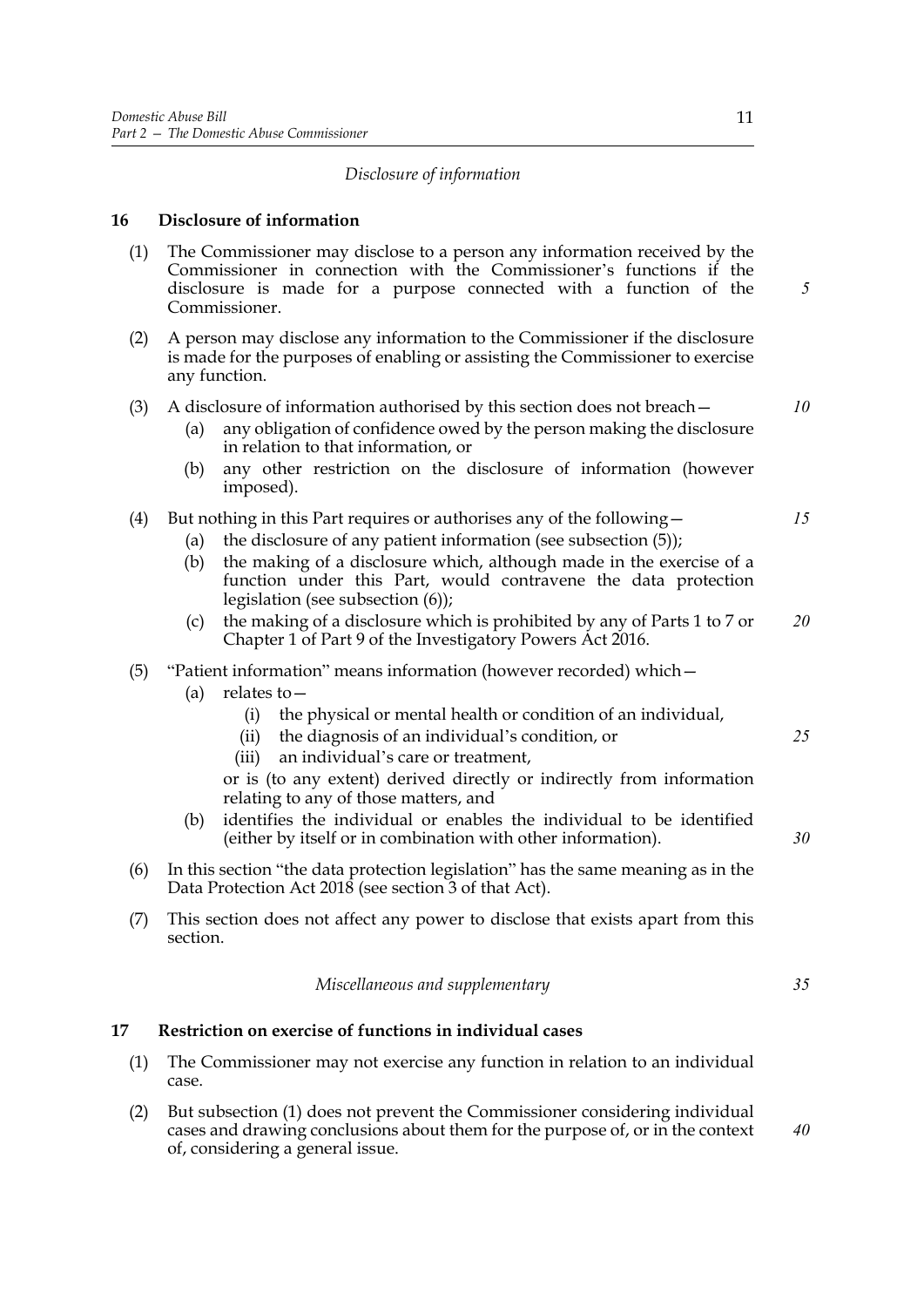*Disclosure of information*

### 16 Disclosure of information

(1) The Commissioner may disclose to a person any information received by the Commissioner in connection with the Commissioner's functions if the disclosure is made for a purpose connected with a function of the Commissioner.

(2) A person may disclose any information to the Commissioner if the disclosure is made for the purposes of enabling or assisting the Commissioner to exercise any function.

(3) A disclosure of information authorised by this section does not breach—

- (a) any obligation of confidence owed by the person making the disclosure in relation to that information, or
- (b) any other restriction on the disclosure of information (however imposed).

(4) But nothing in this Part requires or authorises any of the following—

- (a) the disclosure of any patient information (see subsection (5));
- (b) the making of a disclosure which, although made in the exercise of a function under this Part, would contravene the data protection legislation (see subsection (6));
- (c) the making of a disclosure which is prohibited by any of Parts 1 to 7 or Chapter 1 of Part 9 of the Investigatory Powers Act 2016.

(5) "Patient information" means information (however recorded) which—

- (a) relates to—
  - (i) the physical or mental health or condition of an individual,
  - (ii) the diagnosis of an individual's condition, or
  - (iii) an individual's care or treatment,

  or is (to any extent) derived directly or indirectly from information relating to any of those matters, and
- (b) identifies the individual or enables the individual to be identified (either by itself or in combination with other information).

(6) In this section "the data protection legislation" has the same meaning as in the Data Protection Act 2018 (see section 3 of that Act).

(7) This section does not affect any power to disclose that exists apart from this section.

*Miscellaneous and supplementary*

### 17 Restriction on exercise of functions in individual cases

(1) The Commissioner may not exercise any function in relation to an individual case.

(2) But subsection (1) does not prevent the Commissioner considering individual cases and drawing conclusions about them for the purpose of, or in the context of, considering a general issue.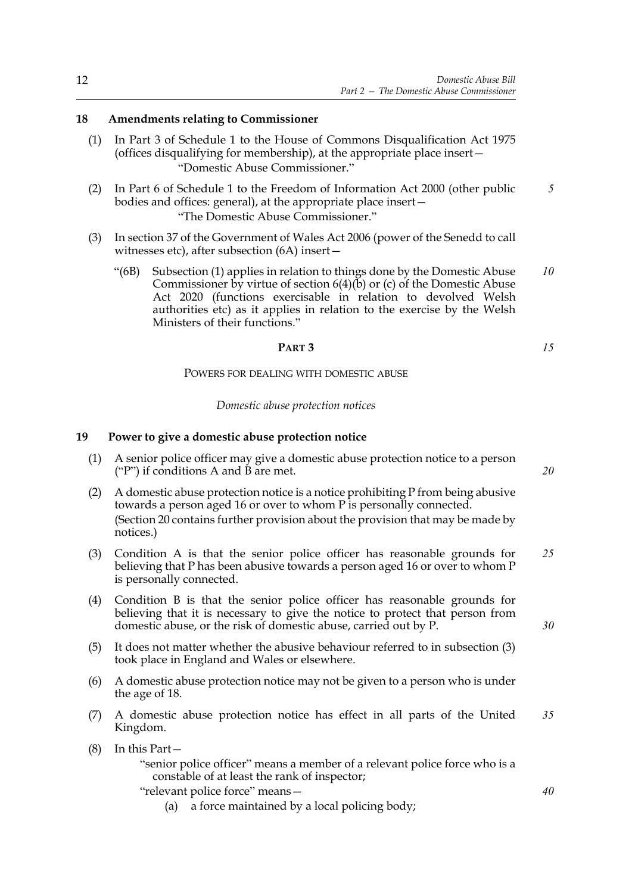### 18 Amendments relating to Commissioner

(1) In Part 3 of Schedule 1 to the House of Commons Disqualification Act 1975 (offices disqualifying for membership), at the appropriate place insert—

"Domestic Abuse Commissioner."

(2) In Part 6 of Schedule 1 to the Freedom of Information Act 2000 (other public bodies and offices: general), at the appropriate place insert—

"The Domestic Abuse Commissioner."

(3) In section 37 of the Government of Wales Act 2006 (power of the Senedd to call witnesses etc), after subsection (6A) insert—

"(6B) Subsection (1) applies in relation to things done by the Domestic Abuse Commissioner by virtue of section 6(4)(b) or (c) of the Domestic Abuse Act 2020 (functions exercisable in relation to devolved Welsh authorities etc) as it applies in relation to the exercise by the Welsh Ministers of their functions."

## PART 3

## POWERS FOR DEALING WITH DOMESTIC ABUSE

*Domestic abuse protection notices*

### 19 Power to give a domestic abuse protection notice

(1) A senior police officer may give a domestic abuse protection notice to a person ("P") if conditions A and B are met.

(2) A domestic abuse protection notice is a notice prohibiting P from being abusive towards a person aged 16 or over to whom P is personally connected.

(Section 20 contains further provision about the provision that may be made by notices.)

(3) Condition A is that the senior police officer has reasonable grounds for believing that P has been abusive towards a person aged 16 or over to whom P is personally connected.

(4) Condition B is that the senior police officer has reasonable grounds for believing that it is necessary to give the notice to protect that person from domestic abuse, or the risk of domestic abuse, carried out by P.

(5) It does not matter whether the abusive behaviour referred to in subsection (3) took place in England and Wales or elsewhere.

(6) A domestic abuse protection notice may not be given to a person who is under the age of 18.

(7) A domestic abuse protection notice has effect in all parts of the United Kingdom.

(8) In this Part—

"senior police officer" means a member of a relevant police force who is a constable of at least the rank of inspector;

"relevant police force" means—

(a) a force maintained by a local policing body;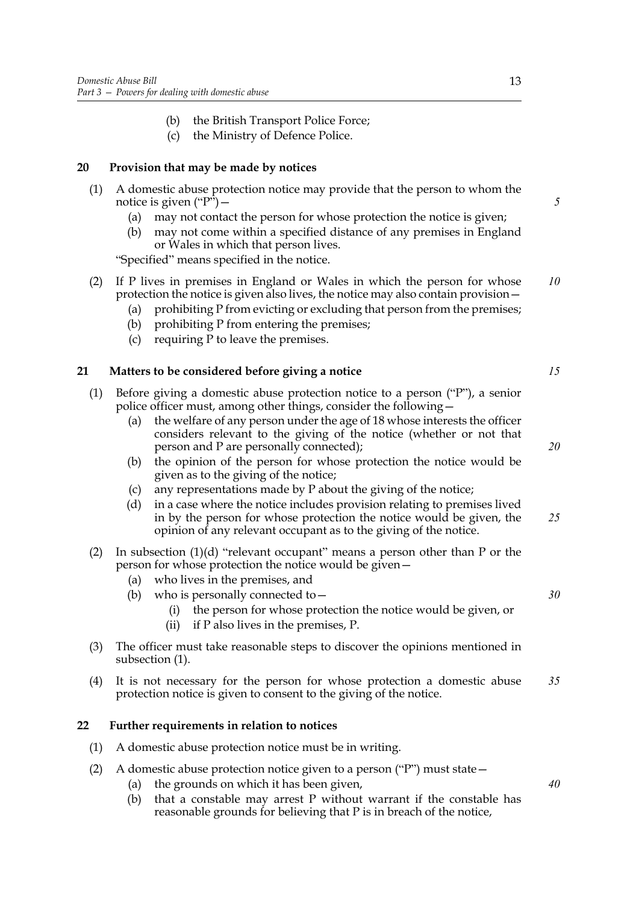(b) the British Transport Police Force;

(c) the Ministry of Defence Police.

## 20 Provision that may be made by notices

(1) A domestic abuse protection notice may provide that the person to whom the notice is given ("P")—

(a) may not contact the person for whose protection the notice is given;

(b) may not come within a specified distance of any premises in England or Wales in which that person lives.

"Specified" means specified in the notice.

(2) If P lives in premises in England or Wales in which the person for whose protection the notice is given also lives, the notice may also contain provision—

(a) prohibiting P from evicting or excluding that person from the premises;

(b) prohibiting P from entering the premises;

(c) requiring P to leave the premises.

## 21 Matters to be considered before giving a notice

(1) Before giving a domestic abuse protection notice to a person ("P"), a senior police officer must, among other things, consider the following—

(a) the welfare of any person under the age of 18 whose interests the officer considers relevant to the giving of the notice (whether or not that person and P are personally connected);

(b) the opinion of the person for whose protection the notice would be given as to the giving of the notice;

(c) any representations made by P about the giving of the notice;

(d) in a case where the notice includes provision relating to premises lived in by the person for whose protection the notice would be given, the opinion of any relevant occupant as to the giving of the notice.

(2) In subsection (1)(d) "relevant occupant" means a person other than P or the person for whose protection the notice would be given—

(a) who lives in the premises, and

(b) who is personally connected to—

(i) the person for whose protection the notice would be given, or

(ii) if P also lives in the premises, P.

(3) The officer must take reasonable steps to discover the opinions mentioned in subsection (1).

(4) It is not necessary for the person for whose protection a domestic abuse protection notice is given to consent to the giving of the notice.

## 22 Further requirements in relation to notices

(1) A domestic abuse protection notice must be in writing.

(2) A domestic abuse protection notice given to a person ("P") must state—

(a) the grounds on which it has been given,

(b) that a constable may arrest P without warrant if the constable has reasonable grounds for believing that P is in breach of the notice,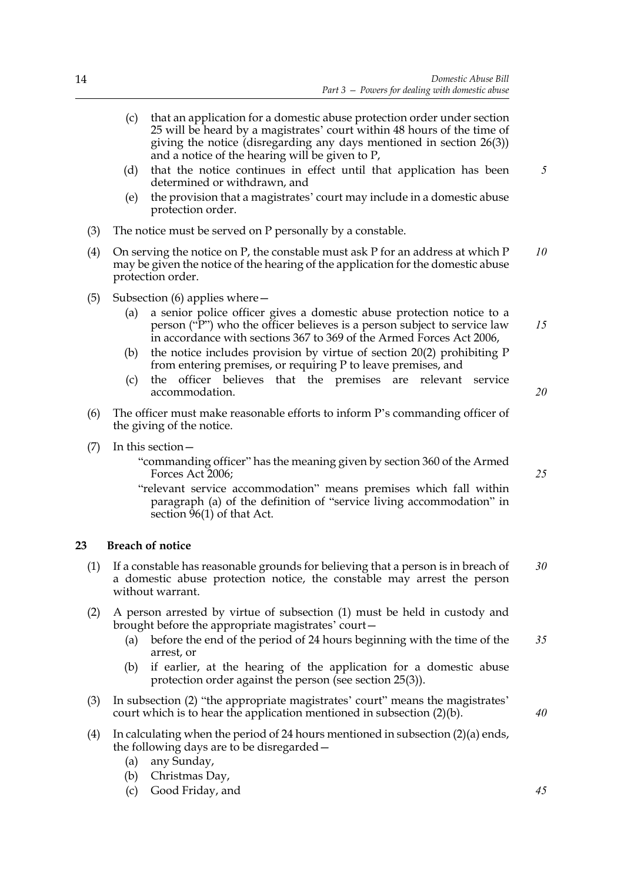(c) that an application for a domestic abuse protection order under section 25 will be heard by a magistrates' court within 48 hours of the time of giving the notice (disregarding any days mentioned in section 26(3)) and a notice of the hearing will be given to P,

(d) that the notice continues in effect until that application has been determined or withdrawn, and

(e) the provision that a magistrates' court may include in a domestic abuse protection order.

(3) The notice must be served on P personally by a constable.

(4) On serving the notice on P, the constable must ask P for an address at which P may be given the notice of the hearing of the application for the domestic abuse protection order.

(5) Subsection (6) applies where—

(a) a senior police officer gives a domestic abuse protection notice to a person ("P") who the officer believes is a person subject to service law in accordance with sections 367 to 369 of the Armed Forces Act 2006,

(b) the notice includes provision by virtue of section 20(2) prohibiting P from entering premises, or requiring P to leave premises, and

(c) the officer believes that the premises are relevant service accommodation.

(6) The officer must make reasonable efforts to inform P's commanding officer of the giving of the notice.

(7) In this section—

"commanding officer" has the meaning given by section 360 of the Armed Forces Act 2006;

"relevant service accommodation" means premises which fall within paragraph (a) of the definition of "service living accommodation" in section 96(1) of that Act.

## 23 Breach of notice

(1) If a constable has reasonable grounds for believing that a person is in breach of a domestic abuse protection notice, the constable may arrest the person without warrant.

(2) A person arrested by virtue of subsection (1) must be held in custody and brought before the appropriate magistrates' court—

(a) before the end of the period of 24 hours beginning with the time of the arrest, or

(b) if earlier, at the hearing of the application for a domestic abuse protection order against the person (see section 25(3)).

(3) In subsection (2) "the appropriate magistrates' court" means the magistrates' court which is to hear the application mentioned in subsection (2)(b).

(4) In calculating when the period of 24 hours mentioned in subsection (2)(a) ends, the following days are to be disregarded—

(a) any Sunday,

(b) Christmas Day,

(c) Good Friday, and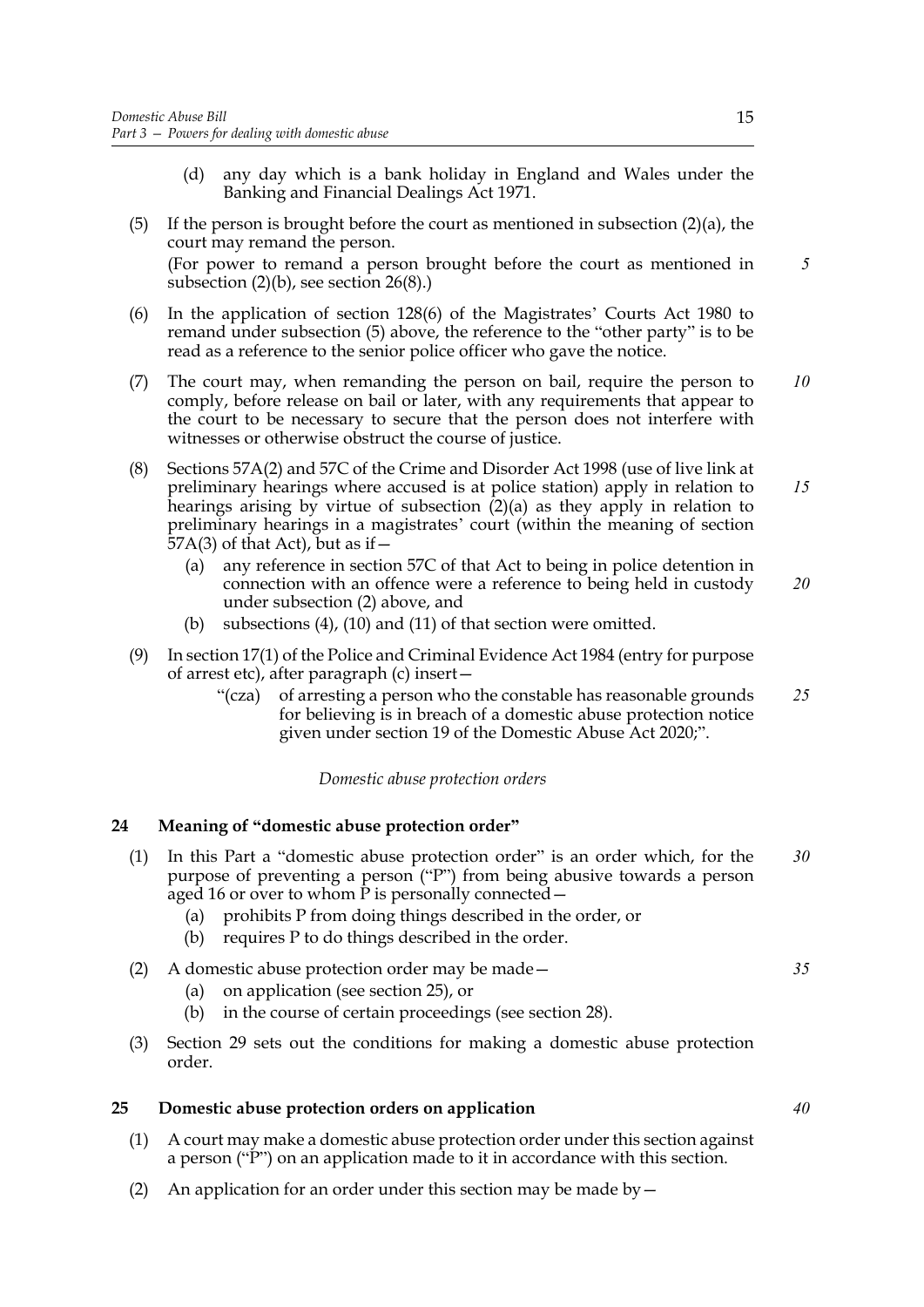(d) any day which is a bank holiday in England and Wales under the Banking and Financial Dealings Act 1971.

(5) If the person is brought before the court as mentioned in subsection (2)(a), the court may remand the person.

(For power to remand a person brought before the court as mentioned in subsection (2)(b), see section 26(8).)

(6) In the application of section 128(6) of the Magistrates' Courts Act 1980 to remand under subsection (5) above, the reference to the "other party" is to be read as a reference to the senior police officer who gave the notice.

(7) The court may, when remanding the person on bail, require the person to comply, before release on bail or later, with any requirements that appear to the court to be necessary to secure that the person does not interfere with witnesses or otherwise obstruct the course of justice.

(8) Sections 57A(2) and 57C of the Crime and Disorder Act 1998 (use of live link at preliminary hearings where accused is at police station) apply in relation to hearings arising by virtue of subsection (2)(a) as they apply in relation to preliminary hearings in a magistrates' court (within the meaning of section 57A(3) of that Act), but as if—

(a) any reference in section 57C of that Act to being in police detention in connection with an offence were a reference to being held in custody under subsection (2) above, and

(b) subsections (4), (10) and (11) of that section were omitted.

(9) In section 17(1) of the Police and Criminal Evidence Act 1984 (entry for purpose of arrest etc), after paragraph (c) insert—

"(cza) of arresting a person who the constable has reasonable grounds for believing is in breach of a domestic abuse protection notice given under section 19 of the Domestic Abuse Act 2020;".

*Domestic abuse protection orders*

## 24 Meaning of "domestic abuse protection order"

(1) In this Part a "domestic abuse protection order" is an order which, for the purpose of preventing a person ("P") from being abusive towards a person aged 16 or over to whom P is personally connected—

(a) prohibits P from doing things described in the order, or

(b) requires P to do things described in the order.

(2) A domestic abuse protection order may be made—

(a) on application (see section 25), or

(b) in the course of certain proceedings (see section 28).

(3) Section 29 sets out the conditions for making a domestic abuse protection order.

## 25 Domestic abuse protection orders on application

(1) A court may make a domestic abuse protection order under this section against a person ("P") on an application made to it in accordance with this section.

(2) An application for an order under this section may be made by—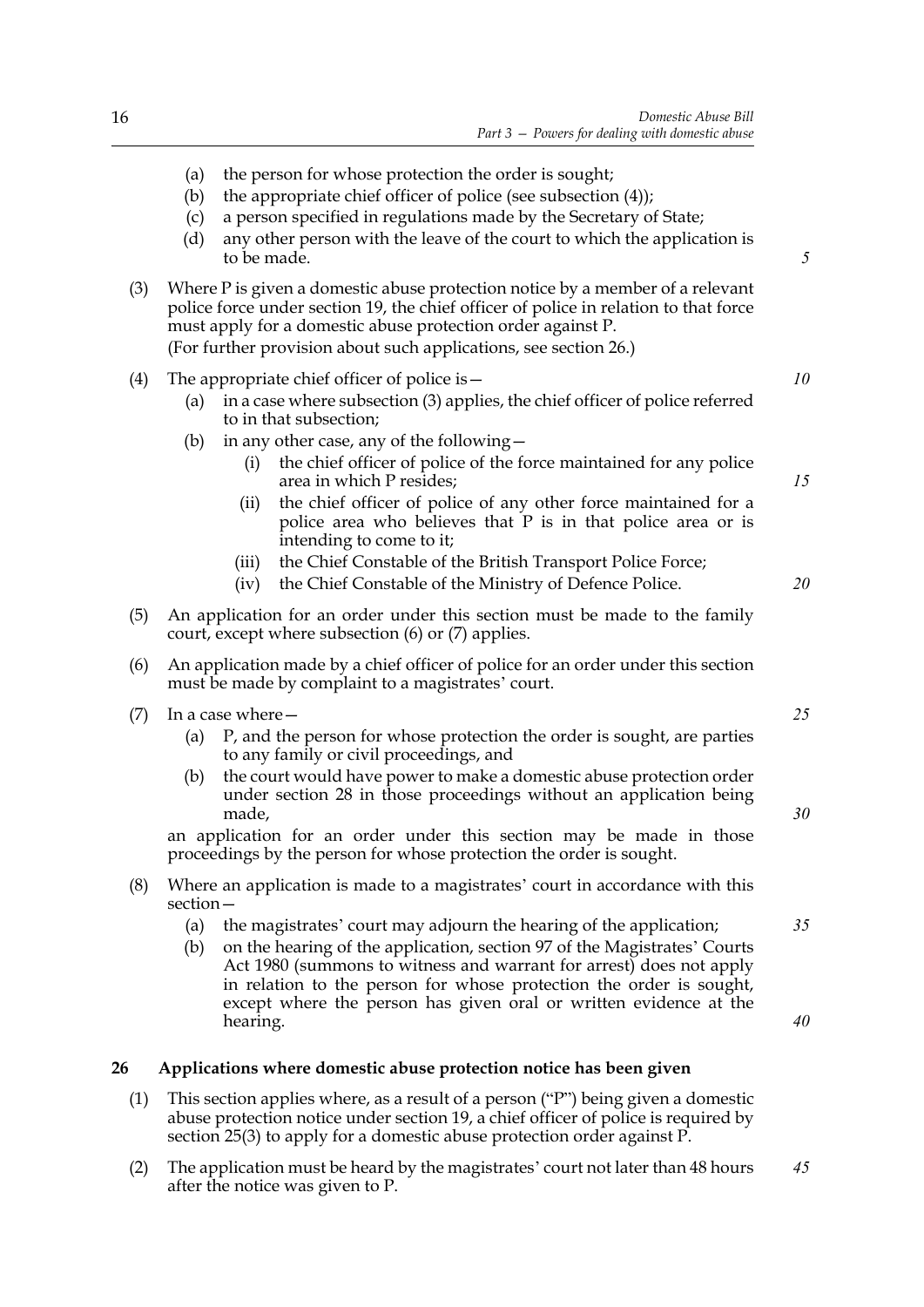(a) the person for whose protection the order is sought;
(b) the appropriate chief officer of police (see subsection (4));
(c) a person specified in regulations made by the Secretary of State;
(d) any other person with the leave of the court to which the application is to be made.

(3) Where P is given a domestic abuse protection notice by a member of a relevant police force under section 19, the chief officer of police in relation to that force must apply for a domestic abuse protection order against P.
(For further provision about such applications, see section 26.)

(4) The appropriate chief officer of police is—
  (a) in a case where subsection (3) applies, the chief officer of police referred to in that subsection;
  (b) in any other case, any of the following—
    (i) the chief officer of police of the force maintained for any police area in which P resides;
    (ii) the chief officer of police of any other force maintained for a police area who believes that P is in that police area or is intending to come to it;
    (iii) the Chief Constable of the British Transport Police Force;
    (iv) the Chief Constable of the Ministry of Defence Police.

(5) An application for an order under this section must be made to the family court, except where subsection (6) or (7) applies.

(6) An application made by a chief officer of police for an order under this section must be made by complaint to a magistrates' court.

(7) In a case where—
  (a) P, and the person for whose protection the order is sought, are parties to any family or civil proceedings, and
  (b) the court would have power to make a domestic abuse protection order under section 28 in those proceedings without an application being made,

an application for an order under this section may be made in those proceedings by the person for whose protection the order is sought.

(8) Where an application is made to a magistrates' court in accordance with this section—
  (a) the magistrates' court may adjourn the hearing of the application;
  (b) on the hearing of the application, section 97 of the Magistrates' Courts Act 1980 (summons to witness and warrant for arrest) does not apply in relation to the person for whose protection the order is sought, except where the person has given oral or written evidence at the hearing.

**26 Applications where domestic abuse protection notice has been given**

(1) This section applies where, as a result of a person ("P") being given a domestic abuse protection notice under section 19, a chief officer of police is required by section 25(3) to apply for a domestic abuse protection order against P.

(2) The application must be heard by the magistrates' court not later than 48 hours after the notice was given to P.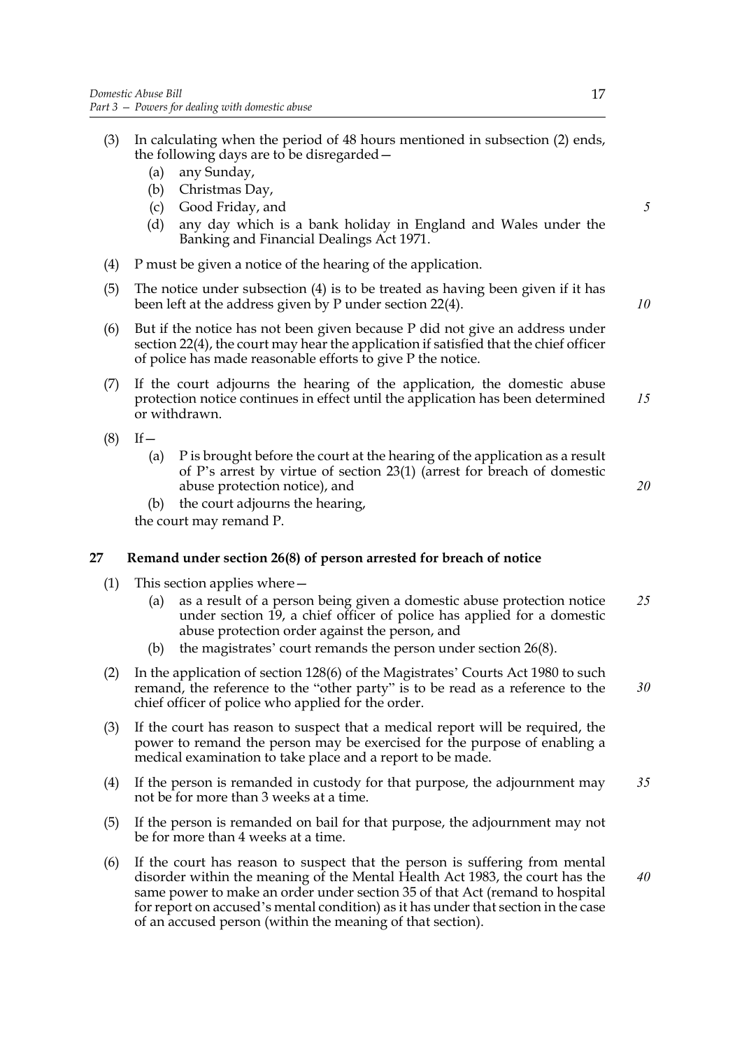(3) In calculating when the period of 48 hours mentioned in subsection (2) ends, the following days are to be disregarded—

   (a) any Sunday,

   (b) Christmas Day,

   (c) Good Friday, and

   (d) any day which is a bank holiday in England and Wales under the Banking and Financial Dealings Act 1971.

(4) P must be given a notice of the hearing of the application.

(5) The notice under subsection (4) is to be treated as having been given if it has been left at the address given by P under section 22(4).

(6) But if the notice has not been given because P did not give an address under section 22(4), the court may hear the application if satisfied that the chief officer of police has made reasonable efforts to give P the notice.

(7) If the court adjourns the hearing of the application, the domestic abuse protection notice continues in effect until the application has been determined or withdrawn.

(8) If—

   (a) P is brought before the court at the hearing of the application as a result of P's arrest by virtue of section 23(1) (arrest for breach of domestic abuse protection notice), and

   (b) the court adjourns the hearing,

   the court may remand P.

## 27 Remand under section 26(8) of person arrested for breach of notice

(1) This section applies where—

   (a) as a result of a person being given a domestic abuse protection notice under section 19, a chief officer of police has applied for a domestic abuse protection order against the person, and

   (b) the magistrates' court remands the person under section 26(8).

(2) In the application of section 128(6) of the Magistrates' Courts Act 1980 to such remand, the reference to the "other party" is to be read as a reference to the chief officer of police who applied for the order.

(3) If the court has reason to suspect that a medical report will be required, the power to remand the person may be exercised for the purpose of enabling a medical examination to take place and a report to be made.

(4) If the person is remanded in custody for that purpose, the adjournment may not be for more than 3 weeks at a time.

(5) If the person is remanded on bail for that purpose, the adjournment may not be for more than 4 weeks at a time.

(6) If the court has reason to suspect that the person is suffering from mental disorder within the meaning of the Mental Health Act 1983, the court has the same power to make an order under section 35 of that Act (remand to hospital for report on accused's mental condition) as it has under that section in the case of an accused person (within the meaning of that section).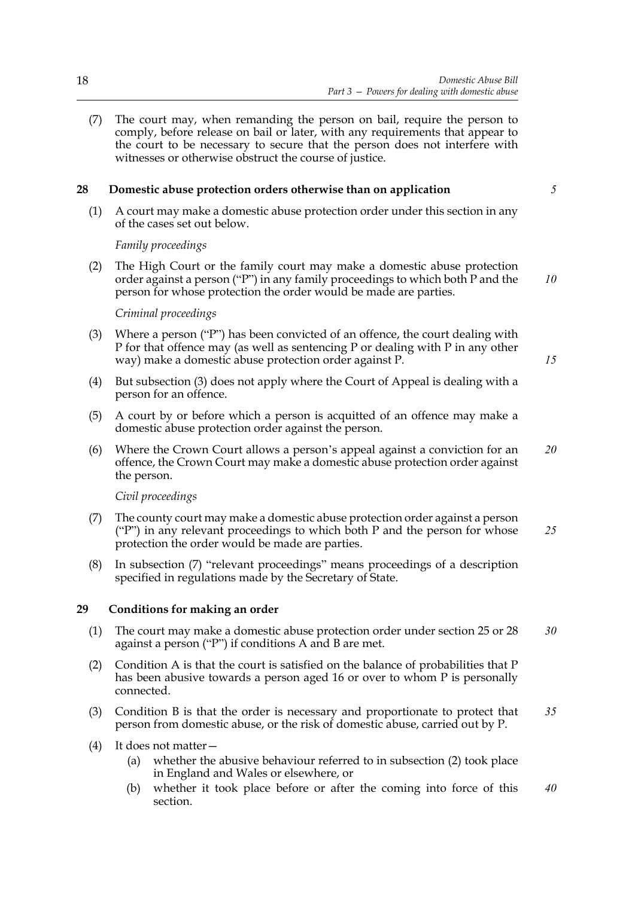(7) The court may, when remanding the person on bail, require the person to comply, before release on bail or later, with any requirements that appear to the court to be necessary to secure that the person does not interfere with witnesses or otherwise obstruct the course of justice.

## 28 Domestic abuse protection orders otherwise than on application

(1) A court may make a domestic abuse protection order under this section in any of the cases set out below.

*Family proceedings*

(2) The High Court or the family court may make a domestic abuse protection order against a person ("P") in any family proceedings to which both P and the person for whose protection the order would be made are parties.

*Criminal proceedings*

(3) Where a person ("P") has been convicted of an offence, the court dealing with P for that offence may (as well as sentencing P or dealing with P in any other way) make a domestic abuse protection order against P.

(4) But subsection (3) does not apply where the Court of Appeal is dealing with a person for an offence.

(5) A court by or before which a person is acquitted of an offence may make a domestic abuse protection order against the person.

(6) Where the Crown Court allows a person's appeal against a conviction for an offence, the Crown Court may make a domestic abuse protection order against the person.

*Civil proceedings*

(7) The county court may make a domestic abuse protection order against a person ("P") in any relevant proceedings to which both P and the person for whose protection the order would be made are parties.

(8) In subsection (7) "relevant proceedings" means proceedings of a description specified in regulations made by the Secretary of State.

## 29 Conditions for making an order

(1) The court may make a domestic abuse protection order under section 25 or 28 against a person ("P") if conditions A and B are met.

(2) Condition A is that the court is satisfied on the balance of probabilities that P has been abusive towards a person aged 16 or over to whom P is personally connected.

(3) Condition B is that the order is necessary and proportionate to protect that person from domestic abuse, or the risk of domestic abuse, carried out by P.

(4) It does not matter—

- (a) whether the abusive behaviour referred to in subsection (2) took place in England and Wales or elsewhere, or
- (b) whether it took place before or after the coming into force of this section.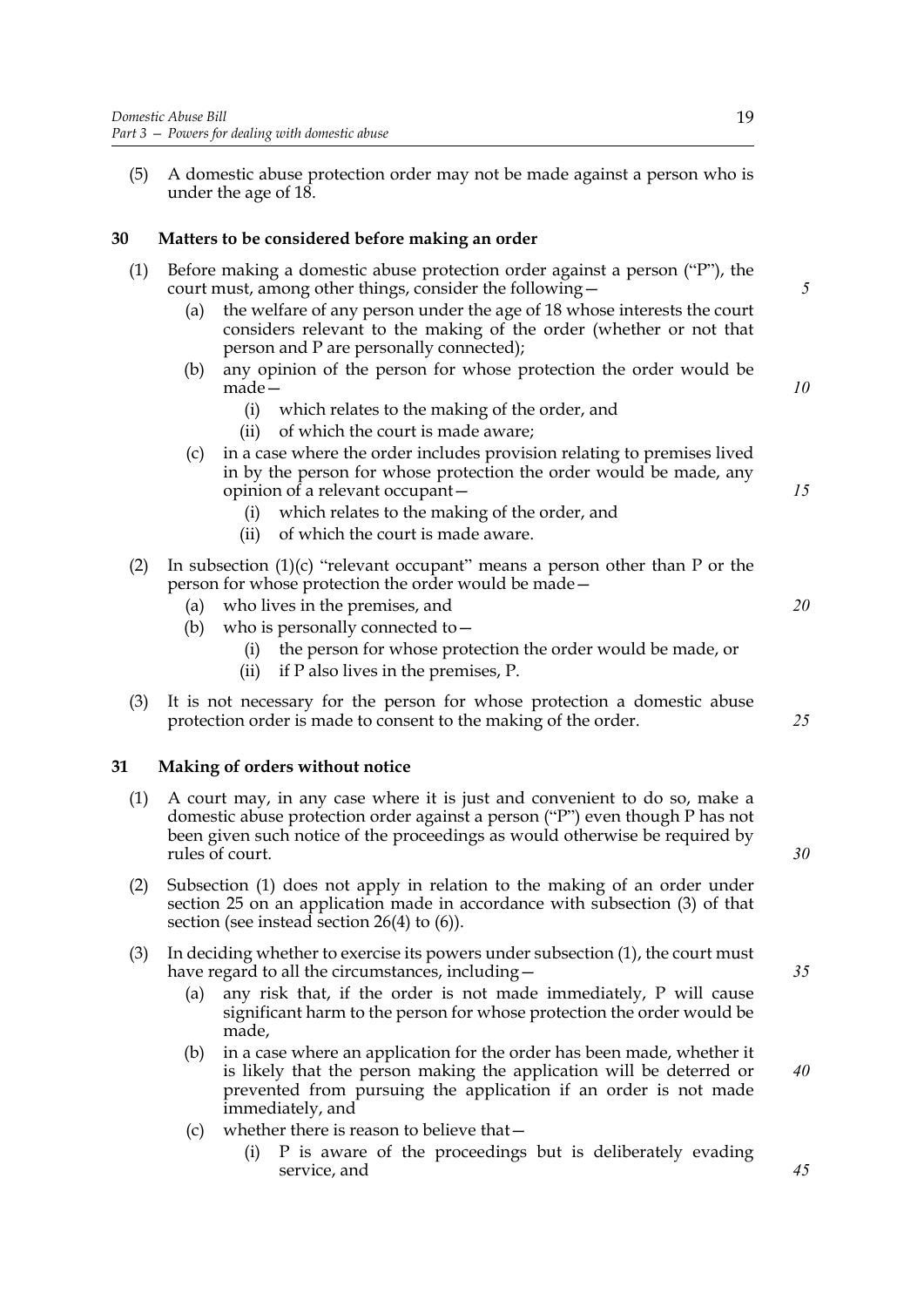(5) A domestic abuse protection order may not be made against a person who is under the age of 18.

## 30 Matters to be considered before making an order

(1) Before making a domestic abuse protection order against a person ("P"), the court must, among other things, consider the following—

 (a) the welfare of any person under the age of 18 whose interests the court considers relevant to the making of the order (whether or not that person and P are personally connected);

 (b) any opinion of the person for whose protection the order would be made—

  (i) which relates to the making of the order, and

  (ii) of which the court is made aware;

 (c) in a case where the order includes provision relating to premises lived in by the person for whose protection the order would be made, any opinion of a relevant occupant—

  (i) which relates to the making of the order, and

  (ii) of which the court is made aware.

(2) In subsection (1)(c) "relevant occupant" means a person other than P or the person for whose protection the order would be made—

 (a) who lives in the premises, and

 (b) who is personally connected to—

  (i) the person for whose protection the order would be made, or

  (ii) if P also lives in the premises, P.

(3) It is not necessary for the person for whose protection a domestic abuse protection order is made to consent to the making of the order.

## 31 Making of orders without notice

(1) A court may, in any case where it is just and convenient to do so, make a domestic abuse protection order against a person ("P") even though P has not been given such notice of the proceedings as would otherwise be required by rules of court.

(2) Subsection (1) does not apply in relation to the making of an order under section 25 on an application made in accordance with subsection (3) of that section (see instead section 26(4) to (6)).

(3) In deciding whether to exercise its powers under subsection (1), the court must have regard to all the circumstances, including—

 (a) any risk that, if the order is not made immediately, P will cause significant harm to the person for whose protection the order would be made,

 (b) in a case where an application for the order has been made, whether it is likely that the person making the application will be deterred or prevented from pursuing the application if an order is not made immediately, and

 (c) whether there is reason to believe that—

  (i) P is aware of the proceedings but is deliberately evading service, and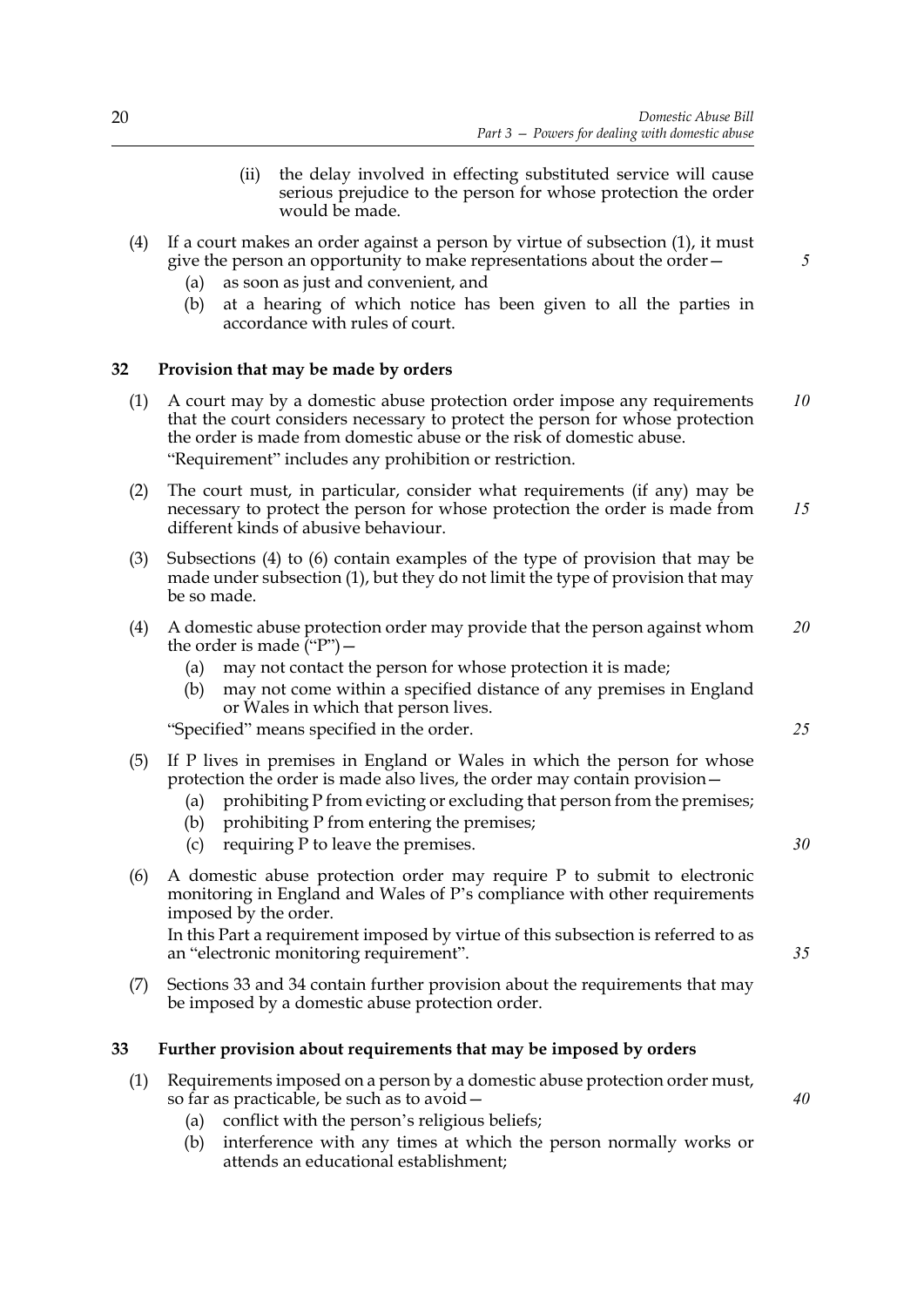(ii) the delay involved in effecting substituted service will cause serious prejudice to the person for whose protection the order would be made.

(4) If a court makes an order against a person by virtue of subsection (1), it must give the person an opportunity to make representations about the order—

(a) as soon as just and convenient, and

(b) at a hearing of which notice has been given to all the parties in accordance with rules of court.

## 32 Provision that may be made by orders

(1) A court may by a domestic abuse protection order impose any requirements that the court considers necessary to protect the person for whose protection the order is made from domestic abuse or the risk of domestic abuse.

"Requirement" includes any prohibition or restriction.

(2) The court must, in particular, consider what requirements (if any) may be necessary to protect the person for whose protection the order is made from different kinds of abusive behaviour.

(3) Subsections (4) to (6) contain examples of the type of provision that may be made under subsection (1), but they do not limit the type of provision that may be so made.

(4) A domestic abuse protection order may provide that the person against whom the order is made ("P")—

(a) may not contact the person for whose protection it is made;

(b) may not come within a specified distance of any premises in England or Wales in which that person lives.

"Specified" means specified in the order.

(5) If P lives in premises in England or Wales in which the person for whose protection the order is made also lives, the order may contain provision—

(a) prohibiting P from evicting or excluding that person from the premises;

(b) prohibiting P from entering the premises;

(c) requiring P to leave the premises.

(6) A domestic abuse protection order may require P to submit to electronic monitoring in England and Wales of P's compliance with other requirements imposed by the order.

In this Part a requirement imposed by virtue of this subsection is referred to as an "electronic monitoring requirement".

(7) Sections 33 and 34 contain further provision about the requirements that may be imposed by a domestic abuse protection order.

## 33 Further provision about requirements that may be imposed by orders

(1) Requirements imposed on a person by a domestic abuse protection order must, so far as practicable, be such as to avoid—

(a) conflict with the person's religious beliefs;

(b) interference with any times at which the person normally works or attends an educational establishment;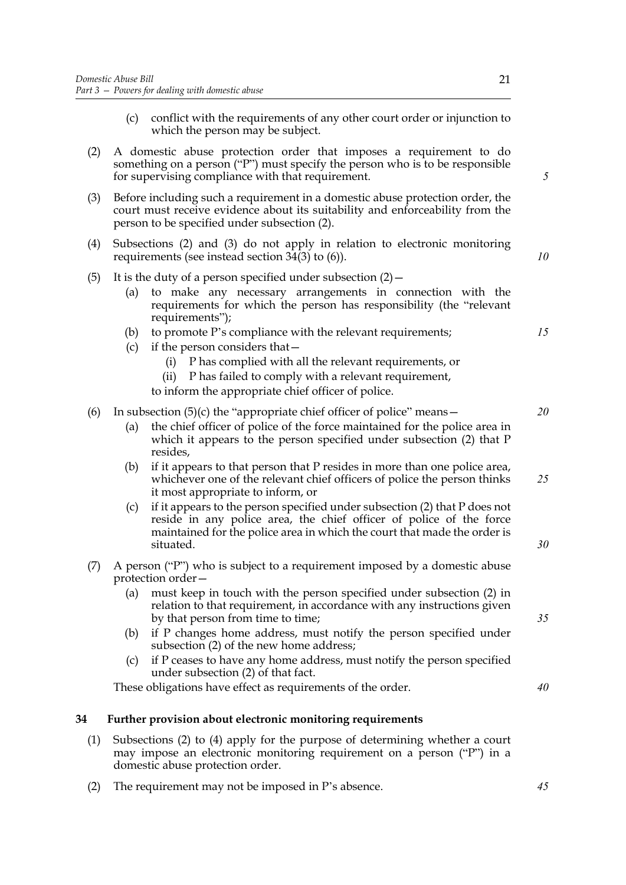(c) conflict with the requirements of any other court order or injunction to which the person may be subject.

(2) A domestic abuse protection order that imposes a requirement to do something on a person ("P") must specify the person who is to be responsible for supervising compliance with that requirement.

(3) Before including such a requirement in a domestic abuse protection order, the court must receive evidence about its suitability and enforceability from the person to be specified under subsection (2).

(4) Subsections (2) and (3) do not apply in relation to electronic monitoring requirements (see instead section 34(3) to (6)).

(5) It is the duty of a person specified under subsection (2)—

- (a) to make any necessary arrangements in connection with the requirements for which the person has responsibility (the "relevant requirements");
- (b) to promote P's compliance with the relevant requirements;
- (c) if the person considers that—
  - (i) P has complied with all the relevant requirements, or
  - (ii) P has failed to comply with a relevant requirement,

  to inform the appropriate chief officer of police.

(6) In subsection (5)(c) the "appropriate chief officer of police" means—

- (a) the chief officer of police of the force maintained for the police area in which it appears to the person specified under subsection (2) that P resides,
- (b) if it appears to that person that P resides in more than one police area, whichever one of the relevant chief officers of police the person thinks it most appropriate to inform, or
- (c) if it appears to the person specified under subsection (2) that P does not reside in any police area, the chief officer of police of the force maintained for the police area in which the court that made the order is situated.

(7) A person ("P") who is subject to a requirement imposed by a domestic abuse protection order—

- (a) must keep in touch with the person specified under subsection (2) in relation to that requirement, in accordance with any instructions given by that person from time to time;
- (b) if P changes home address, must notify the person specified under subsection (2) of the new home address;
- (c) if P ceases to have any home address, must notify the person specified under subsection (2) of that fact.

These obligations have effect as requirements of the order.

## 34 Further provision about electronic monitoring requirements

(1) Subsections (2) to (4) apply for the purpose of determining whether a court may impose an electronic monitoring requirement on a person ("P") in a domestic abuse protection order.

(2) The requirement may not be imposed in P's absence.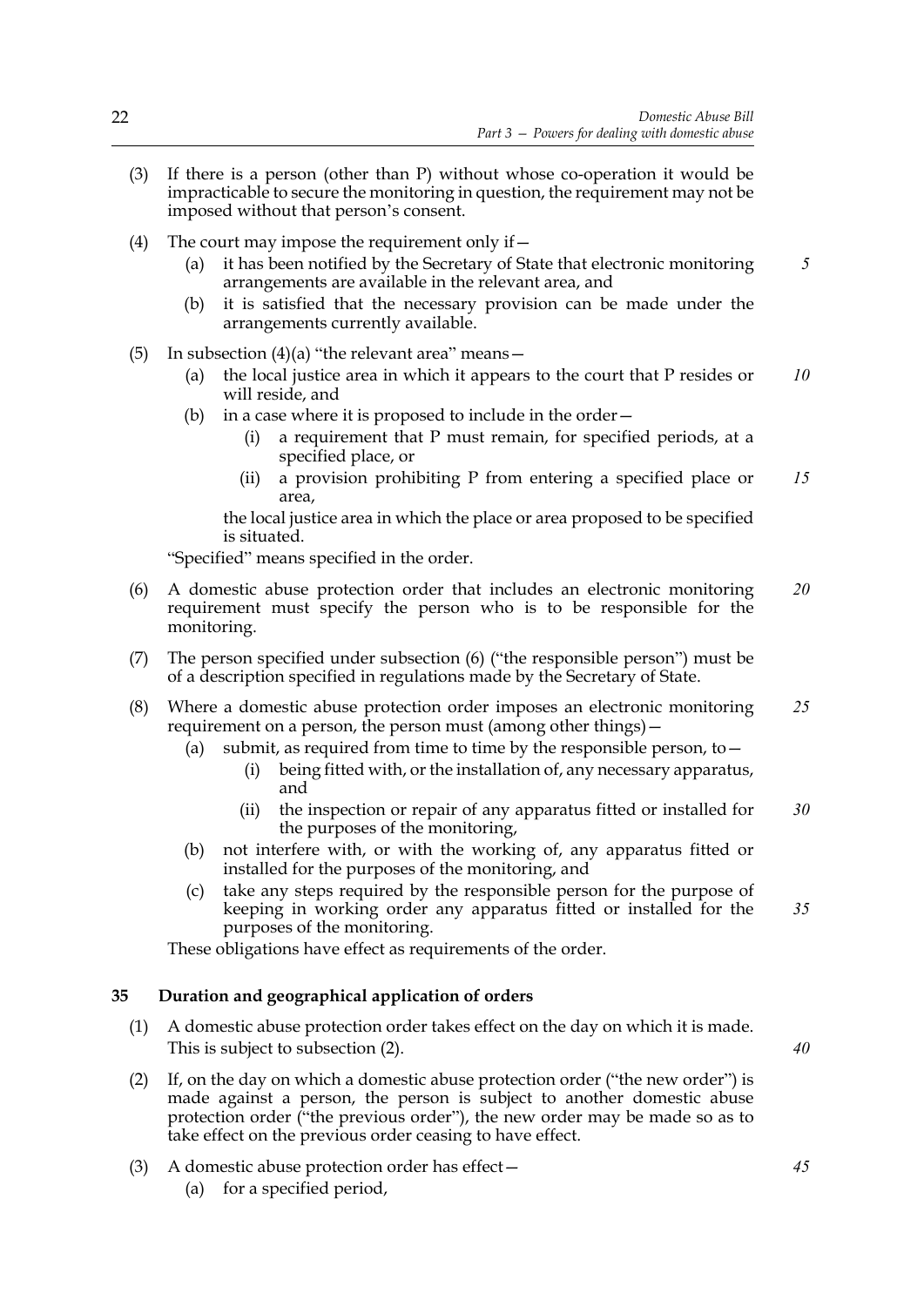(3) If there is a person (other than P) without whose co-operation it would be impracticable to secure the monitoring in question, the requirement may not be imposed without that person's consent.

(4) The court may impose the requirement only if—

(a) it has been notified by the Secretary of State that electronic monitoring arrangements are available in the relevant area, and

(b) it is satisfied that the necessary provision can be made under the arrangements currently available.

(5) In subsection (4)(a) "the relevant area" means—

(a) the local justice area in which it appears to the court that P resides or will reside, and

(b) in a case where it is proposed to include in the order—

(i) a requirement that P must remain, for specified periods, at a specified place, or

(ii) a provision prohibiting P from entering a specified place or area,

the local justice area in which the place or area proposed to be specified is situated.

"Specified" means specified in the order.

(6) A domestic abuse protection order that includes an electronic monitoring requirement must specify the person who is to be responsible for the monitoring.

(7) The person specified under subsection (6) ("the responsible person") must be of a description specified in regulations made by the Secretary of State.

(8) Where a domestic abuse protection order imposes an electronic monitoring requirement on a person, the person must (among other things)—

(a) submit, as required from time to time by the responsible person, to—

(i) being fitted with, or the installation of, any necessary apparatus, and

(ii) the inspection or repair of any apparatus fitted or installed for the purposes of the monitoring,

(b) not interfere with, or with the working of, any apparatus fitted or installed for the purposes of the monitoring, and

(c) take any steps required by the responsible person for the purpose of keeping in working order any apparatus fitted or installed for the purposes of the monitoring.

These obligations have effect as requirements of the order.

**35 Duration and geographical application of orders**

(1) A domestic abuse protection order takes effect on the day on which it is made. This is subject to subsection (2).

(2) If, on the day on which a domestic abuse protection order ("the new order") is made against a person, the person is subject to another domestic abuse protection order ("the previous order"), the new order may be made so as to take effect on the previous order ceasing to have effect.

(3) A domestic abuse protection order has effect—

(a) for a specified period,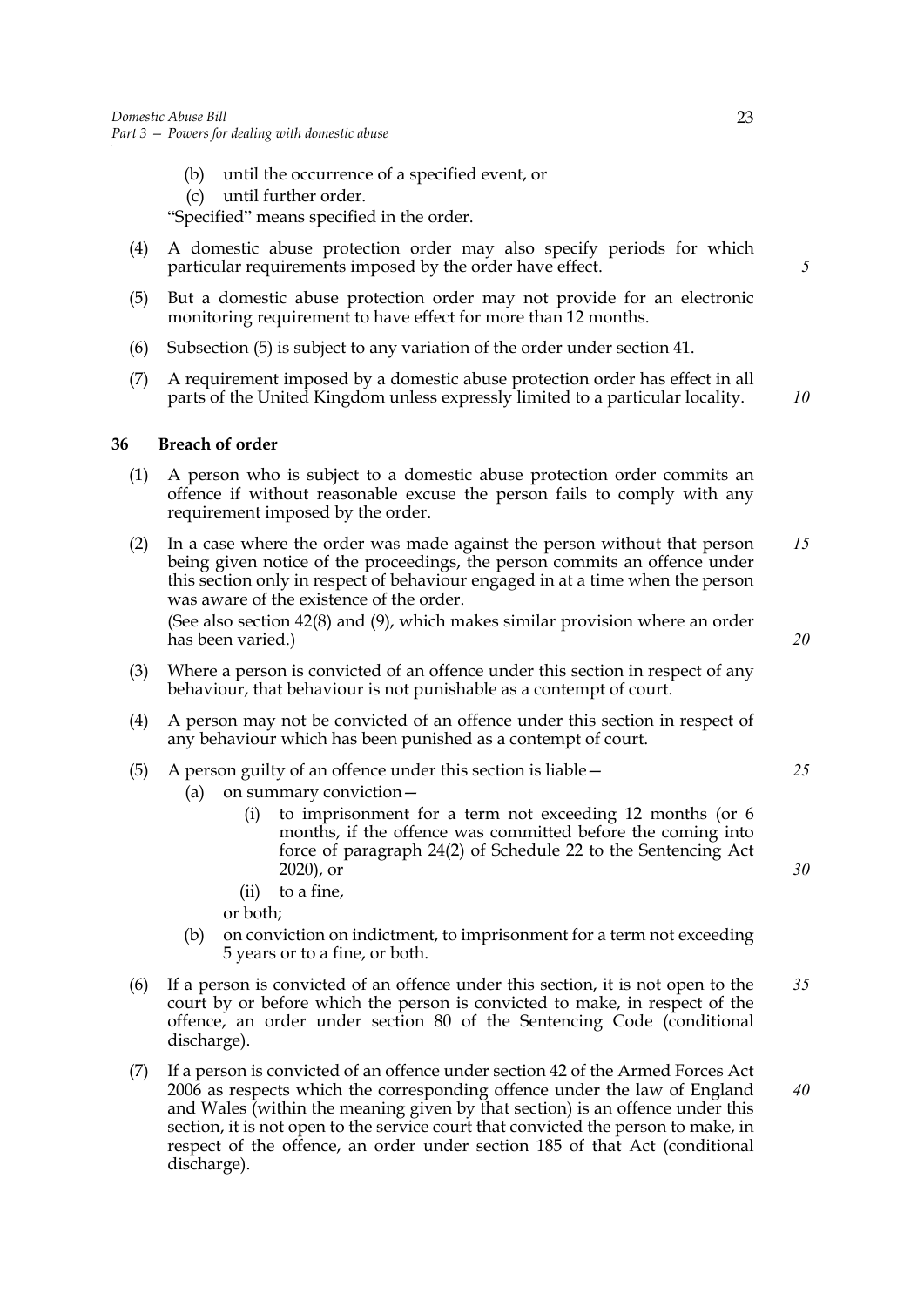(b) until the occurrence of a specified event, or

(c) until further order.

"Specified" means specified in the order.

(4) A domestic abuse protection order may also specify periods for which particular requirements imposed by the order have effect.

(5) But a domestic abuse protection order may not provide for an electronic monitoring requirement to have effect for more than 12 months.

(6) Subsection (5) is subject to any variation of the order under section 41.

(7) A requirement imposed by a domestic abuse protection order has effect in all parts of the United Kingdom unless expressly limited to a particular locality.

### 36 Breach of order

(1) A person who is subject to a domestic abuse protection order commits an offence if without reasonable excuse the person fails to comply with any requirement imposed by the order.

(2) In a case where the order was made against the person without that person being given notice of the proceedings, the person commits an offence under this section only in respect of behaviour engaged in at a time when the person was aware of the existence of the order.

(See also section 42(8) and (9), which makes similar provision where an order has been varied.)

(3) Where a person is convicted of an offence under this section in respect of any behaviour, that behaviour is not punishable as a contempt of court.

(4) A person may not be convicted of an offence under this section in respect of any behaviour which has been punished as a contempt of court.

(5) A person guilty of an offence under this section is liable—

(a) on summary conviction—

(i) to imprisonment for a term not exceeding 12 months (or 6 months, if the offence was committed before the coming into force of paragraph 24(2) of Schedule 22 to the Sentencing Act 2020), or

(ii) to a fine,

or both;

(b) on conviction on indictment, to imprisonment for a term not exceeding 5 years or to a fine, or both.

(6) If a person is convicted of an offence under this section, it is not open to the court by or before which the person is convicted to make, in respect of the offence, an order under section 80 of the Sentencing Code (conditional discharge).

(7) If a person is convicted of an offence under section 42 of the Armed Forces Act 2006 as respects which the corresponding offence under the law of England and Wales (within the meaning given by that section) is an offence under this section, it is not open to the service court that convicted the person to make, in respect of the offence, an order under section 185 of that Act (conditional discharge).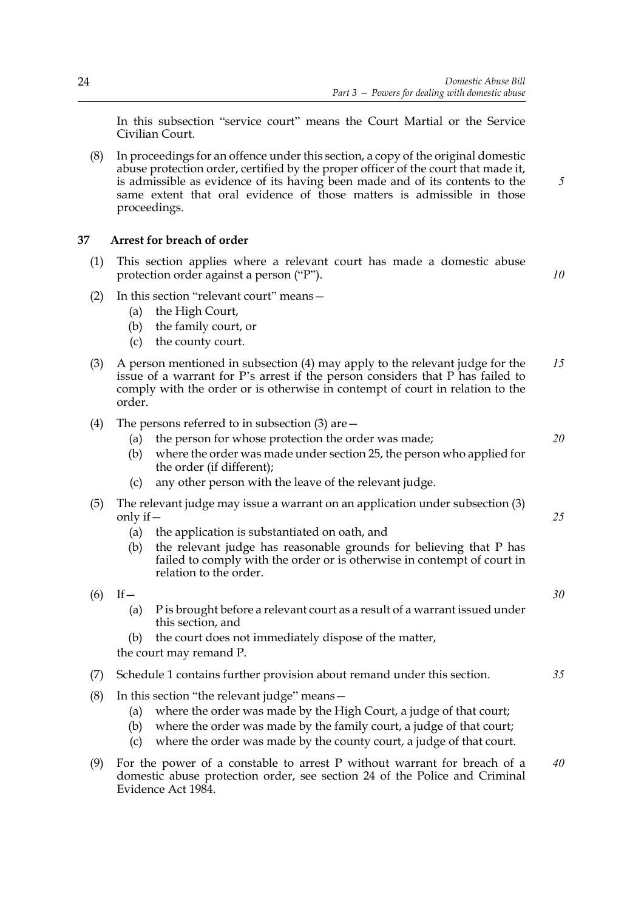In this subsection "service court" means the Court Martial or the Service Civilian Court.

(8) In proceedings for an offence under this section, a copy of the original domestic abuse protection order, certified by the proper officer of the court that made it, is admissible as evidence of its having been made and of its contents to the same extent that oral evidence of those matters is admissible in those proceedings.

### 37 Arrest for breach of order

(1) This section applies where a relevant court has made a domestic abuse protection order against a person ("P").

(2) In this section "relevant court" means—

- (a) the High Court,
- (b) the family court, or
- (c) the county court.

(3) A person mentioned in subsection (4) may apply to the relevant judge for the issue of a warrant for P's arrest if the person considers that P has failed to comply with the order or is otherwise in contempt of court in relation to the order.

(4) The persons referred to in subsection (3) are—

- (a) the person for whose protection the order was made;
- (b) where the order was made under section 25, the person who applied for the order (if different);
- (c) any other person with the leave of the relevant judge.

(5) The relevant judge may issue a warrant on an application under subsection (3) only if—

- (a) the application is substantiated on oath, and
- (b) the relevant judge has reasonable grounds for believing that P has failed to comply with the order or is otherwise in contempt of court in relation to the order.

(6) If—

- (a) P is brought before a relevant court as a result of a warrant issued under this section, and
- (b) the court does not immediately dispose of the matter,

the court may remand P.

(7) Schedule 1 contains further provision about remand under this section.

(8) In this section "the relevant judge" means—

- (a) where the order was made by the High Court, a judge of that court;
- (b) where the order was made by the family court, a judge of that court;
- (c) where the order was made by the county court, a judge of that court.

(9) For the power of a constable to arrest P without warrant for breach of a domestic abuse protection order, see section 24 of the Police and Criminal Evidence Act 1984.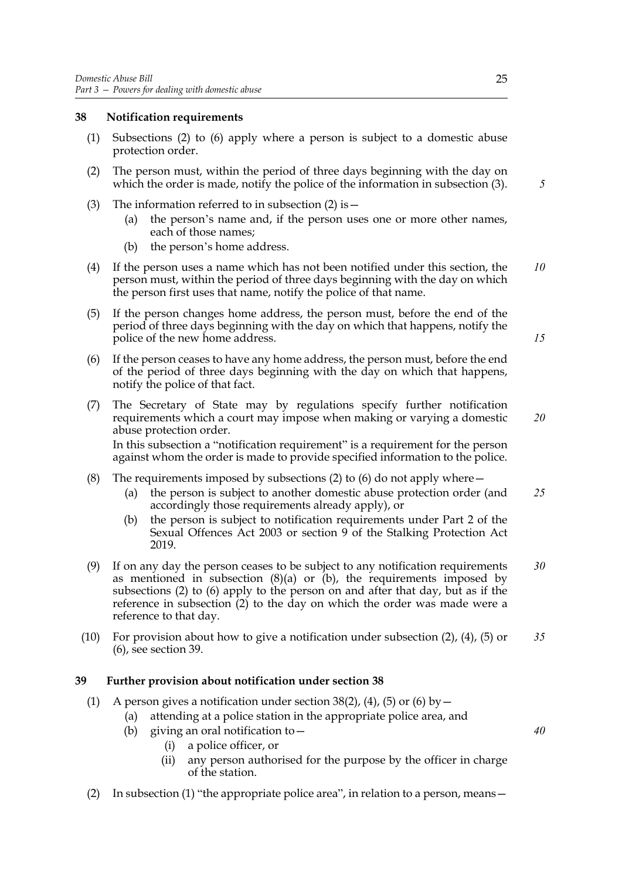### 38 Notification requirements

(1) Subsections (2) to (6) apply where a person is subject to a domestic abuse protection order.

(2) The person must, within the period of three days beginning with the day on which the order is made, notify the police of the information in subsection (3).

(3) The information referred to in subsection (2) is—

  (a) the person's name and, if the person uses one or more other names, each of those names;

  (b) the person's home address.

(4) If the person uses a name which has not been notified under this section, the person must, within the period of three days beginning with the day on which the person first uses that name, notify the police of that name.

(5) If the person changes home address, the person must, before the end of the period of three days beginning with the day on which that happens, notify the police of the new home address.

(6) If the person ceases to have any home address, the person must, before the end of the period of three days beginning with the day on which that happens, notify the police of that fact.

(7) The Secretary of State may by regulations specify further notification requirements which a court may impose when making or varying a domestic abuse protection order.

In this subsection a "notification requirement" is a requirement for the person against whom the order is made to provide specified information to the police.

(8) The requirements imposed by subsections (2) to (6) do not apply where—

  (a) the person is subject to another domestic abuse protection order (and accordingly those requirements already apply), or

  (b) the person is subject to notification requirements under Part 2 of the Sexual Offences Act 2003 or section 9 of the Stalking Protection Act 2019.

(9) If on any day the person ceases to be subject to any notification requirements as mentioned in subsection (8)(a) or (b), the requirements imposed by subsections (2) to (6) apply to the person on and after that day, but as if the reference in subsection (2) to the day on which the order was made were a reference to that day.

(10) For provision about how to give a notification under subsection (2), (4), (5) or (6), see section 39.

### 39 Further provision about notification under section 38

(1) A person gives a notification under section 38(2), (4), (5) or (6) by—

  (a) attending at a police station in the appropriate police area, and

  (b) giving an oral notification to—

    (i) a police officer, or

    (ii) any person authorised for the purpose by the officer in charge of the station.

(2) In subsection (1) "the appropriate police area", in relation to a person, means—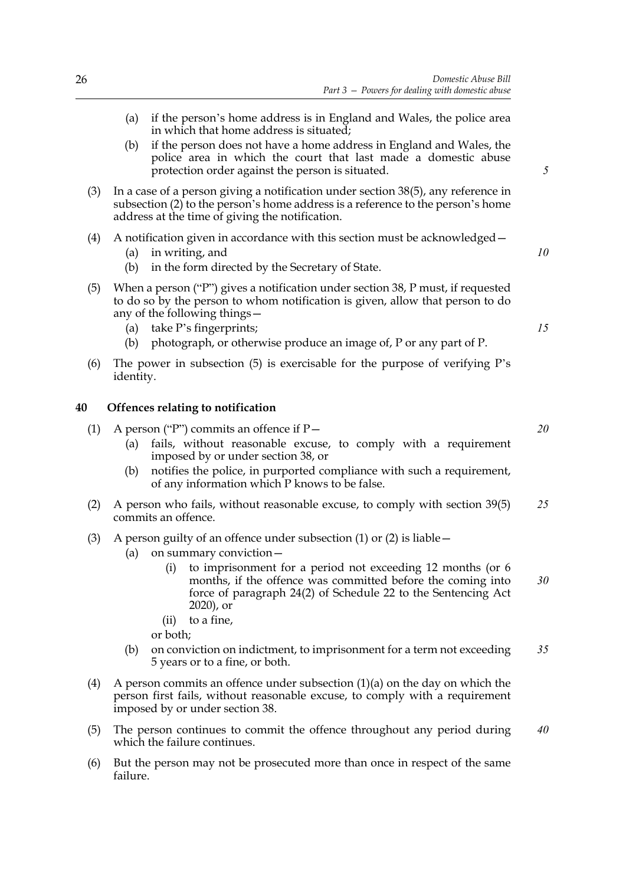(a) if the person's home address is in England and Wales, the police area in which that home address is situated;

(b) if the person does not have a home address in England and Wales, the police area in which the court that last made a domestic abuse protection order against the person is situated.

(3) In a case of a person giving a notification under section 38(5), any reference in subsection (2) to the person's home address is a reference to the person's home address at the time of giving the notification.

(4) A notification given in accordance with this section must be acknowledged—

(a) in writing, and

(b) in the form directed by the Secretary of State.

(5) When a person ("P") gives a notification under section 38, P must, if requested to do so by the person to whom notification is given, allow that person to do any of the following things—

(a) take P's fingerprints;

(b) photograph, or otherwise produce an image of, P or any part of P.

(6) The power in subsection (5) is exercisable for the purpose of verifying P's identity.

## 40 Offences relating to notification

(1) A person ("P") commits an offence if P—

(a) fails, without reasonable excuse, to comply with a requirement imposed by or under section 38, or

(b) notifies the police, in purported compliance with such a requirement, of any information which P knows to be false.

(2) A person who fails, without reasonable excuse, to comply with section 39(5) commits an offence.

(3) A person guilty of an offence under subsection (1) or (2) is liable—

(a) on summary conviction—

(i) to imprisonment for a period not exceeding 12 months (or 6 months, if the offence was committed before the coming into force of paragraph 24(2) of Schedule 22 to the Sentencing Act 2020), or

(ii) to a fine,

or both;

(b) on conviction on indictment, to imprisonment for a term not exceeding 5 years or to a fine, or both.

(4) A person commits an offence under subsection (1)(a) on the day on which the person first fails, without reasonable excuse, to comply with a requirement imposed by or under section 38.

(5) The person continues to commit the offence throughout any period during which the failure continues.

(6) But the person may not be prosecuted more than once in respect of the same failure.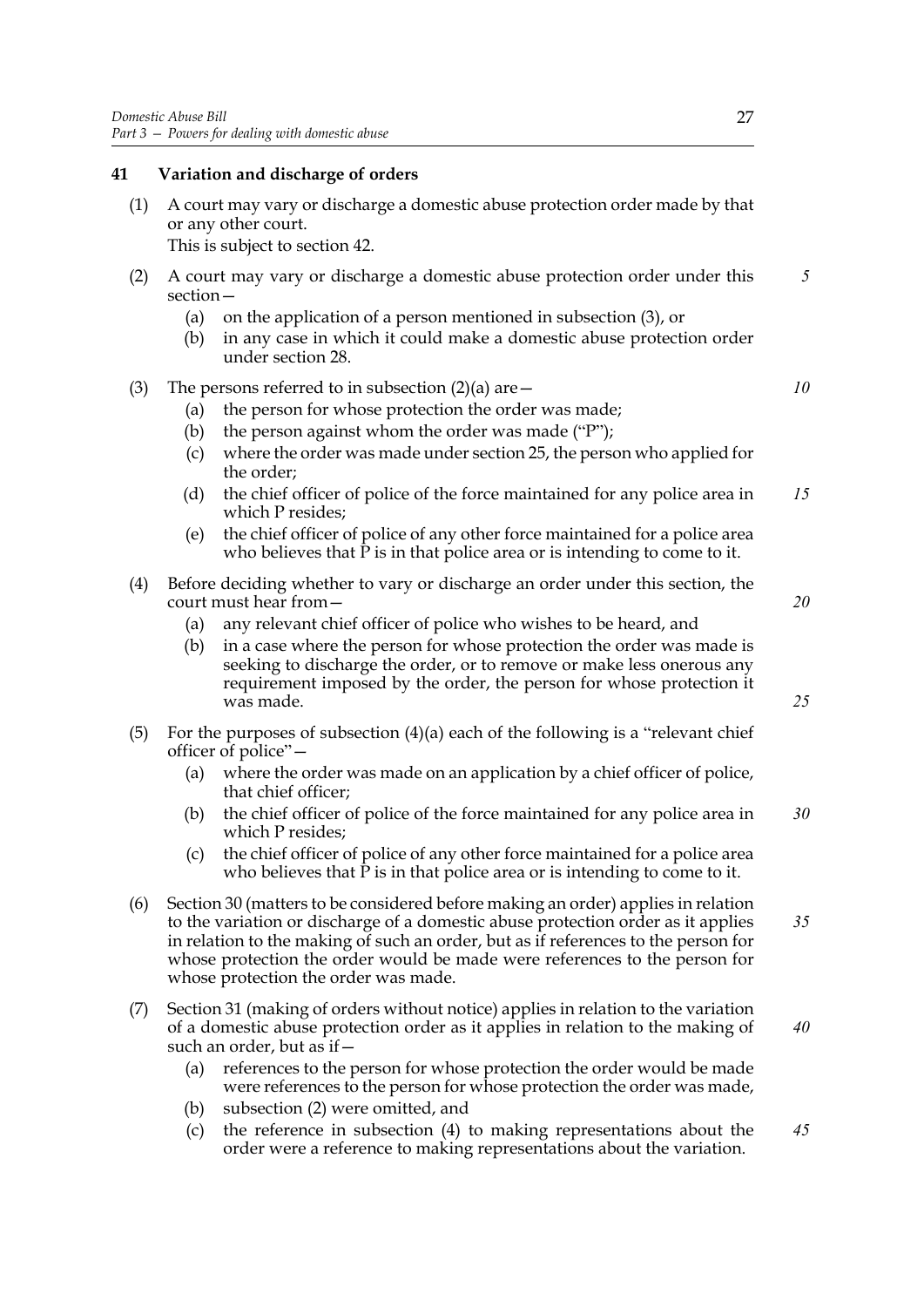## 41 Variation and discharge of orders

(1) A court may vary or discharge a domestic abuse protection order made by that or any other court.
This is subject to section 42.

(2) A court may vary or discharge a domestic abuse protection order under this section—

(a) on the application of a person mentioned in subsection (3), or

(b) in any case in which it could make a domestic abuse protection order under section 28.

(3) The persons referred to in subsection (2)(a) are—

(a) the person for whose protection the order was made;

(b) the person against whom the order was made ("P");

(c) where the order was made under section 25, the person who applied for the order;

(d) the chief officer of police of the force maintained for any police area in which P resides;

(e) the chief officer of police of any other force maintained for a police area who believes that P is in that police area or is intending to come to it.

(4) Before deciding whether to vary or discharge an order under this section, the court must hear from—

(a) any relevant chief officer of police who wishes to be heard, and

(b) in a case where the person for whose protection the order was made is seeking to discharge the order, or to remove or make less onerous any requirement imposed by the order, the person for whose protection it was made.

(5) For the purposes of subsection (4)(a) each of the following is a "relevant chief officer of police"—

(a) where the order was made on an application by a chief officer of police, that chief officer;

(b) the chief officer of police of the force maintained for any police area in which P resides;

(c) the chief officer of police of any other force maintained for a police area who believes that P is in that police area or is intending to come to it.

(6) Section 30 (matters to be considered before making an order) applies in relation to the variation or discharge of a domestic abuse protection order as it applies in relation to the making of such an order, but as if references to the person for whose protection the order would be made were references to the person for whose protection the order was made.

(7) Section 31 (making of orders without notice) applies in relation to the variation of a domestic abuse protection order as it applies in relation to the making of such an order, but as if—

(a) references to the person for whose protection the order would be made were references to the person for whose protection the order was made,

(b) subsection (2) were omitted, and

(c) the reference in subsection (4) to making representations about the order were a reference to making representations about the variation.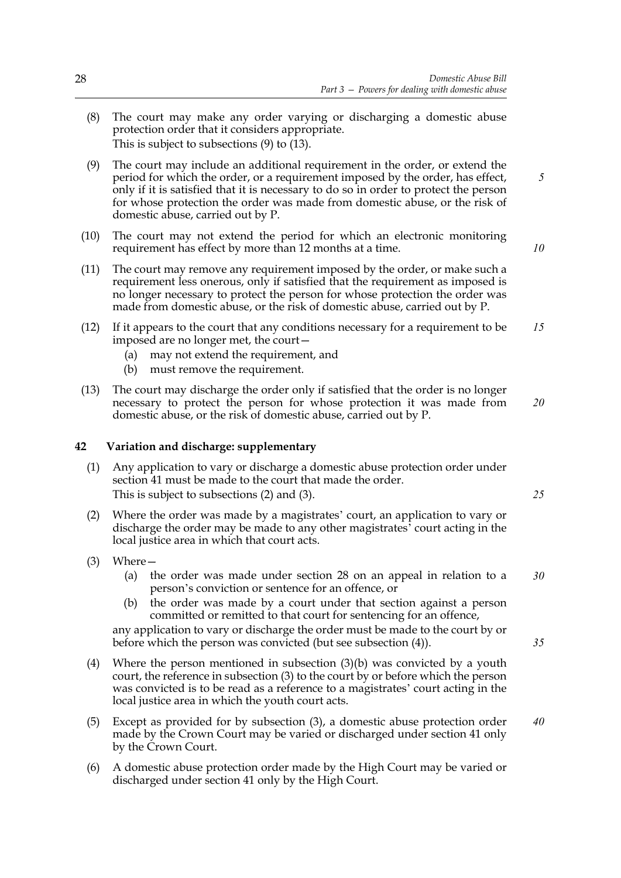(8) The court may make any order varying or discharging a domestic abuse protection order that it considers appropriate.
This is subject to subsections (9) to (13).

(9) The court may include an additional requirement in the order, or extend the period for which the order, or a requirement imposed by the order, has effect, only if it is satisfied that it is necessary to do so in order to protect the person for whose protection the order was made from domestic abuse, or the risk of domestic abuse, carried out by P.

(10) The court may not extend the period for which an electronic monitoring requirement has effect by more than 12 months at a time.

(11) The court may remove any requirement imposed by the order, or make such a requirement less onerous, only if satisfied that the requirement as imposed is no longer necessary to protect the person for whose protection the order was made from domestic abuse, or the risk of domestic abuse, carried out by P.

(12) If it appears to the court that any conditions necessary for a requirement to be imposed are no longer met, the court—
  (a) may not extend the requirement, and
  (b) must remove the requirement.

(13) The court may discharge the order only if satisfied that the order is no longer necessary to protect the person for whose protection it was made from domestic abuse, or the risk of domestic abuse, carried out by P.

## 42 Variation and discharge: supplementary

(1) Any application to vary or discharge a domestic abuse protection order under section 41 must be made to the court that made the order.
This is subject to subsections (2) and (3).

(2) Where the order was made by a magistrates' court, an application to vary or discharge the order may be made to any other magistrates' court acting in the local justice area in which that court acts.

(3) Where—
  (a) the order was made under section 28 on an appeal in relation to a person's conviction or sentence for an offence, or
  (b) the order was made by a court under that section against a person committed or remitted to that court for sentencing for an offence,

any application to vary or discharge the order must be made to the court by or before which the person was convicted (but see subsection (4)).

(4) Where the person mentioned in subsection (3)(b) was convicted by a youth court, the reference in subsection (3) to the court by or before which the person was convicted is to be read as a reference to a magistrates' court acting in the local justice area in which the youth court acts.

(5) Except as provided for by subsection (3), a domestic abuse protection order made by the Crown Court may be varied or discharged under section 41 only by the Crown Court.

(6) A domestic abuse protection order made by the High Court may be varied or discharged under section 41 only by the High Court.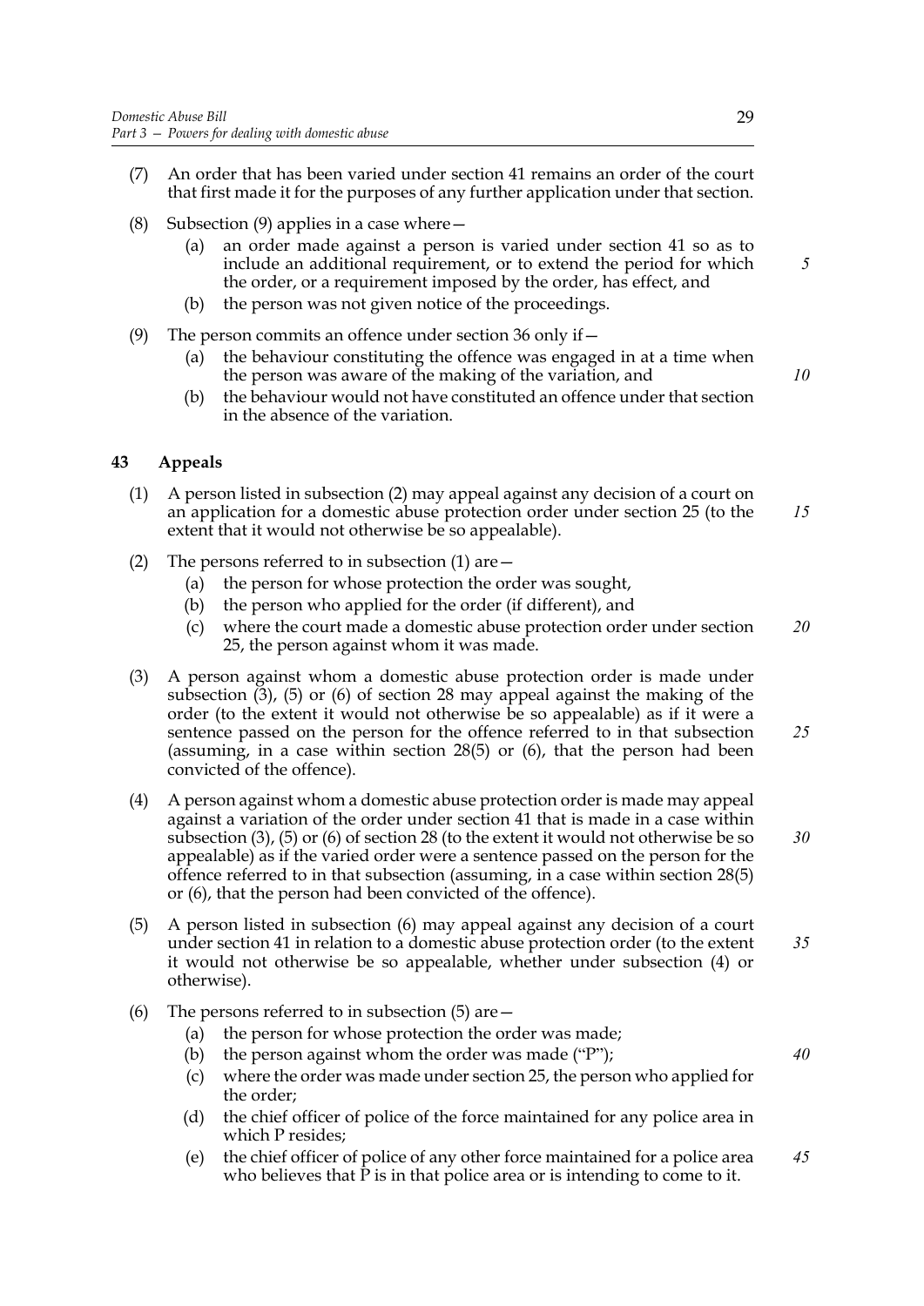(7) An order that has been varied under section 41 remains an order of the court that first made it for the purposes of any further application under that section.

(8) Subsection (9) applies in a case where—

  (a) an order made against a person is varied under section 41 so as to include an additional requirement, or to extend the period for which the order, or a requirement imposed by the order, has effect, and

  (b) the person was not given notice of the proceedings.

(9) The person commits an offence under section 36 only if—

  (a) the behaviour constituting the offence was engaged in at a time when the person was aware of the making of the variation, and

  (b) the behaviour would not have constituted an offence under that section in the absence of the variation.

### 43 Appeals

(1) A person listed in subsection (2) may appeal against any decision of a court on an application for a domestic abuse protection order under section 25 (to the extent that it would not otherwise be so appealable).

(2) The persons referred to in subsection (1) are—

  (a) the person for whose protection the order was sought,

  (b) the person who applied for the order (if different), and

  (c) where the court made a domestic abuse protection order under section 25, the person against whom it was made.

(3) A person against whom a domestic abuse protection order is made under subsection (3), (5) or (6) of section 28 may appeal against the making of the order (to the extent it would not otherwise be so appealable) as if it were a sentence passed on the person for the offence referred to in that subsection (assuming, in a case within section 28(5) or (6), that the person had been convicted of the offence).

(4) A person against whom a domestic abuse protection order is made may appeal against a variation of the order under section 41 that is made in a case within subsection (3), (5) or (6) of section 28 (to the extent it would not otherwise be so appealable) as if the varied order were a sentence passed on the person for the offence referred to in that subsection (assuming, in a case within section 28(5) or (6), that the person had been convicted of the offence).

(5) A person listed in subsection (6) may appeal against any decision of a court under section 41 in relation to a domestic abuse protection order (to the extent it would not otherwise be so appealable, whether under subsection (4) or otherwise).

(6) The persons referred to in subsection (5) are—

  (a) the person for whose protection the order was made;

  (b) the person against whom the order was made ("P");

  (c) where the order was made under section 25, the person who applied for the order;

  (d) the chief officer of police of the force maintained for any police area in which P resides;

  (e) the chief officer of police of any other force maintained for a police area who believes that P is in that police area or is intending to come to it.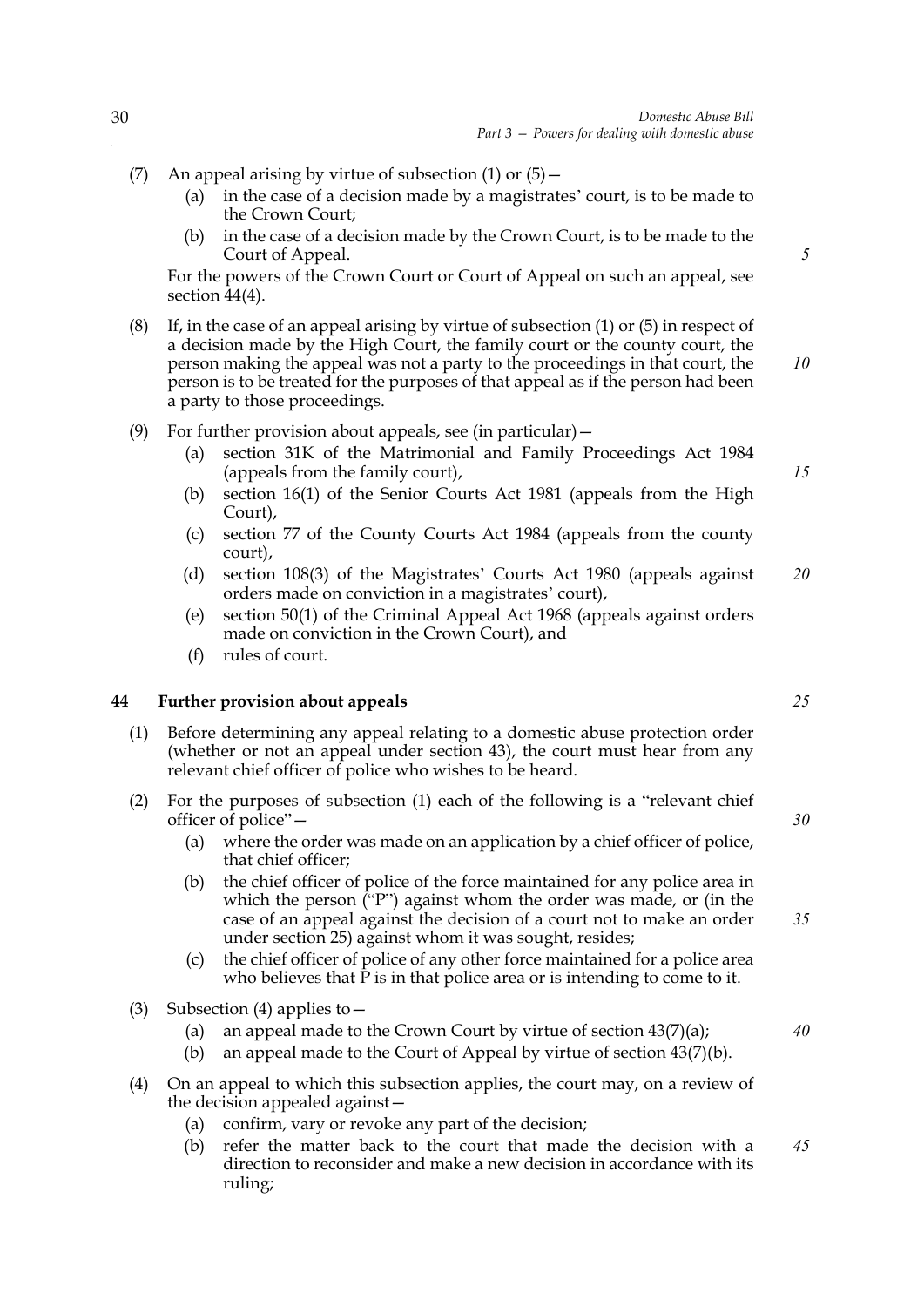(7) An appeal arising by virtue of subsection (1) or (5)—

   (a) in the case of a decision made by a magistrates' court, is to be made to the Crown Court;

   (b) in the case of a decision made by the Crown Court, is to be made to the Court of Appeal.

   For the powers of the Crown Court or Court of Appeal on such an appeal, see section 44(4).

(8) If, in the case of an appeal arising by virtue of subsection (1) or (5) in respect of a decision made by the High Court, the family court or the county court, the person making the appeal was not a party to the proceedings in that court, the person is to be treated for the purposes of that appeal as if the person had been a party to those proceedings.

(9) For further provision about appeals, see (in particular)—

   (a) section 31K of the Matrimonial and Family Proceedings Act 1984 (appeals from the family court),

   (b) section 16(1) of the Senior Courts Act 1981 (appeals from the High Court),

   (c) section 77 of the County Courts Act 1984 (appeals from the county court),

   (d) section 108(3) of the Magistrates' Courts Act 1980 (appeals against orders made on conviction in a magistrates' court),

   (e) section 50(1) of the Criminal Appeal Act 1968 (appeals against orders made on conviction in the Crown Court), and

   (f) rules of court.

## 44 Further provision about appeals

(1) Before determining any appeal relating to a domestic abuse protection order (whether or not an appeal under section 43), the court must hear from any relevant chief officer of police who wishes to be heard.

(2) For the purposes of subsection (1) each of the following is a "relevant chief officer of police"—

   (a) where the order was made on an application by a chief officer of police, that chief officer;

   (b) the chief officer of police of the force maintained for any police area in which the person ("P") against whom the order was made, or (in the case of an appeal against the decision of a court not to make an order under section 25) against whom it was sought, resides;

   (c) the chief officer of police of any other force maintained for a police area who believes that P is in that police area or is intending to come to it.

(3) Subsection (4) applies to—

   (a) an appeal made to the Crown Court by virtue of section 43(7)(a);

   (b) an appeal made to the Court of Appeal by virtue of section 43(7)(b).

(4) On an appeal to which this subsection applies, the court may, on a review of the decision appealed against—

   (a) confirm, vary or revoke any part of the decision;

   (b) refer the matter back to the court that made the decision with a direction to reconsider and make a new decision in accordance with its ruling;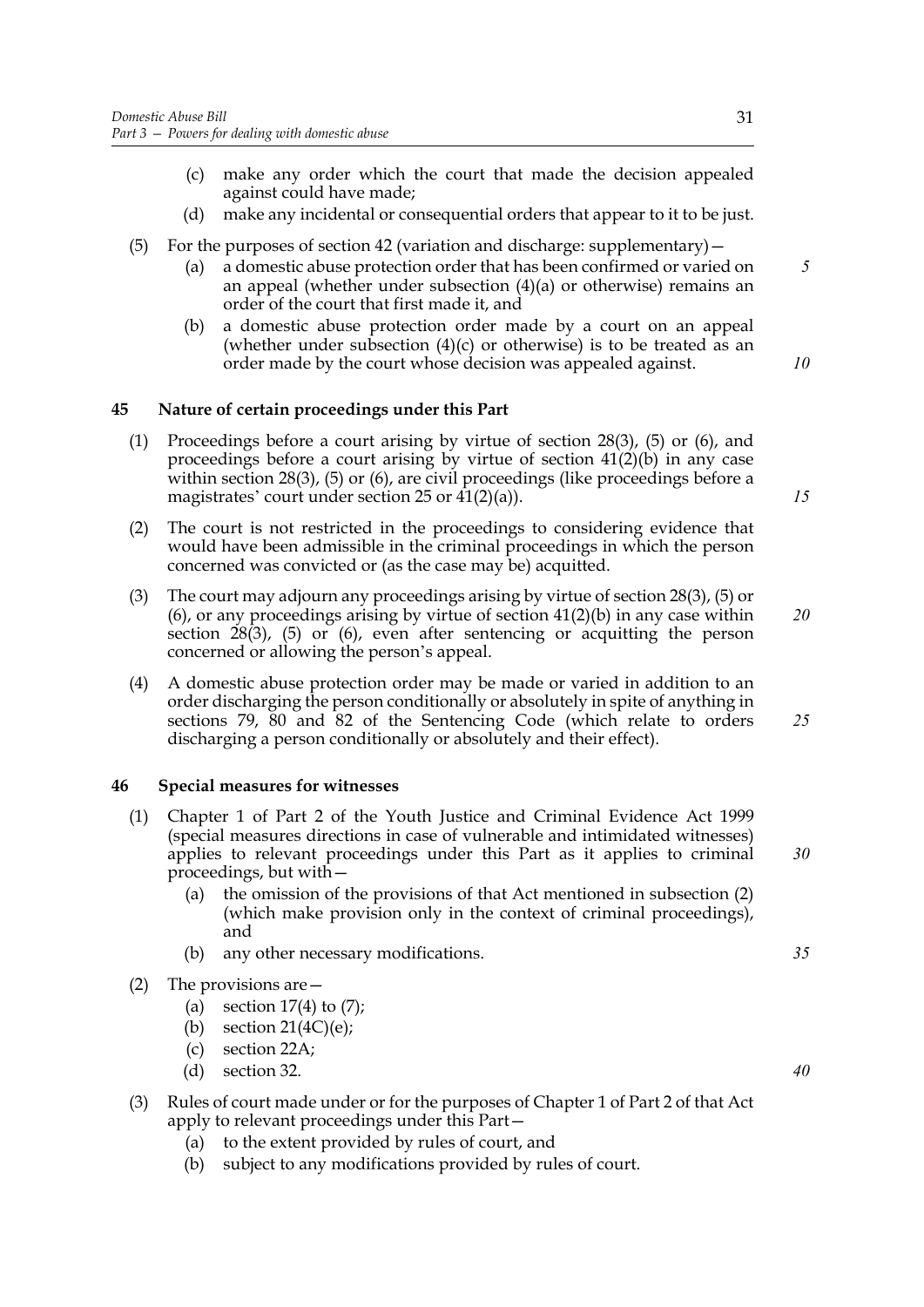(c) make any order which the court that made the decision appealed against could have made;

(d) make any incidental or consequential orders that appear to it to be just.

(5) For the purposes of section 42 (variation and discharge: supplementary)—

(a) a domestic abuse protection order that has been confirmed or varied on an appeal (whether under subsection (4)(a) or otherwise) remains an order of the court that first made it, and

(b) a domestic abuse protection order made by a court on an appeal (whether under subsection (4)(c) or otherwise) is to be treated as an order made by the court whose decision was appealed against.

## 45 Nature of certain proceedings under this Part

(1) Proceedings before a court arising by virtue of section 28(3), (5) or (6), and proceedings before a court arising by virtue of section 41(2)(b) in any case within section 28(3), (5) or (6), are civil proceedings (like proceedings before a magistrates' court under section 25 or 41(2)(a)).

(2) The court is not restricted in the proceedings to considering evidence that would have been admissible in the criminal proceedings in which the person concerned was convicted or (as the case may be) acquitted.

(3) The court may adjourn any proceedings arising by virtue of section 28(3), (5) or (6), or any proceedings arising by virtue of section 41(2)(b) in any case within section 28(3), (5) or (6), even after sentencing or acquitting the person concerned or allowing the person's appeal.

(4) A domestic abuse protection order may be made or varied in addition to an order discharging the person conditionally or absolutely in spite of anything in sections 79, 80 and 82 of the Sentencing Code (which relate to orders discharging a person conditionally or absolutely and their effect).

## 46 Special measures for witnesses

(1) Chapter 1 of Part 2 of the Youth Justice and Criminal Evidence Act 1999 (special measures directions in case of vulnerable and intimidated witnesses) applies to relevant proceedings under this Part as it applies to criminal proceedings, but with—

(a) the omission of the provisions of that Act mentioned in subsection (2) (which make provision only in the context of criminal proceedings), and

(b) any other necessary modifications.

(2) The provisions are—

(a) section 17(4) to (7);

(b) section 21(4C)(e);

(c) section 22A;

(d) section 32.

(3) Rules of court made under or for the purposes of Chapter 1 of Part 2 of that Act apply to relevant proceedings under this Part—

(a) to the extent provided by rules of court, and

(b) subject to any modifications provided by rules of court.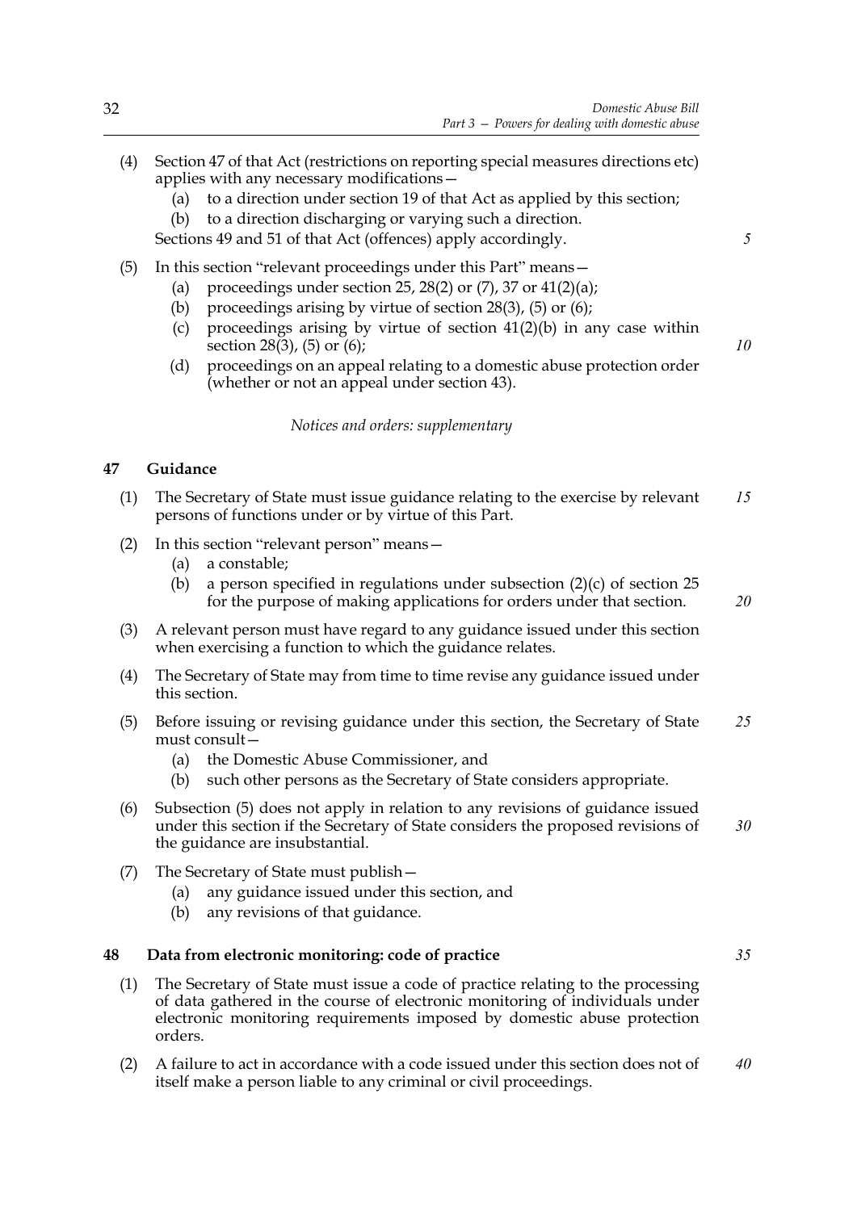(4) Section 47 of that Act (restrictions on reporting special measures directions etc) applies with any necessary modifications—

   (a) to a direction under section 19 of that Act as applied by this section;

   (b) to a direction discharging or varying such a direction.

   Sections 49 and 51 of that Act (offences) apply accordingly.

(5) In this section "relevant proceedings under this Part" means—

   (a) proceedings under section 25, 28(2) or (7), 37 or 41(2)(a);

   (b) proceedings arising by virtue of section 28(3), (5) or (6);

   (c) proceedings arising by virtue of section 41(2)(b) in any case within section 28(3), (5) or (6);

   (d) proceedings on an appeal relating to a domestic abuse protection order (whether or not an appeal under section 43).

*Notices and orders: supplementary*

## 47 Guidance

(1) The Secretary of State must issue guidance relating to the exercise by relevant persons of functions under or by virtue of this Part.

(2) In this section "relevant person" means—

   (a) a constable;

   (b) a person specified in regulations under subsection (2)(c) of section 25 for the purpose of making applications for orders under that section.

(3) A relevant person must have regard to any guidance issued under this section when exercising a function to which the guidance relates.

(4) The Secretary of State may from time to time revise any guidance issued under this section.

(5) Before issuing or revising guidance under this section, the Secretary of State must consult—

   (a) the Domestic Abuse Commissioner, and

   (b) such other persons as the Secretary of State considers appropriate.

(6) Subsection (5) does not apply in relation to any revisions of guidance issued under this section if the Secretary of State considers the proposed revisions of the guidance are insubstantial.

(7) The Secretary of State must publish—

   (a) any guidance issued under this section, and

   (b) any revisions of that guidance.

## 48 Data from electronic monitoring: code of practice

(1) The Secretary of State must issue a code of practice relating to the processing of data gathered in the course of electronic monitoring of individuals under electronic monitoring requirements imposed by domestic abuse protection orders.

(2) A failure to act in accordance with a code issued under this section does not of itself make a person liable to any criminal or civil proceedings.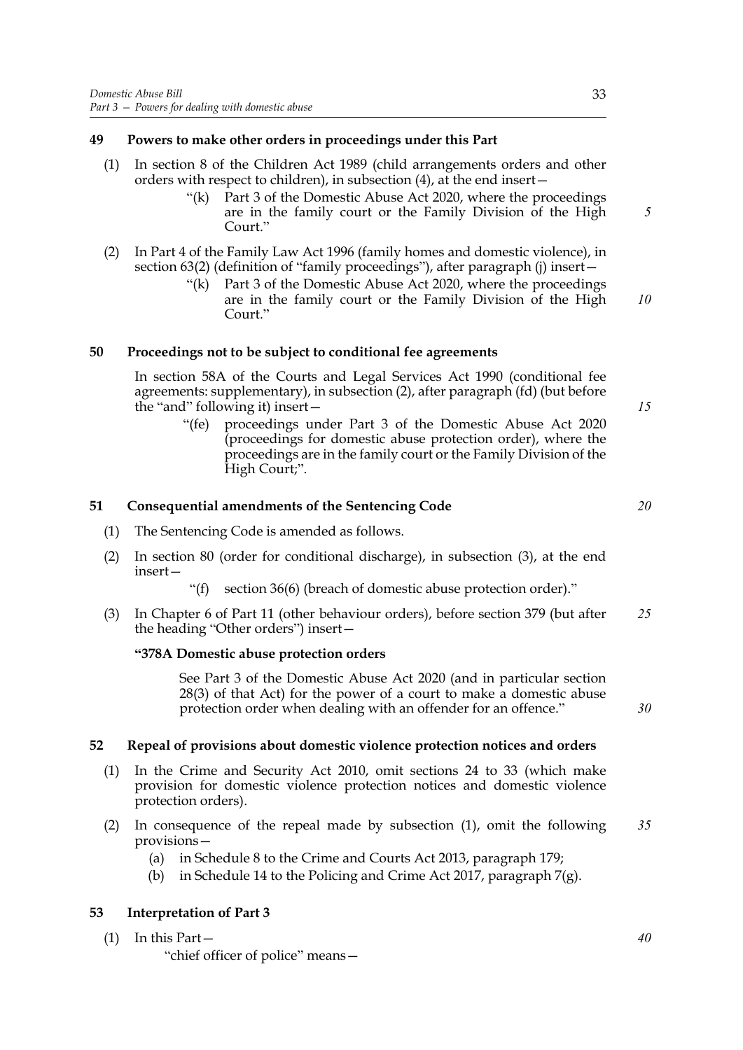### 49 Powers to make other orders in proceedings under this Part

(1) In section 8 of the Children Act 1989 (child arrangements orders and other orders with respect to children), in subsection (4), at the end insert—

> "(k) Part 3 of the Domestic Abuse Act 2020, where the proceedings are in the family court or the Family Division of the High Court."

(2) In Part 4 of the Family Law Act 1996 (family homes and domestic violence), in section 63(2) (definition of "family proceedings"), after paragraph (j) insert—

> "(k) Part 3 of the Domestic Abuse Act 2020, where the proceedings are in the family court or the Family Division of the High Court."

### 50 Proceedings not to be subject to conditional fee agreements

In section 58A of the Courts and Legal Services Act 1990 (conditional fee agreements: supplementary), in subsection (2), after paragraph (fd) (but before the "and" following it) insert—

> "(fe) proceedings under Part 3 of the Domestic Abuse Act 2020 (proceedings for domestic abuse protection order), where the proceedings are in the family court or the Family Division of the High Court;".

### 51 Consequential amendments of the Sentencing Code

(1) The Sentencing Code is amended as follows.

(2) In section 80 (order for conditional discharge), in subsection (3), at the end insert—

> "(f) section 36(6) (breach of domestic abuse protection order)."

(3) In Chapter 6 of Part 11 (other behaviour orders), before section 379 (but after the heading "Other orders") insert—

> **"378A Domestic abuse protection orders**
>
> See Part 3 of the Domestic Abuse Act 2020 (and in particular section 28(3) of that Act) for the power of a court to make a domestic abuse protection order when dealing with an offender for an offence."

### 52 Repeal of provisions about domestic violence protection notices and orders

(1) In the Crime and Security Act 2010, omit sections 24 to 33 (which make provision for domestic violence protection notices and domestic violence protection orders).

(2) In consequence of the repeal made by subsection (1), omit the following provisions—

- (a) in Schedule 8 to the Crime and Courts Act 2013, paragraph 179;
- (b) in Schedule 14 to the Policing and Crime Act 2017, paragraph 7(g).

### 53 Interpretation of Part 3

(1) In this Part—

"chief officer of police" means—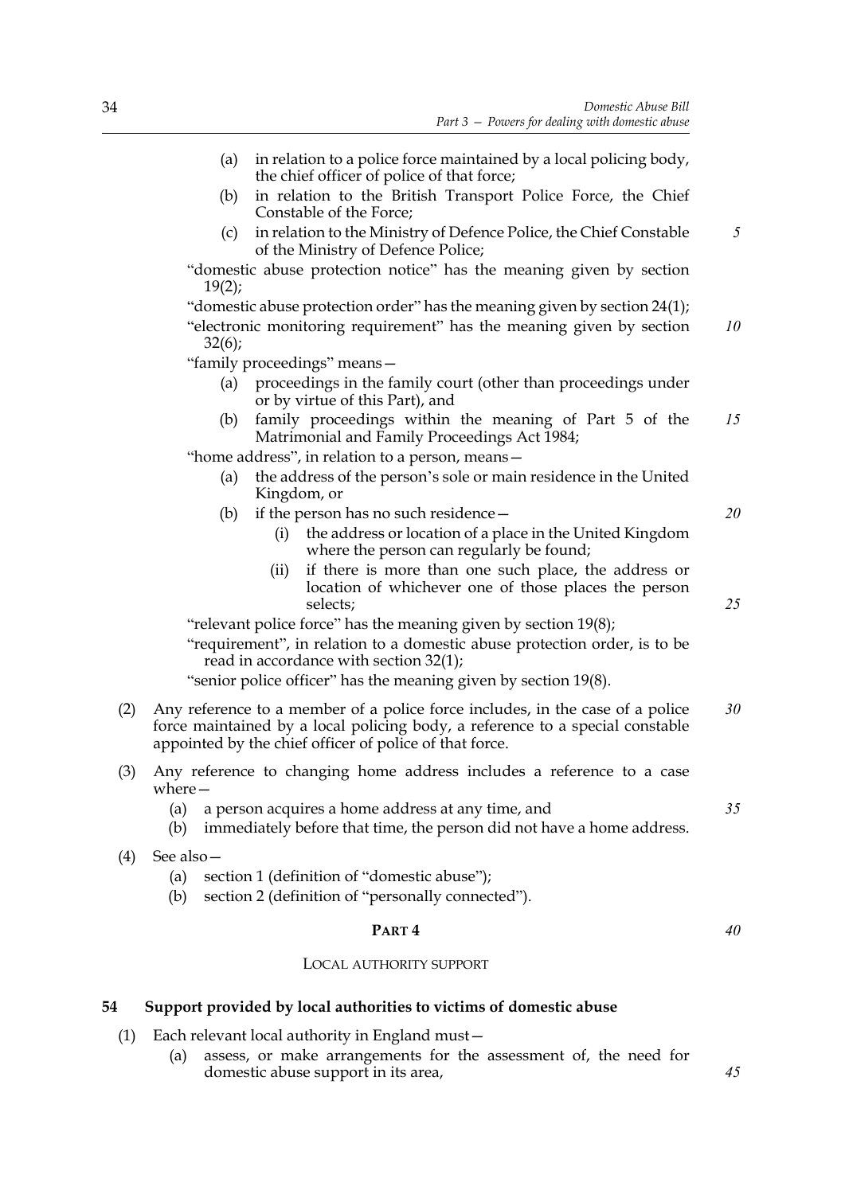(a) in relation to a police force maintained by a local policing body, the chief officer of police of that force;

(b) in relation to the British Transport Police Force, the Chief Constable of the Force;

(c) in relation to the Ministry of Defence Police, the Chief Constable of the Ministry of Defence Police;

"domestic abuse protection notice" has the meaning given by section 19(2);

"domestic abuse protection order" has the meaning given by section 24(1);

"electronic monitoring requirement" has the meaning given by section 32(6);

"family proceedings" means—

(a) proceedings in the family court (other than proceedings under or by virtue of this Part), and

(b) family proceedings within the meaning of Part 5 of the Matrimonial and Family Proceedings Act 1984;

"home address", in relation to a person, means—

(a) the address of the person's sole or main residence in the United Kingdom, or

(b) if the person has no such residence—

(i) the address or location of a place in the United Kingdom where the person can regularly be found;

(ii) if there is more than one such place, the address or location of whichever one of those places the person selects;

"relevant police force" has the meaning given by section 19(8);

"requirement", in relation to a domestic abuse protection order, is to be read in accordance with section 32(1);

"senior police officer" has the meaning given by section 19(8).

(2) Any reference to a member of a police force includes, in the case of a police force maintained by a local policing body, a reference to a special constable appointed by the chief officer of police of that force.

(3) Any reference to changing home address includes a reference to a case where—

(a) a person acquires a home address at any time, and

(b) immediately before that time, the person did not have a home address.

(4) See also—

(a) section 1 (definition of "domestic abuse");

(b) section 2 (definition of "personally connected").

## PART 4

### LOCAL AUTHORITY SUPPORT

### 54 Support provided by local authorities to victims of domestic abuse

(1) Each relevant local authority in England must—

(a) assess, or make arrangements for the assessment of, the need for domestic abuse support in its area,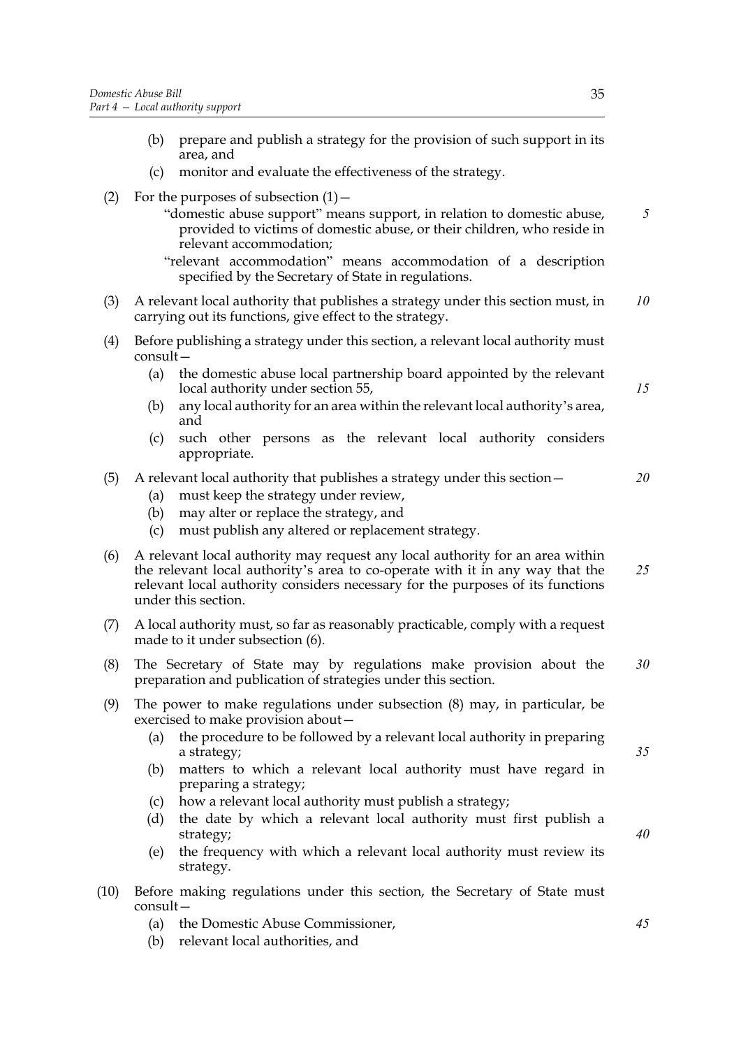(b) prepare and publish a strategy for the provision of such support in its area, and

(c) monitor and evaluate the effectiveness of the strategy.

(2) For the purposes of subsection (1)—

"domestic abuse support" means support, in relation to domestic abuse, provided to victims of domestic abuse, or their children, who reside in relevant accommodation;

"relevant accommodation" means accommodation of a description specified by the Secretary of State in regulations.

(3) A relevant local authority that publishes a strategy under this section must, in carrying out its functions, give effect to the strategy.

(4) Before publishing a strategy under this section, a relevant local authority must consult—

(a) the domestic abuse local partnership board appointed by the relevant local authority under section 55,

(b) any local authority for an area within the relevant local authority's area, and

(c) such other persons as the relevant local authority considers appropriate.

(5) A relevant local authority that publishes a strategy under this section—

(a) must keep the strategy under review,

(b) may alter or replace the strategy, and

(c) must publish any altered or replacement strategy.

(6) A relevant local authority may request any local authority for an area within the relevant local authority's area to co-operate with it in any way that the relevant local authority considers necessary for the purposes of its functions under this section.

(7) A local authority must, so far as reasonably practicable, comply with a request made to it under subsection (6).

(8) The Secretary of State may by regulations make provision about the preparation and publication of strategies under this section.

(9) The power to make regulations under subsection (8) may, in particular, be exercised to make provision about—

(a) the procedure to be followed by a relevant local authority in preparing a strategy;

(b) matters to which a relevant local authority must have regard in preparing a strategy;

(c) how a relevant local authority must publish a strategy;

(d) the date by which a relevant local authority must first publish a strategy;

(e) the frequency with which a relevant local authority must review its strategy.

(10) Before making regulations under this section, the Secretary of State must consult—

(a) the Domestic Abuse Commissioner,

(b) relevant local authorities, and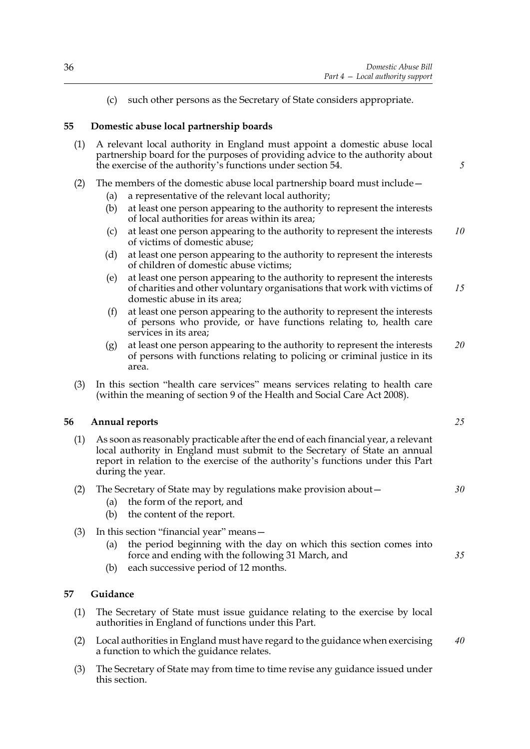(c) such other persons as the Secretary of State considers appropriate.

## 55 Domestic abuse local partnership boards

(1) A relevant local authority in England must appoint a domestic abuse local partnership board for the purposes of providing advice to the authority about the exercise of the authority's functions under section 54.

(2) The members of the domestic abuse local partnership board must include—

(a) a representative of the relevant local authority;

(b) at least one person appearing to the authority to represent the interests of local authorities for areas within its area;

(c) at least one person appearing to the authority to represent the interests of victims of domestic abuse;

(d) at least one person appearing to the authority to represent the interests of children of domestic abuse victims;

(e) at least one person appearing to the authority to represent the interests of charities and other voluntary organisations that work with victims of domestic abuse in its area;

(f) at least one person appearing to the authority to represent the interests of persons who provide, or have functions relating to, health care services in its area;

(g) at least one person appearing to the authority to represent the interests of persons with functions relating to policing or criminal justice in its area.

(3) In this section "health care services" means services relating to health care (within the meaning of section 9 of the Health and Social Care Act 2008).

## 56 Annual reports

(1) As soon as reasonably practicable after the end of each financial year, a relevant local authority in England must submit to the Secretary of State an annual report in relation to the exercise of the authority's functions under this Part during the year.

(2) The Secretary of State may by regulations make provision about—

(a) the form of the report, and

(b) the content of the report.

(3) In this section "financial year" means—

(a) the period beginning with the day on which this section comes into force and ending with the following 31 March, and

(b) each successive period of 12 months.

## 57 Guidance

(1) The Secretary of State must issue guidance relating to the exercise by local authorities in England of functions under this Part.

(2) Local authorities in England must have regard to the guidance when exercising a function to which the guidance relates.

(3) The Secretary of State may from time to time revise any guidance issued under this section.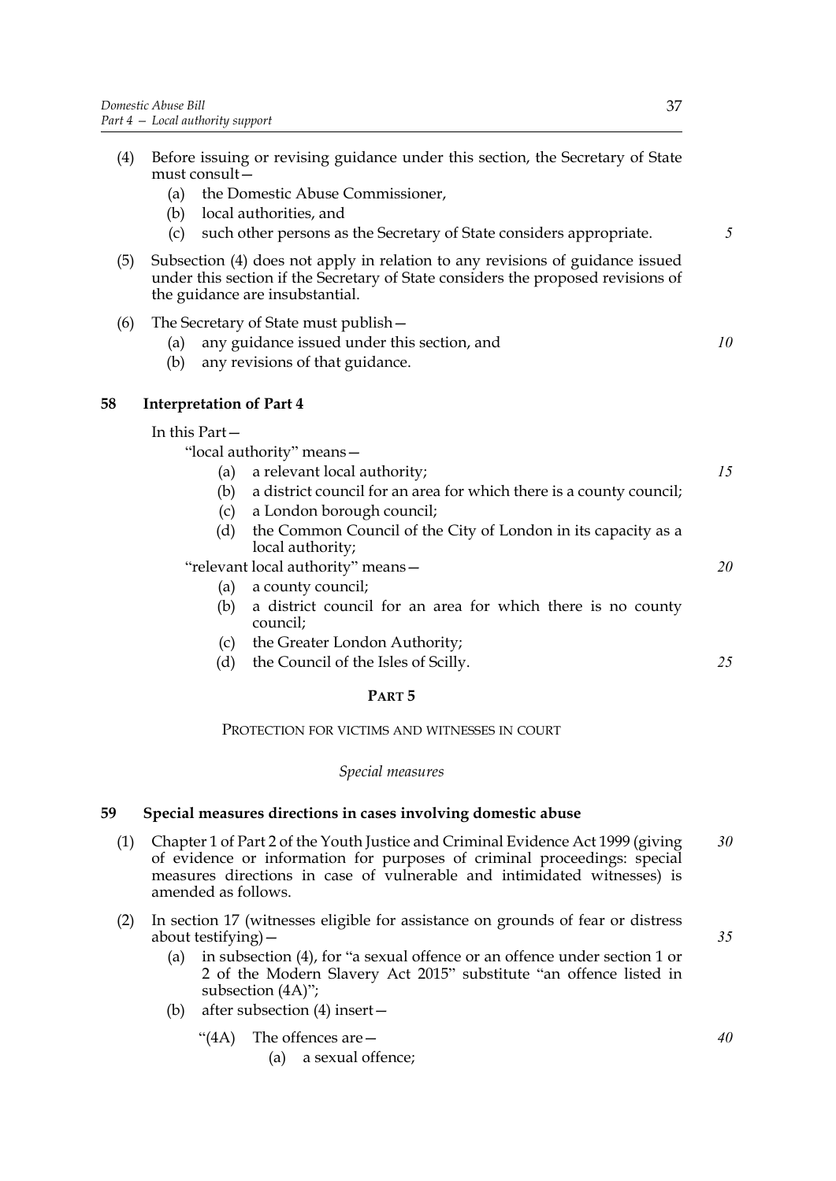(4) Before issuing or revising guidance under this section, the Secretary of State must consult—

   (a) the Domestic Abuse Commissioner,

   (b) local authorities, and

   (c) such other persons as the Secretary of State considers appropriate.

(5) Subsection (4) does not apply in relation to any revisions of guidance issued under this section if the Secretary of State considers the proposed revisions of the guidance are insubstantial.

(6) The Secretary of State must publish—

   (a) any guidance issued under this section, and

   (b) any revisions of that guidance.

### 58 Interpretation of Part 4

In this Part—

"local authority" means—

   (a) a relevant local authority;

   (b) a district council for an area for which there is a county council;

   (c) a London borough council;

   (d) the Common Council of the City of London in its capacity as a local authority;

"relevant local authority" means—

   (a) a county council;

   (b) a district council for an area for which there is no county council;

   (c) the Greater London Authority;

   (d) the Council of the Isles of Scilly.

## PART 5

PROTECTION FOR VICTIMS AND WITNESSES IN COURT

*Special measures*

### 59 Special measures directions in cases involving domestic abuse

(1) Chapter 1 of Part 2 of the Youth Justice and Criminal Evidence Act 1999 (giving of evidence or information for purposes of criminal proceedings: special measures directions in case of vulnerable and intimidated witnesses) is amended as follows.

(2) In section 17 (witnesses eligible for assistance on grounds of fear or distress about testifying)—

   (a) in subsection (4), for "a sexual offence or an offence under section 1 or 2 of the Modern Slavery Act 2015" substitute "an offence listed in subsection (4A)";

   (b) after subsection (4) insert—

      "(4A) The offences are—

         (a) a sexual offence;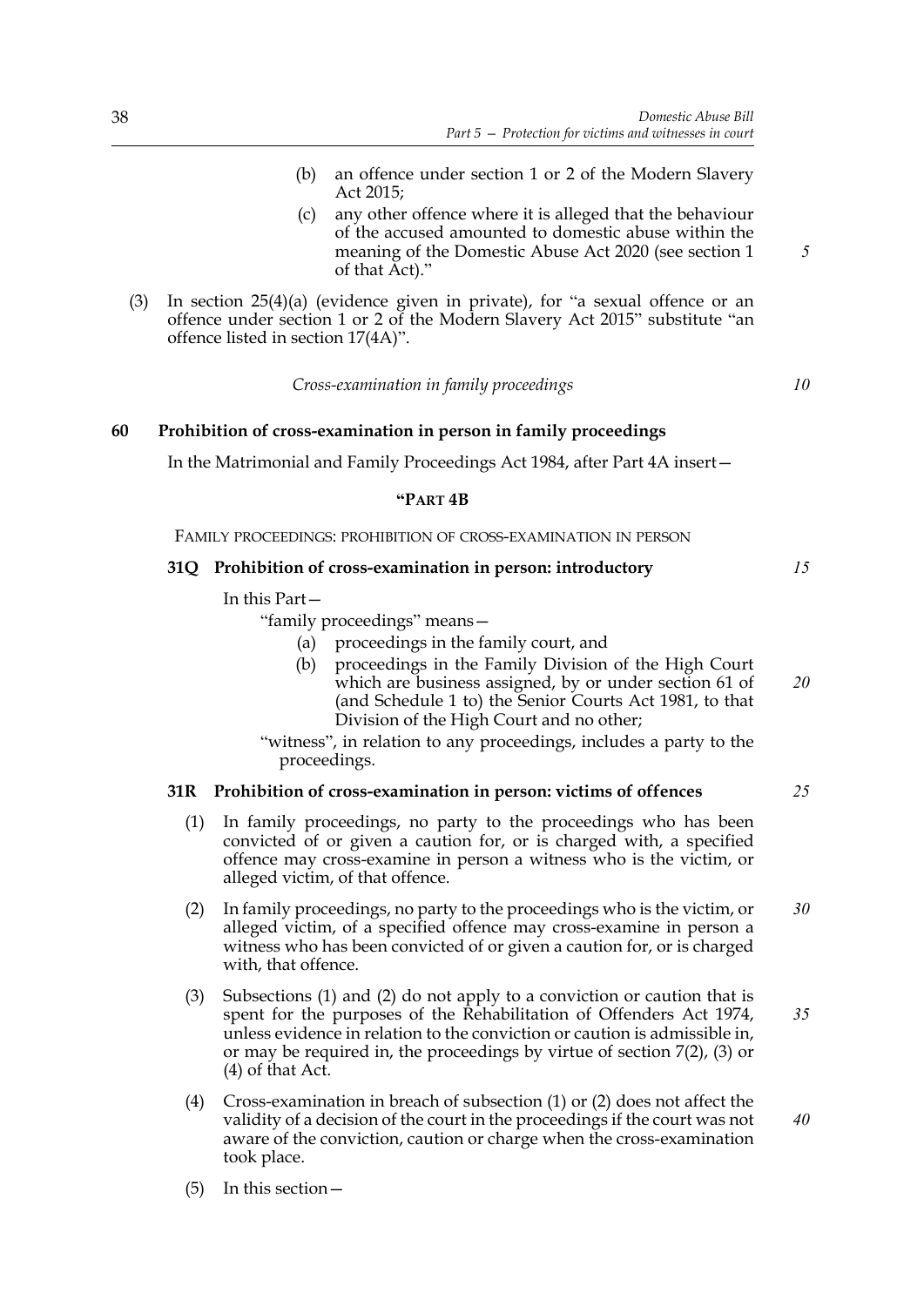(b) an offence under section 1 or 2 of the Modern Slavery Act 2015;

(c) any other offence where it is alleged that the behaviour of the accused amounted to domestic abuse within the meaning of the Domestic Abuse Act 2020 (see section 1 of that Act)."

(3) In section 25(4)(a) (evidence given in private), for "a sexual offence or an offence under section 1 or 2 of the Modern Slavery Act 2015" substitute "an offence listed in section 17(4A)".

*Cross-examination in family proceedings*

## 60 Prohibition of cross-examination in person in family proceedings

In the Matrimonial and Family Proceedings Act 1984, after Part 4A insert—

### "PART 4B

FAMILY PROCEEDINGS: PROHIBITION OF CROSS-EXAMINATION IN PERSON

#### 31Q Prohibition of cross-examination in person: introductory

In this Part—

"family proceedings" means—

(a) proceedings in the family court, and

(b) proceedings in the Family Division of the High Court which are business assigned, by or under section 61 of (and Schedule 1 to) the Senior Courts Act 1981, to that Division of the High Court and no other;

"witness", in relation to any proceedings, includes a party to the proceedings.

#### 31R Prohibition of cross-examination in person: victims of offences

(1) In family proceedings, no party to the proceedings who has been convicted of or given a caution for, or is charged with, a specified offence may cross-examine in person a witness who is the victim, or alleged victim, of that offence.

(2) In family proceedings, no party to the proceedings who is the victim, or alleged victim, of a specified offence may cross-examine in person a witness who has been convicted of or given a caution for, or is charged with, that offence.

(3) Subsections (1) and (2) do not apply to a conviction or caution that is spent for the purposes of the Rehabilitation of Offenders Act 1974, unless evidence in relation to the conviction or caution is admissible in, or may be required in, the proceedings by virtue of section 7(2), (3) or (4) of that Act.

(4) Cross-examination in breach of subsection (1) or (2) does not affect the validity of a decision of the court in the proceedings if the court was not aware of the conviction, caution or charge when the cross-examination took place.

(5) In this section—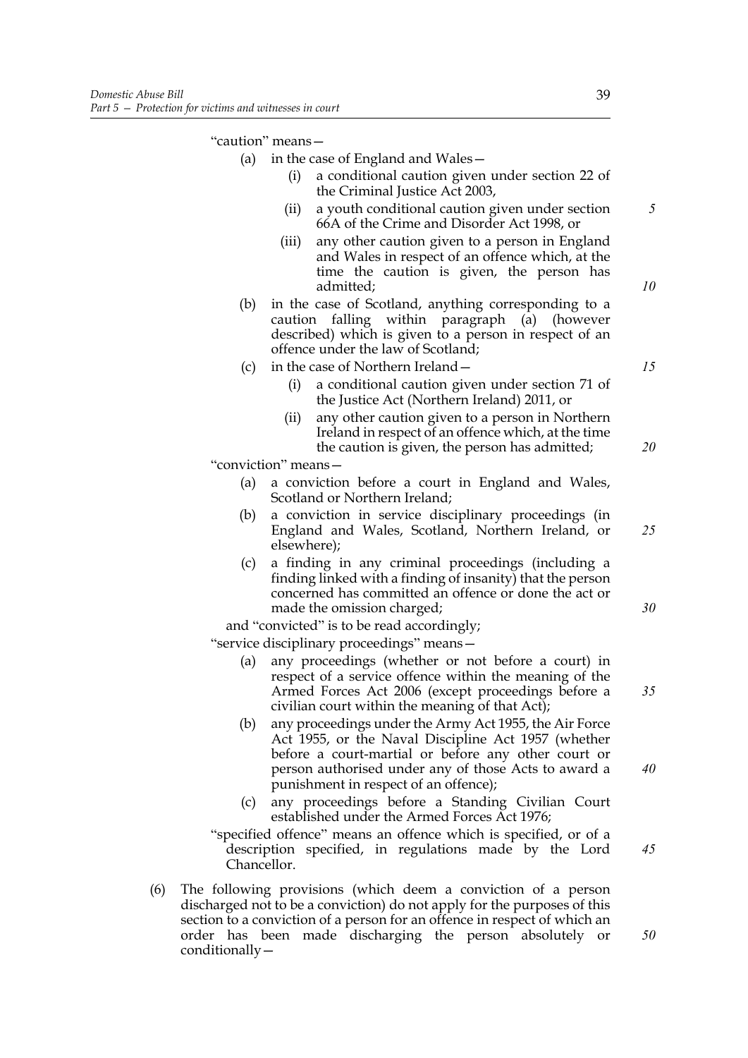"caution" means—

- (a) in the case of England and Wales—
  - (i) a conditional caution given under section 22 of the Criminal Justice Act 2003,
  - (ii) a youth conditional caution given under section 66A of the Crime and Disorder Act 1998, or
  - (iii) any other caution given to a person in England and Wales in respect of an offence which, at the time the caution is given, the person has admitted;
- (b) in the case of Scotland, anything corresponding to a caution falling within paragraph (a) (however described) which is given to a person in respect of an offence under the law of Scotland;
- (c) in the case of Northern Ireland—
  - (i) a conditional caution given under section 71 of the Justice Act (Northern Ireland) 2011, or
  - (ii) any other caution given to a person in Northern Ireland in respect of an offence which, at the time the caution is given, the person has admitted;

"conviction" means—

- (a) a conviction before a court in England and Wales, Scotland or Northern Ireland;
- (b) a conviction in service disciplinary proceedings (in England and Wales, Scotland, Northern Ireland, or elsewhere);
- (c) a finding in any criminal proceedings (including a finding linked with a finding of insanity) that the person concerned has committed an offence or done the act or made the omission charged;

and "convicted" is to be read accordingly;

"service disciplinary proceedings" means—

- (a) any proceedings (whether or not before a court) in respect of a service offence within the meaning of the Armed Forces Act 2006 (except proceedings before a civilian court within the meaning of that Act);
- (b) any proceedings under the Army Act 1955, the Air Force Act 1955, or the Naval Discipline Act 1957 (whether before a court-martial or before any other court or person authorised under any of those Acts to award a punishment in respect of an offence);
- (c) any proceedings before a Standing Civilian Court established under the Armed Forces Act 1976;

"specified offence" means an offence which is specified, or of a description specified, in regulations made by the Lord Chancellor.

(6) The following provisions (which deem a conviction of a person discharged not to be a conviction) do not apply for the purposes of this section to a conviction of a person for an offence in respect of which an order has been made discharging the person absolutely or conditionally—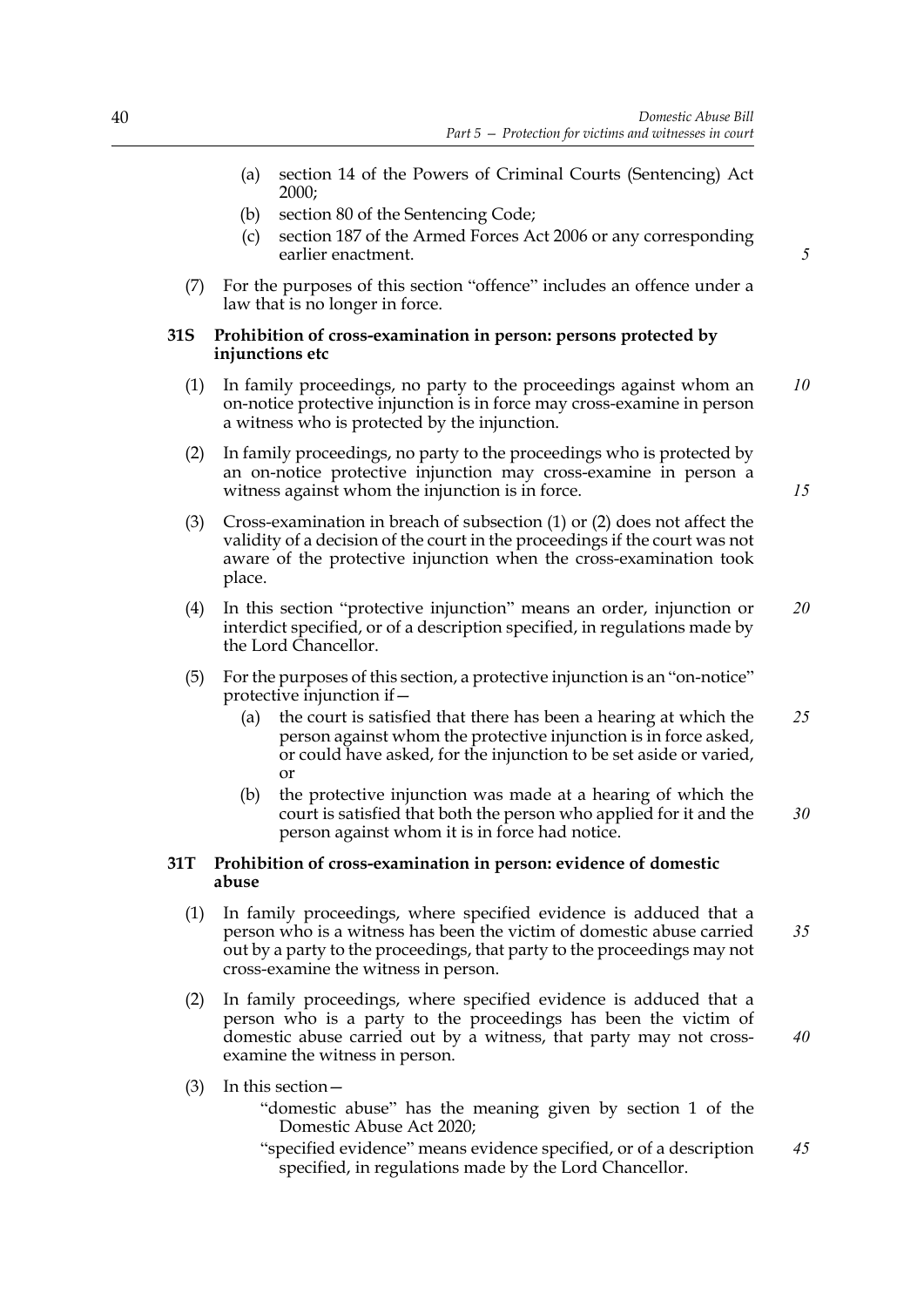(a) section 14 of the Powers of Criminal Courts (Sentencing) Act 2000;

(b) section 80 of the Sentencing Code;

(c) section 187 of the Armed Forces Act 2006 or any corresponding earlier enactment.

(7) For the purposes of this section "offence" includes an offence under a law that is no longer in force.

### 31S Prohibition of cross-examination in person: persons protected by injunctions etc

(1) In family proceedings, no party to the proceedings against whom an on-notice protective injunction is in force may cross-examine in person a witness who is protected by the injunction.

(2) In family proceedings, no party to the proceedings who is protected by an on-notice protective injunction may cross-examine in person a witness against whom the injunction is in force.

(3) Cross-examination in breach of subsection (1) or (2) does not affect the validity of a decision of the court in the proceedings if the court was not aware of the protective injunction when the cross-examination took place.

(4) In this section "protective injunction" means an order, injunction or interdict specified, or of a description specified, in regulations made by the Lord Chancellor.

(5) For the purposes of this section, a protective injunction is an "on-notice" protective injunction if—

(a) the court is satisfied that there has been a hearing at which the person against whom the protective injunction is in force asked, or could have asked, for the injunction to be set aside or varied, or

(b) the protective injunction was made at a hearing of which the court is satisfied that both the person who applied for it and the person against whom it is in force had notice.

### 31T Prohibition of cross-examination in person: evidence of domestic abuse

(1) In family proceedings, where specified evidence is adduced that a person who is a witness has been the victim of domestic abuse carried out by a party to the proceedings, that party to the proceedings may not cross-examine the witness in person.

(2) In family proceedings, where specified evidence is adduced that a person who is a party to the proceedings has been the victim of domestic abuse carried out by a witness, that party may not cross-examine the witness in person.

(3) In this section—

"domestic abuse" has the meaning given by section 1 of the Domestic Abuse Act 2020;

"specified evidence" means evidence specified, or of a description specified, in regulations made by the Lord Chancellor.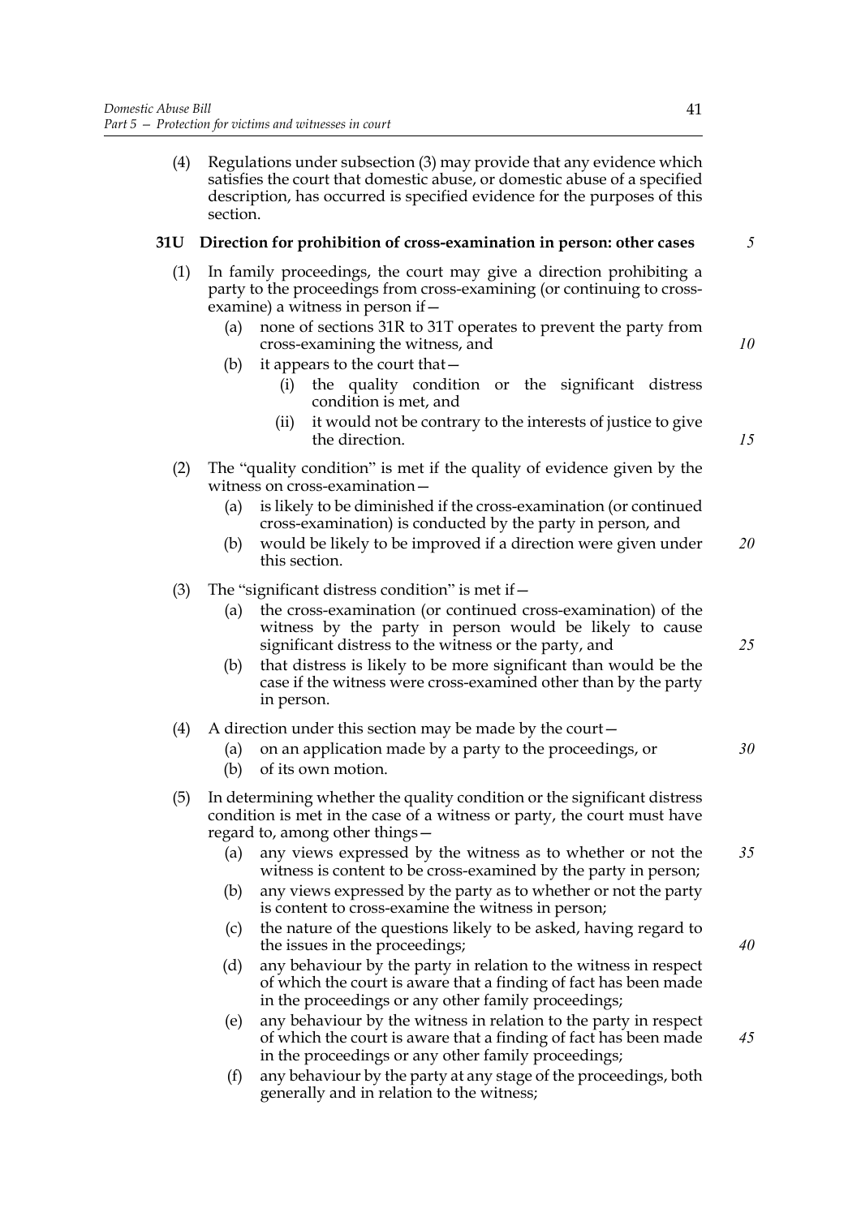(4) Regulations under subsection (3) may provide that any evidence which satisfies the court that domestic abuse, or domestic abuse of a specified description, has occurred is specified evidence for the purposes of this section.

### 31U Direction for prohibition of cross-examination in person: other cases

(1) In family proceedings, the court may give a direction prohibiting a party to the proceedings from cross-examining (or continuing to cross-examine) a witness in person if—

(a) none of sections 31R to 31T operates to prevent the party from cross-examining the witness, and

(b) it appears to the court that—

(i) the quality condition or the significant distress condition is met, and

(ii) it would not be contrary to the interests of justice to give the direction.

(2) The "quality condition" is met if the quality of evidence given by the witness on cross-examination—

(a) is likely to be diminished if the cross-examination (or continued cross-examination) is conducted by the party in person, and

(b) would be likely to be improved if a direction were given under this section.

(3) The "significant distress condition" is met if—

(a) the cross-examination (or continued cross-examination) of the witness by the party in person would be likely to cause significant distress to the witness or the party, and

(b) that distress is likely to be more significant than would be the case if the witness were cross-examined other than by the party in person.

(4) A direction under this section may be made by the court—

(a) on an application made by a party to the proceedings, or

(b) of its own motion.

(5) In determining whether the quality condition or the significant distress condition is met in the case of a witness or party, the court must have regard to, among other things—

(a) any views expressed by the witness as to whether or not the witness is content to be cross-examined by the party in person;

(b) any views expressed by the party as to whether or not the party is content to cross-examine the witness in person;

(c) the nature of the questions likely to be asked, having regard to the issues in the proceedings;

(d) any behaviour by the party in relation to the witness in respect of which the court is aware that a finding of fact has been made in the proceedings or any other family proceedings;

(e) any behaviour by the witness in relation to the party in respect of which the court is aware that a finding of fact has been made in the proceedings or any other family proceedings;

(f) any behaviour by the party at any stage of the proceedings, both generally and in relation to the witness;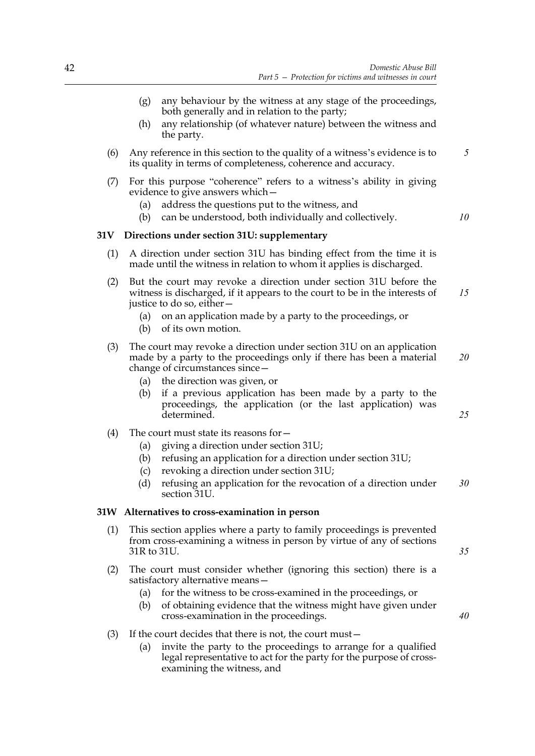(g) any behaviour by the witness at any stage of the proceedings, both generally and in relation to the party;

(h) any relationship (of whatever nature) between the witness and the party.

(6) Any reference in this section to the quality of a witness's evidence is to its quality in terms of completeness, coherence and accuracy.

(7) For this purpose "coherence" refers to a witness's ability in giving evidence to give answers which—

(a) address the questions put to the witness, and

(b) can be understood, both individually and collectively.

### 31V Directions under section 31U: supplementary

(1) A direction under section 31U has binding effect from the time it is made until the witness in relation to whom it applies is discharged.

(2) But the court may revoke a direction under section 31U before the witness is discharged, if it appears to the court to be in the interests of justice to do so, either—

(a) on an application made by a party to the proceedings, or

(b) of its own motion.

(3) The court may revoke a direction under section 31U on an application made by a party to the proceedings only if there has been a material change of circumstances since—

(a) the direction was given, or

(b) if a previous application has been made by a party to the proceedings, the application (or the last application) was determined.

(4) The court must state its reasons for—

(a) giving a direction under section 31U;

(b) refusing an application for a direction under section 31U;

(c) revoking a direction under section 31U;

(d) refusing an application for the revocation of a direction under section 31U.

### 31W Alternatives to cross-examination in person

(1) This section applies where a party to family proceedings is prevented from cross-examining a witness in person by virtue of any of sections 31R to 31U.

(2) The court must consider whether (ignoring this section) there is a satisfactory alternative means—

(a) for the witness to be cross-examined in the proceedings, or

(b) of obtaining evidence that the witness might have given under cross-examination in the proceedings.

(3) If the court decides that there is not, the court must—

(a) invite the party to the proceedings to arrange for a qualified legal representative to act for the party for the purpose of cross-examining the witness, and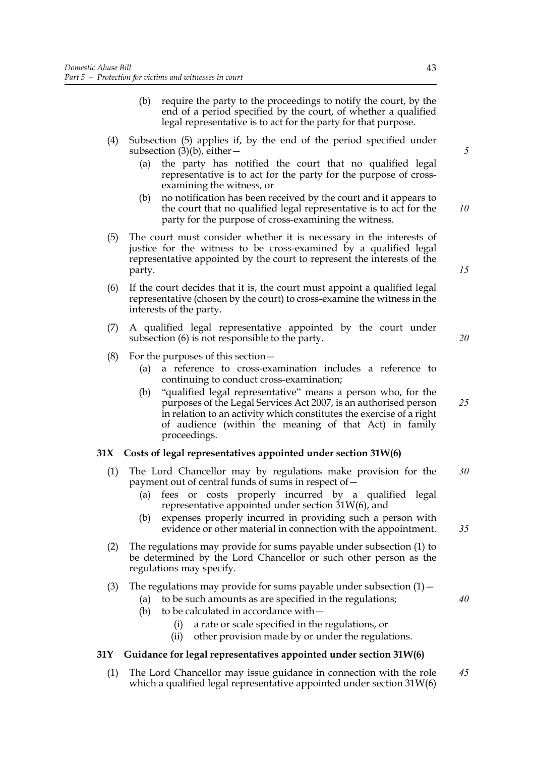(b) require the party to the proceedings to notify the court, by the end of a period specified by the court, of whether a qualified legal representative is to act for the party for that purpose.

(4) Subsection (5) applies if, by the end of the period specified under subsection (3)(b), either—

(a) the party has notified the court that no qualified legal representative is to act for the party for the purpose of cross-examining the witness, or

(b) no notification has been received by the court and it appears to the court that no qualified legal representative is to act for the party for the purpose of cross-examining the witness.

(5) The court must consider whether it is necessary in the interests of justice for the witness to be cross-examined by a qualified legal representative appointed by the court to represent the interests of the party.

(6) If the court decides that it is, the court must appoint a qualified legal representative (chosen by the court) to cross-examine the witness in the interests of the party.

(7) A qualified legal representative appointed by the court under subsection (6) is not responsible to the party.

(8) For the purposes of this section—

(a) a reference to cross-examination includes a reference to continuing to conduct cross-examination;

(b) "qualified legal representative" means a person who, for the purposes of the Legal Services Act 2007, is an authorised person in relation to an activity which constitutes the exercise of a right of audience (within the meaning of that Act) in family proceedings.

### 31X Costs of legal representatives appointed under section 31W(6)

(1) The Lord Chancellor may by regulations make provision for the payment out of central funds of sums in respect of—

(a) fees or costs properly incurred by a qualified legal representative appointed under section 31W(6), and

(b) expenses properly incurred in providing such a person with evidence or other material in connection with the appointment.

(2) The regulations may provide for sums payable under subsection (1) to be determined by the Lord Chancellor or such other person as the regulations may specify.

(3) The regulations may provide for sums payable under subsection (1)—

(a) to be such amounts as are specified in the regulations;

(b) to be calculated in accordance with—

(i) a rate or scale specified in the regulations, or

(ii) other provision made by or under the regulations.

### 31Y Guidance for legal representatives appointed under section 31W(6)

(1) The Lord Chancellor may issue guidance in connection with the role which a qualified legal representative appointed under section 31W(6)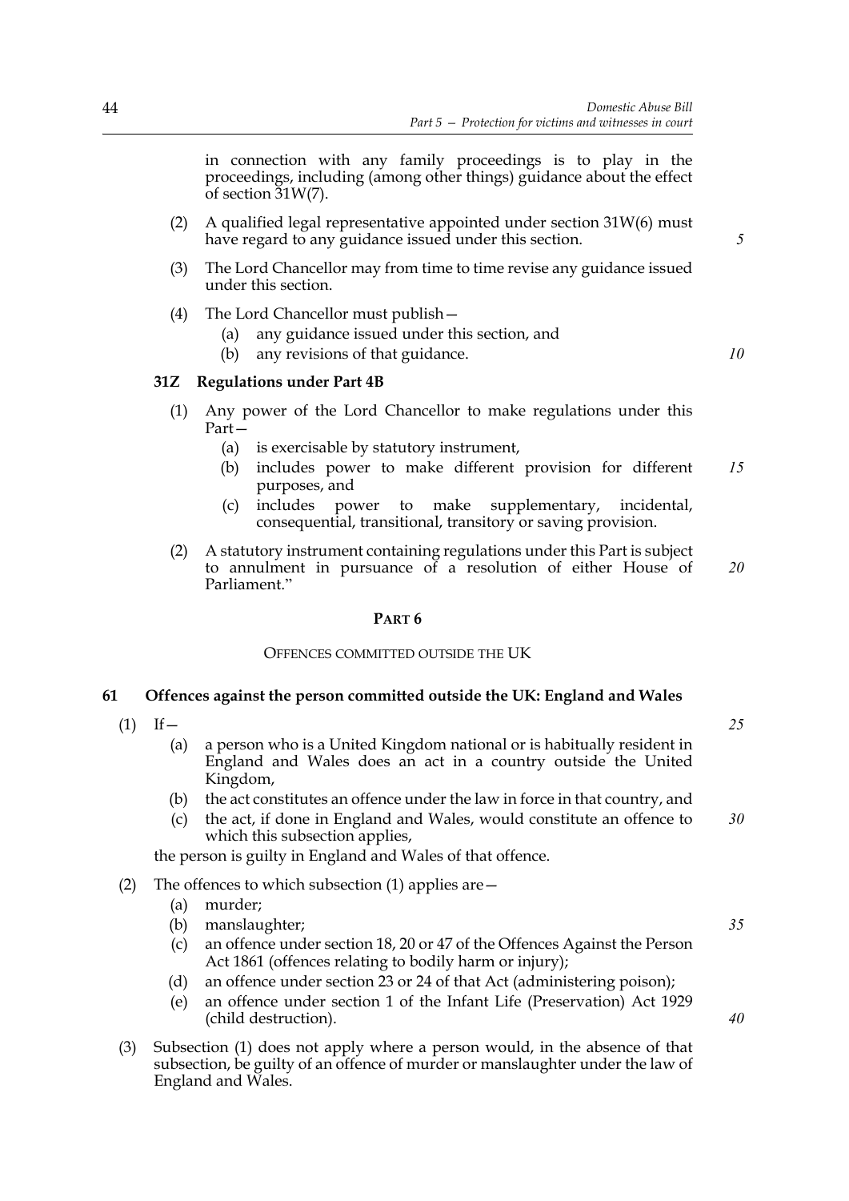in connection with any family proceedings is to play in the proceedings, including (among other things) guidance about the effect of section 31W(7).

(2) A qualified legal representative appointed under section 31W(6) must have regard to any guidance issued under this section.

(3) The Lord Chancellor may from time to time revise any guidance issued under this section.

(4) The Lord Chancellor must publish—

(a) any guidance issued under this section, and

(b) any revisions of that guidance.

**31Z Regulations under Part 4B**

(1) Any power of the Lord Chancellor to make regulations under this Part—

(a) is exercisable by statutory instrument,

(b) includes power to make different provision for different purposes, and

(c) includes power to make supplementary, incidental, consequential, transitional, transitory or saving provision.

(2) A statutory instrument containing regulations under this Part is subject to annulment in pursuance of a resolution of either House of Parliament."

## PART 6

### OFFENCES COMMITTED OUTSIDE THE UK

**61 Offences against the person committed outside the UK: England and Wales**

(1) If—

(a) a person who is a United Kingdom national or is habitually resident in England and Wales does an act in a country outside the United Kingdom,

(b) the act constitutes an offence under the law in force in that country, and

(c) the act, if done in England and Wales, would constitute an offence to which this subsection applies,

the person is guilty in England and Wales of that offence.

(2) The offences to which subsection (1) applies are—

(a) murder;

(b) manslaughter;

(c) an offence under section 18, 20 or 47 of the Offences Against the Person Act 1861 (offences relating to bodily harm or injury);

(d) an offence under section 23 or 24 of that Act (administering poison);

(e) an offence under section 1 of the Infant Life (Preservation) Act 1929 (child destruction).

(3) Subsection (1) does not apply where a person would, in the absence of that subsection, be guilty of an offence of murder or manslaughter under the law of England and Wales.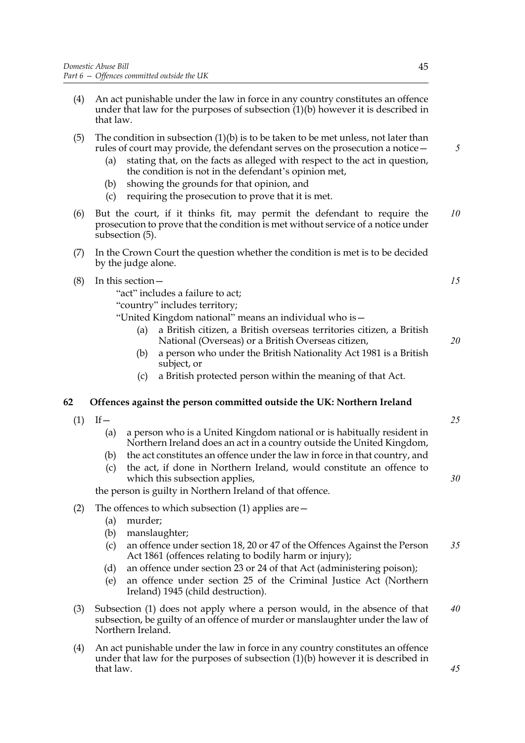(4) An act punishable under the law in force in any country constitutes an offence under that law for the purposes of subsection (1)(b) however it is described in that law.

(5) The condition in subsection (1)(b) is to be taken to be met unless, not later than rules of court may provide, the defendant serves on the prosecution a notice—

- (a) stating that, on the facts as alleged with respect to the act in question, the condition is not in the defendant's opinion met,
- (b) showing the grounds for that opinion, and
- (c) requiring the prosecution to prove that it is met.

(6) But the court, if it thinks fit, may permit the defendant to require the prosecution to prove that the condition is met without service of a notice under subsection (5).

(7) In the Crown Court the question whether the condition is met is to be decided by the judge alone.

(8) In this section—

"act" includes a failure to act;

"country" includes territory;

"United Kingdom national" means an individual who is—

- (a) a British citizen, a British overseas territories citizen, a British National (Overseas) or a British Overseas citizen,
- (b) a person who under the British Nationality Act 1981 is a British subject, or
- (c) a British protected person within the meaning of that Act.

### 62 Offences against the person committed outside the UK: Northern Ireland

(1) If—

- (a) a person who is a United Kingdom national or is habitually resident in Northern Ireland does an act in a country outside the United Kingdom,
- (b) the act constitutes an offence under the law in force in that country, and
- (c) the act, if done in Northern Ireland, would constitute an offence to which this subsection applies,

the person is guilty in Northern Ireland of that offence.

(2) The offences to which subsection (1) applies are—

- (a) murder;
- (b) manslaughter;
- (c) an offence under section 18, 20 or 47 of the Offences Against the Person Act 1861 (offences relating to bodily harm or injury);
- (d) an offence under section 23 or 24 of that Act (administering poison);
- (e) an offence under section 25 of the Criminal Justice Act (Northern Ireland) 1945 (child destruction).

(3) Subsection (1) does not apply where a person would, in the absence of that subsection, be guilty of an offence of murder or manslaughter under the law of Northern Ireland.

(4) An act punishable under the law in force in any country constitutes an offence under that law for the purposes of subsection (1)(b) however it is described in that law.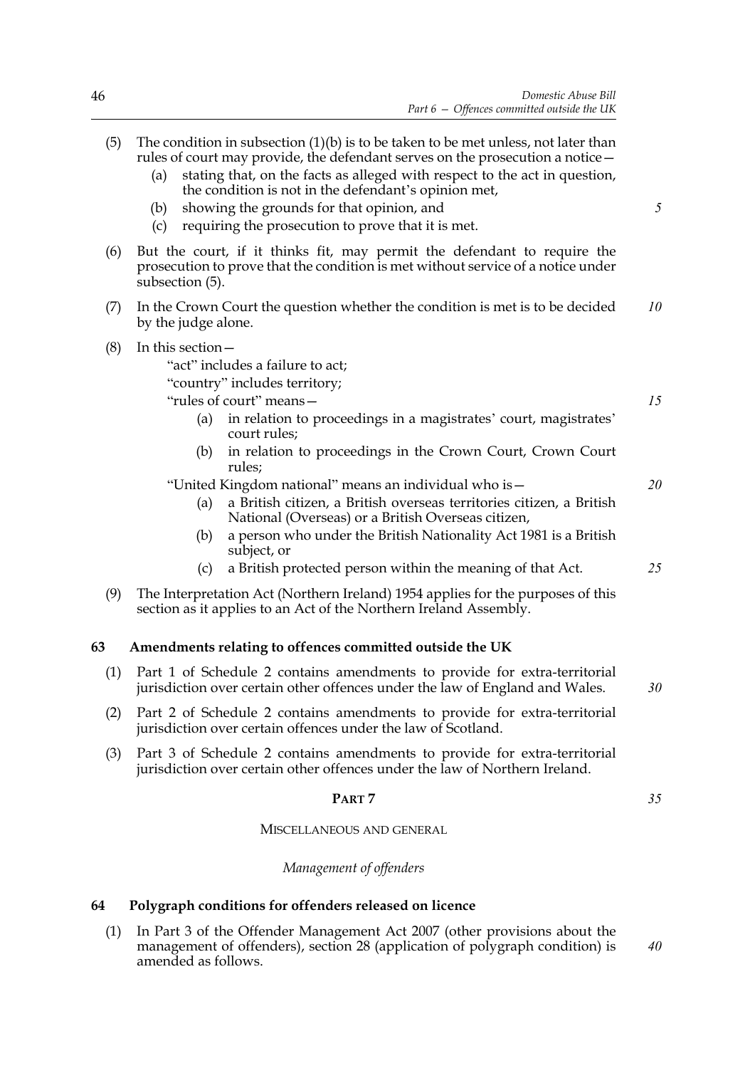(5) The condition in subsection (1)(b) is to be taken to be met unless, not later than rules of court may provide, the defendant serves on the prosecution a notice—

(a) stating that, on the facts as alleged with respect to the act in question, the condition is not in the defendant's opinion met,

(b) showing the grounds for that opinion, and

(c) requiring the prosecution to prove that it is met.

(6) But the court, if it thinks fit, may permit the defendant to require the prosecution to prove that the condition is met without service of a notice under subsection (5).

(7) In the Crown Court the question whether the condition is met is to be decided by the judge alone.

(8) In this section—

"act" includes a failure to act;

"country" includes territory;

"rules of court" means—

(a) in relation to proceedings in a magistrates' court, magistrates' court rules;

(b) in relation to proceedings in the Crown Court, Crown Court rules;

"United Kingdom national" means an individual who is—

(a) a British citizen, a British overseas territories citizen, a British National (Overseas) or a British Overseas citizen,

(b) a person who under the British Nationality Act 1981 is a British subject, or

(c) a British protected person within the meaning of that Act.

(9) The Interpretation Act (Northern Ireland) 1954 applies for the purposes of this section as it applies to an Act of the Northern Ireland Assembly.

### 63 Amendments relating to offences committed outside the UK

(1) Part 1 of Schedule 2 contains amendments to provide for extra-territorial jurisdiction over certain other offences under the law of England and Wales.

(2) Part 2 of Schedule 2 contains amendments to provide for extra-territorial jurisdiction over certain offences under the law of Scotland.

(3) Part 3 of Schedule 2 contains amendments to provide for extra-territorial jurisdiction over certain other offences under the law of Northern Ireland.

## PART 7

## MISCELLANEOUS AND GENERAL

*Management of offenders*

### 64 Polygraph conditions for offenders released on licence

(1) In Part 3 of the Offender Management Act 2007 (other provisions about the management of offenders), section 28 (application of polygraph condition) is amended as follows.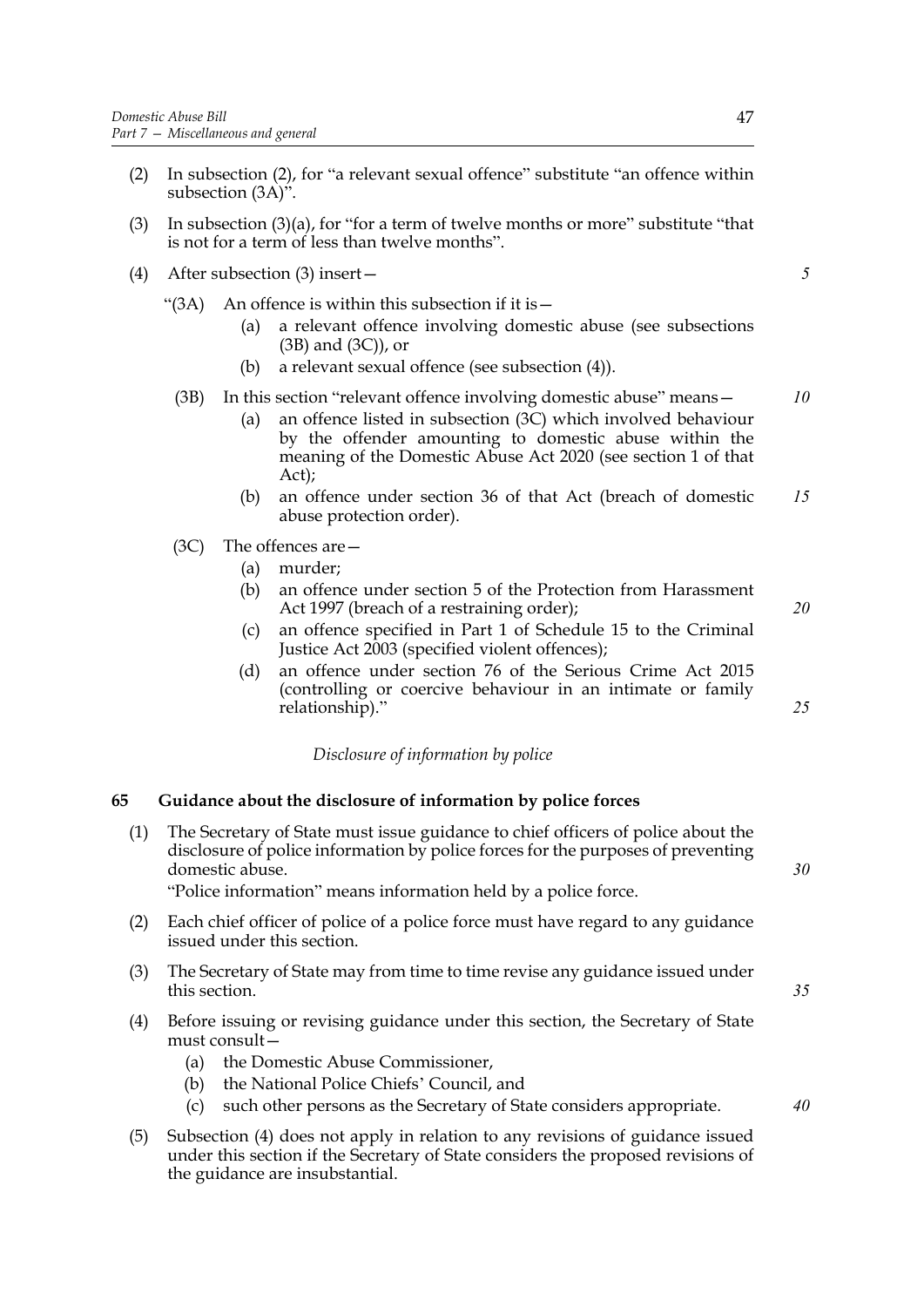(2) In subsection (2), for "a relevant sexual offence" substitute "an offence within subsection (3A)".

(3) In subsection (3)(a), for "for a term of twelve months or more" substitute "that is not for a term of less than twelve months".

(4) After subsection (3) insert—

"(3A) An offence is within this subsection if it is—

(a) a relevant offence involving domestic abuse (see subsections (3B) and (3C)), or

(b) a relevant sexual offence (see subsection (4)).

(3B) In this section "relevant offence involving domestic abuse" means—

(a) an offence listed in subsection (3C) which involved behaviour by the offender amounting to domestic abuse within the meaning of the Domestic Abuse Act 2020 (see section 1 of that Act);

(b) an offence under section 36 of that Act (breach of domestic abuse protection order).

(3C) The offences are—

(a) murder;

(b) an offence under section 5 of the Protection from Harassment Act 1997 (breach of a restraining order);

(c) an offence specified in Part 1 of Schedule 15 to the Criminal Justice Act 2003 (specified violent offences);

(d) an offence under section 76 of the Serious Crime Act 2015 (controlling or coercive behaviour in an intimate or family relationship)."

*Disclosure of information by police*

**65 Guidance about the disclosure of information by police forces**

(1) The Secretary of State must issue guidance to chief officers of police about the disclosure of police information by police forces for the purposes of preventing domestic abuse.

"Police information" means information held by a police force.

(2) Each chief officer of police of a police force must have regard to any guidance issued under this section.

(3) The Secretary of State may from time to time revise any guidance issued under this section.

(4) Before issuing or revising guidance under this section, the Secretary of State must consult—

(a) the Domestic Abuse Commissioner,

(b) the National Police Chiefs' Council, and

(c) such other persons as the Secretary of State considers appropriate.

(5) Subsection (4) does not apply in relation to any revisions of guidance issued under this section if the Secretary of State considers the proposed revisions of the guidance are insubstantial.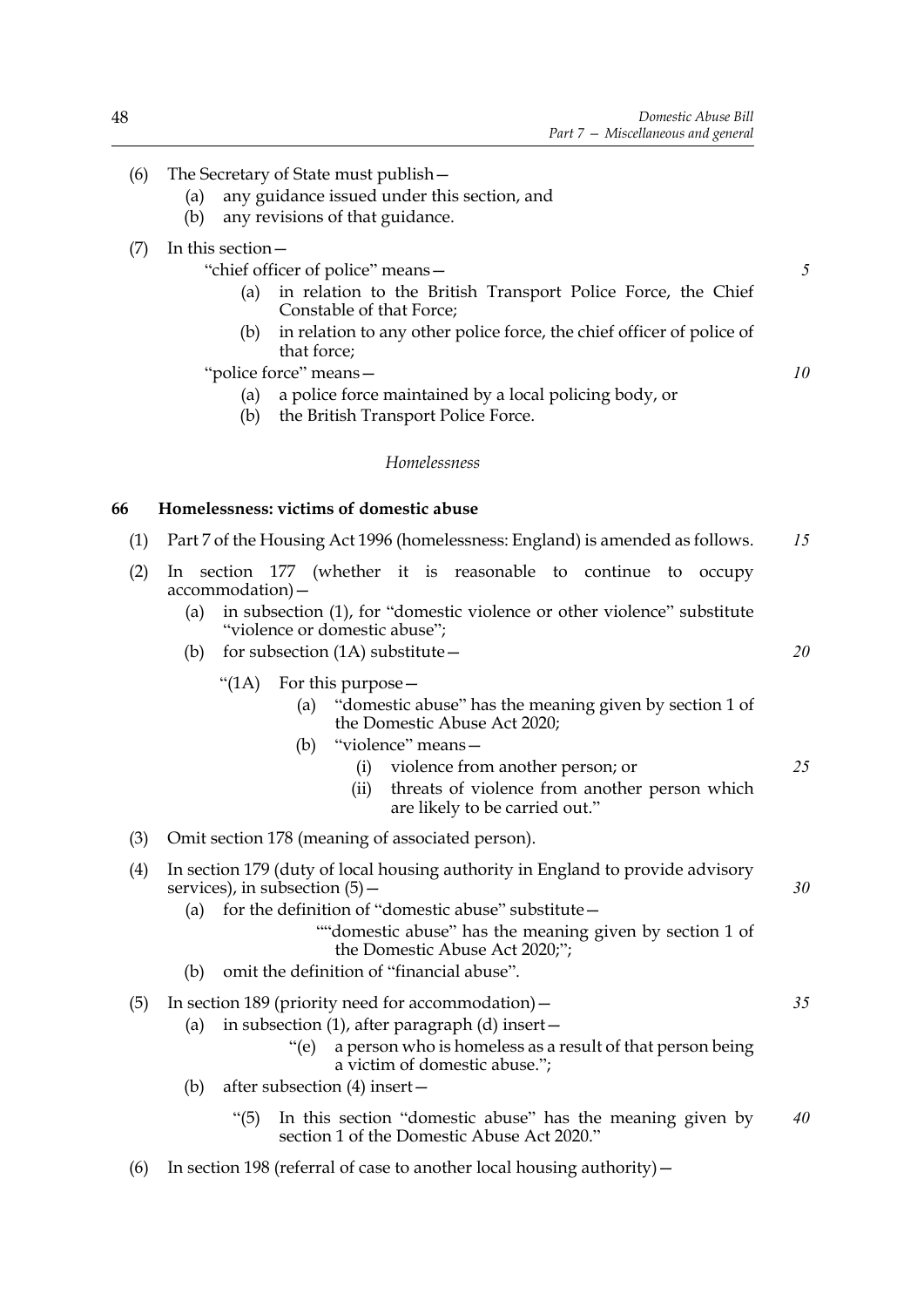(6) The Secretary of State must publish—

 (a) any guidance issued under this section, and

 (b) any revisions of that guidance.

(7) In this section—

 "chief officer of police" means—

  (a) in relation to the British Transport Police Force, the Chief Constable of that Force;

  (b) in relation to any other police force, the chief officer of police of that force;

 "police force" means—

  (a) a police force maintained by a local policing body, or

  (b) the British Transport Police Force.

*Homelessness*

### 66 Homelessness: victims of domestic abuse

(1) Part 7 of the Housing Act 1996 (homelessness: England) is amended as follows.

(2) In section 177 (whether it is reasonable to continue to occupy accommodation)—

 (a) in subsection (1), for "domestic violence or other violence" substitute "violence or domestic abuse";

 (b) for subsection (1A) substitute—

  "(1A) For this purpose—

   (a) "domestic abuse" has the meaning given by section 1 of the Domestic Abuse Act 2020;

   (b) "violence" means—

    (i) violence from another person; or

    (ii) threats of violence from another person which are likely to be carried out."

(3) Omit section 178 (meaning of associated person).

(4) In section 179 (duty of local housing authority in England to provide advisory services), in subsection (5)—

 (a) for the definition of "domestic abuse" substitute—

  ""domestic abuse" has the meaning given by section 1 of the Domestic Abuse Act 2020;";

 (b) omit the definition of "financial abuse".

(5) In section 189 (priority need for accommodation)—

 (a) in subsection (1), after paragraph (d) insert—

  "(e) a person who is homeless as a result of that person being a victim of domestic abuse.";

 (b) after subsection (4) insert—

  "(5) In this section "domestic abuse" has the meaning given by section 1 of the Domestic Abuse Act 2020."

(6) In section 198 (referral of case to another local housing authority)—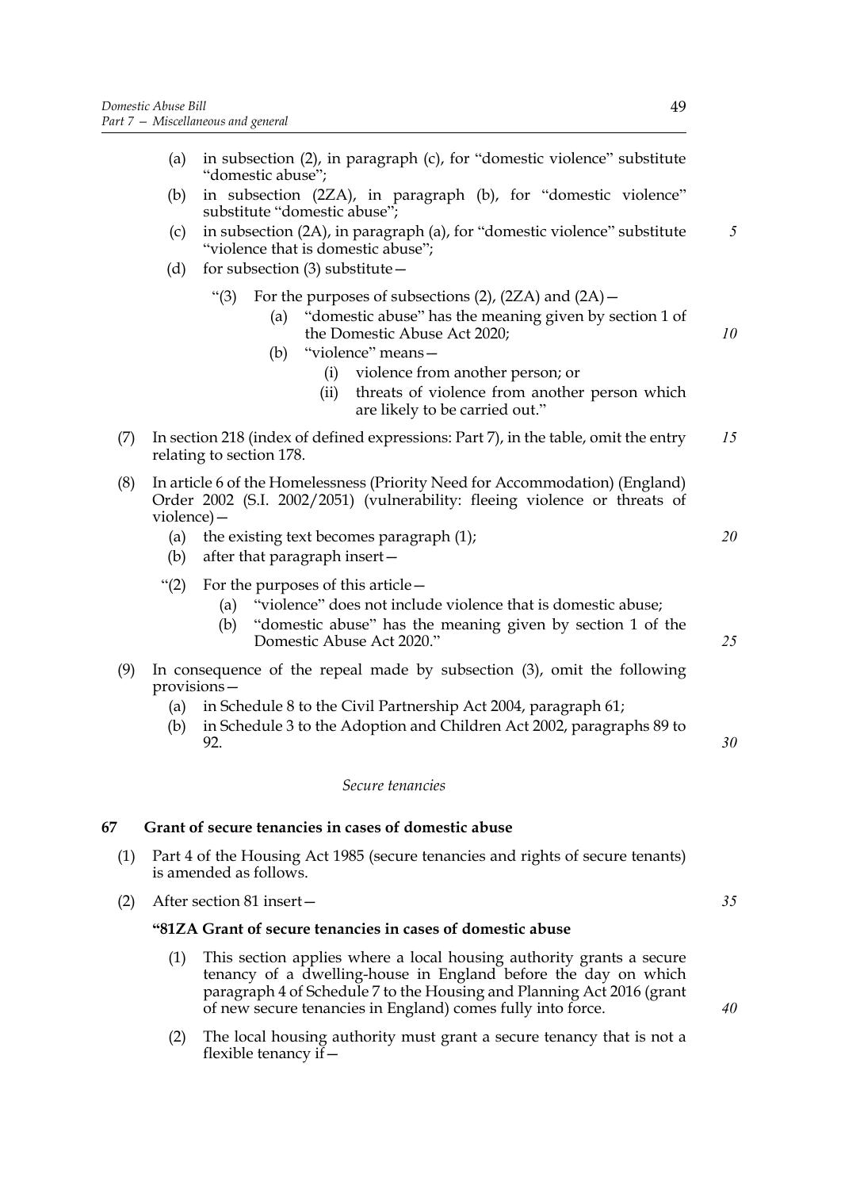(a) in subsection (2), in paragraph (c), for "domestic violence" substitute "domestic abuse";

(b) in subsection (2ZA), in paragraph (b), for "domestic violence" substitute "domestic abuse";

(c) in subsection (2A), in paragraph (a), for "domestic violence" substitute "violence that is domestic abuse";

(d) for subsection (3) substitute—

"(3) For the purposes of subsections (2), (2ZA) and (2A)—

(a) "domestic abuse" has the meaning given by section 1 of the Domestic Abuse Act 2020;

(b) "violence" means—

(i) violence from another person; or

(ii) threats of violence from another person which are likely to be carried out."

(7) In section 218 (index of defined expressions: Part 7), in the table, omit the entry relating to section 178.

(8) In article 6 of the Homelessness (Priority Need for Accommodation) (England) Order 2002 (S.I. 2002/2051) (vulnerability: fleeing violence or threats of violence)—

(a) the existing text becomes paragraph (1);

(b) after that paragraph insert—

"(2) For the purposes of this article—

(a) "violence" does not include violence that is domestic abuse;

(b) "domestic abuse" has the meaning given by section 1 of the Domestic Abuse Act 2020."

(9) In consequence of the repeal made by subsection (3), omit the following provisions—

(a) in Schedule 8 to the Civil Partnership Act 2004, paragraph 61;

(b) in Schedule 3 to the Adoption and Children Act 2002, paragraphs 89 to 92.

*Secure tenancies*

**67 Grant of secure tenancies in cases of domestic abuse**

(1) Part 4 of the Housing Act 1985 (secure tenancies and rights of secure tenants) is amended as follows.

(2) After section 81 insert—

**"81ZA Grant of secure tenancies in cases of domestic abuse**

(1) This section applies where a local housing authority grants a secure tenancy of a dwelling-house in England before the day on which paragraph 4 of Schedule 7 to the Housing and Planning Act 2016 (grant of new secure tenancies in England) comes fully into force.

(2) The local housing authority must grant a secure tenancy that is not a flexible tenancy if—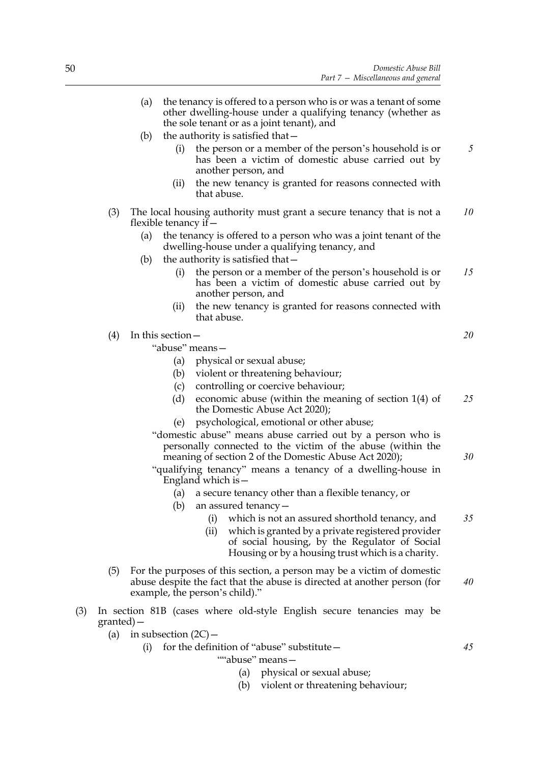(a) the tenancy is offered to a person who is or was a tenant of some other dwelling-house under a qualifying tenancy (whether as the sole tenant or as a joint tenant), and

(b) the authority is satisfied that—

(i) the person or a member of the person's household is or has been a victim of domestic abuse carried out by another person, and

(ii) the new tenancy is granted for reasons connected with that abuse.

(3) The local housing authority must grant a secure tenancy that is not a flexible tenancy if—

(a) the tenancy is offered to a person who was a joint tenant of the dwelling-house under a qualifying tenancy, and

(b) the authority is satisfied that—

(i) the person or a member of the person's household is or has been a victim of domestic abuse carried out by another person, and

(ii) the new tenancy is granted for reasons connected with that abuse.

(4) In this section—

"abuse" means—

(a) physical or sexual abuse;

(b) violent or threatening behaviour;

(c) controlling or coercive behaviour;

(d) economic abuse (within the meaning of section 1(4) of the Domestic Abuse Act 2020);

(e) psychological, emotional or other abuse;

"domestic abuse" means abuse carried out by a person who is personally connected to the victim of the abuse (within the meaning of section 2 of the Domestic Abuse Act 2020);

"qualifying tenancy" means a tenancy of a dwelling-house in England which is—

(a) a secure tenancy other than a flexible tenancy, or

(b) an assured tenancy—

(i) which is not an assured shorthold tenancy, and

(ii) which is granted by a private registered provider of social housing, by the Regulator of Social Housing or by a housing trust which is a charity.

(5) For the purposes of this section, a person may be a victim of domestic abuse despite the fact that the abuse is directed at another person (for example, the person's child)."

(3) In section 81B (cases where old-style English secure tenancies may be granted)—

(a) in subsection (2C)—

(i) for the definition of "abuse" substitute—

""abuse" means—

(a) physical or sexual abuse;

(b) violent or threatening behaviour;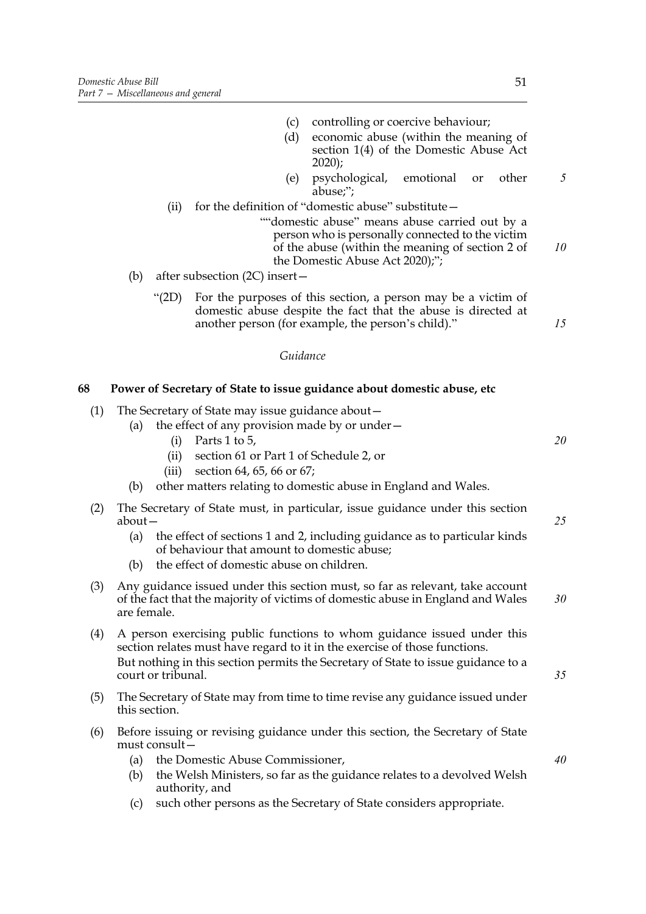(c) controlling or coercive behaviour;

(d) economic abuse (within the meaning of section 1(4) of the Domestic Abuse Act 2020);

(e) psychological, emotional or other abuse;";

(ii) for the definition of "domestic abuse" substitute—

""domestic abuse" means abuse carried out by a person who is personally connected to the victim of the abuse (within the meaning of section 2 of the Domestic Abuse Act 2020);";

(b) after subsection (2C) insert—

"(2D) For the purposes of this section, a person may be a victim of domestic abuse despite the fact that the abuse is directed at another person (for example, the person's child)."

*Guidance*

## 68 Power of Secretary of State to issue guidance about domestic abuse, etc

(1) The Secretary of State may issue guidance about—

(a) the effect of any provision made by or under—

(i) Parts 1 to 5,

(ii) section 61 or Part 1 of Schedule 2, or

(iii) section 64, 65, 66 or 67;

(b) other matters relating to domestic abuse in England and Wales.

(2) The Secretary of State must, in particular, issue guidance under this section about—

(a) the effect of sections 1 and 2, including guidance as to particular kinds of behaviour that amount to domestic abuse;

(b) the effect of domestic abuse on children.

(3) Any guidance issued under this section must, so far as relevant, take account of the fact that the majority of victims of domestic abuse in England and Wales are female.

(4) A person exercising public functions to whom guidance issued under this section relates must have regard to it in the exercise of those functions.

But nothing in this section permits the Secretary of State to issue guidance to a court or tribunal.

(5) The Secretary of State may from time to time revise any guidance issued under this section.

(6) Before issuing or revising guidance under this section, the Secretary of State must consult—

(a) the Domestic Abuse Commissioner,

(b) the Welsh Ministers, so far as the guidance relates to a devolved Welsh authority, and

(c) such other persons as the Secretary of State considers appropriate.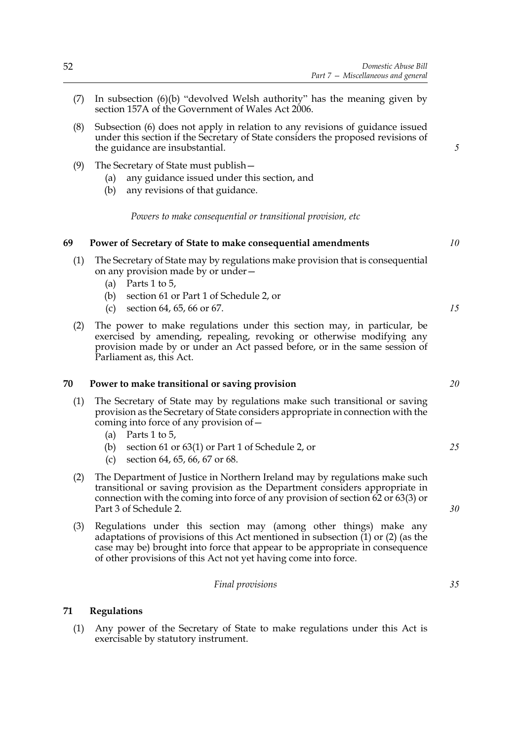(7) In subsection (6)(b) "devolved Welsh authority" has the meaning given by section 157A of the Government of Wales Act 2006.

(8) Subsection (6) does not apply in relation to any revisions of guidance issued under this section if the Secretary of State considers the proposed revisions of the guidance are insubstantial.

(9) The Secretary of State must publish—
   (a) any guidance issued under this section, and
   (b) any revisions of that guidance.

*Powers to make consequential or transitional provision, etc*

## 69 Power of Secretary of State to make consequential amendments

(1) The Secretary of State may by regulations make provision that is consequential on any provision made by or under—
   (a) Parts 1 to 5,
   (b) section 61 or Part 1 of Schedule 2, or
   (c) section 64, 65, 66 or 67.

(2) The power to make regulations under this section may, in particular, be exercised by amending, repealing, revoking or otherwise modifying any provision made by or under an Act passed before, or in the same session of Parliament as, this Act.

## 70 Power to make transitional or saving provision

(1) The Secretary of State may by regulations make such transitional or saving provision as the Secretary of State considers appropriate in connection with the coming into force of any provision of—
   (a) Parts 1 to 5,
   (b) section 61 or 63(1) or Part 1 of Schedule 2, or
   (c) section 64, 65, 66, 67 or 68.

(2) The Department of Justice in Northern Ireland may by regulations make such transitional or saving provision as the Department considers appropriate in connection with the coming into force of any provision of section 62 or 63(3) or Part 3 of Schedule 2.

(3) Regulations under this section may (among other things) make any adaptations of provisions of this Act mentioned in subsection (1) or (2) (as the case may be) brought into force that appear to be appropriate in consequence of other provisions of this Act not yet having come into force.

*Final provisions*

## 71 Regulations

(1) Any power of the Secretary of State to make regulations under this Act is exercisable by statutory instrument.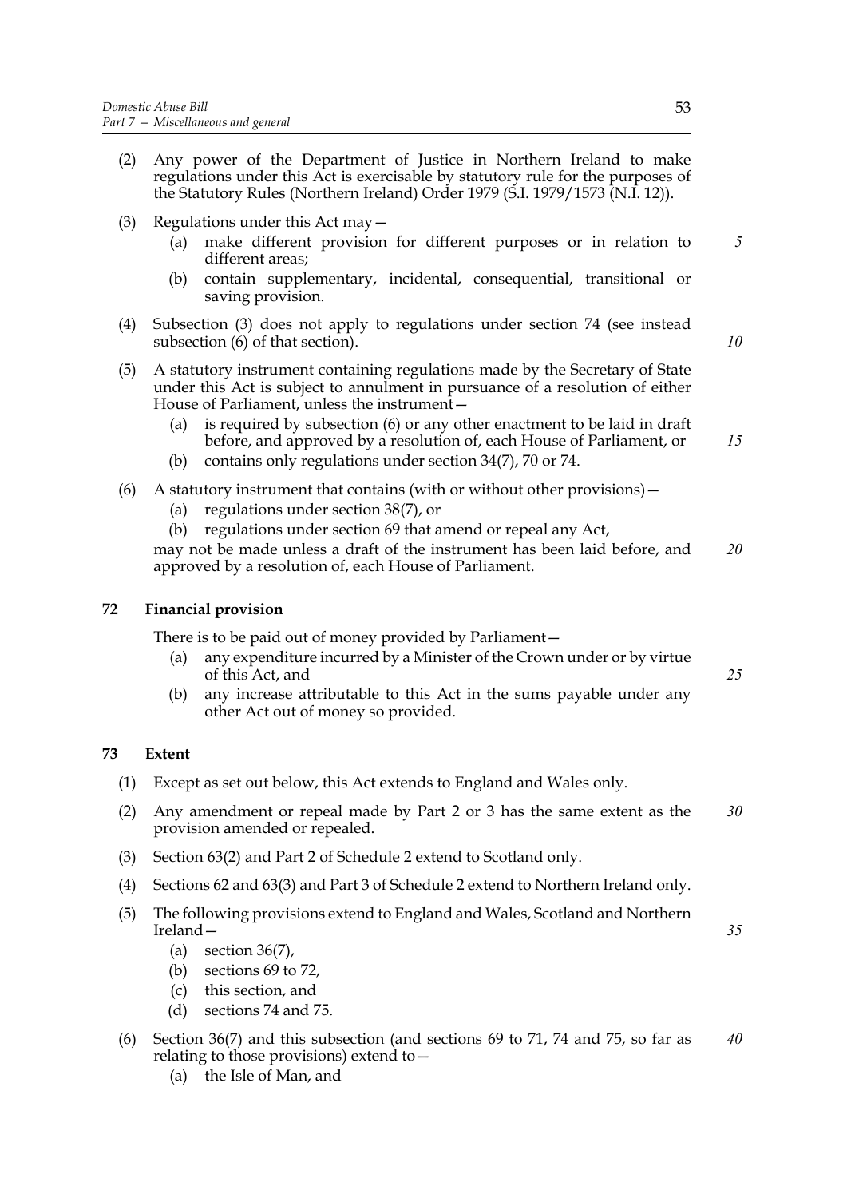(2) Any power of the Department of Justice in Northern Ireland to make regulations under this Act is exercisable by statutory rule for the purposes of the Statutory Rules (Northern Ireland) Order 1979 (S.I. 1979/1573 (N.I. 12)).

(3) Regulations under this Act may—

 (a) make different provision for different purposes or in relation to different areas;

 (b) contain supplementary, incidental, consequential, transitional or saving provision.

(4) Subsection (3) does not apply to regulations under section 74 (see instead subsection (6) of that section).

(5) A statutory instrument containing regulations made by the Secretary of State under this Act is subject to annulment in pursuance of a resolution of either House of Parliament, unless the instrument—

 (a) is required by subsection (6) or any other enactment to be laid in draft before, and approved by a resolution of, each House of Parliament, or

 (b) contains only regulations under section 34(7), 70 or 74.

(6) A statutory instrument that contains (with or without other provisions)—

 (a) regulations under section 38(7), or

 (b) regulations under section 69 that amend or repeal any Act,

may not be made unless a draft of the instrument has been laid before, and approved by a resolution of, each House of Parliament.

### 72 Financial provision

There is to be paid out of money provided by Parliament—

 (a) any expenditure incurred by a Minister of the Crown under or by virtue of this Act, and

 (b) any increase attributable to this Act in the sums payable under any other Act out of money so provided.

### 73 Extent

(1) Except as set out below, this Act extends to England and Wales only.

(2) Any amendment or repeal made by Part 2 or 3 has the same extent as the provision amended or repealed.

(3) Section 63(2) and Part 2 of Schedule 2 extend to Scotland only.

(4) Sections 62 and 63(3) and Part 3 of Schedule 2 extend to Northern Ireland only.

(5) The following provisions extend to England and Wales, Scotland and Northern Ireland—

 (a) section 36(7),

 (b) sections 69 to 72,

 (c) this section, and

 (d) sections 74 and 75.

(6) Section 36(7) and this subsection (and sections 69 to 71, 74 and 75, so far as relating to those provisions) extend to—

 (a) the Isle of Man, and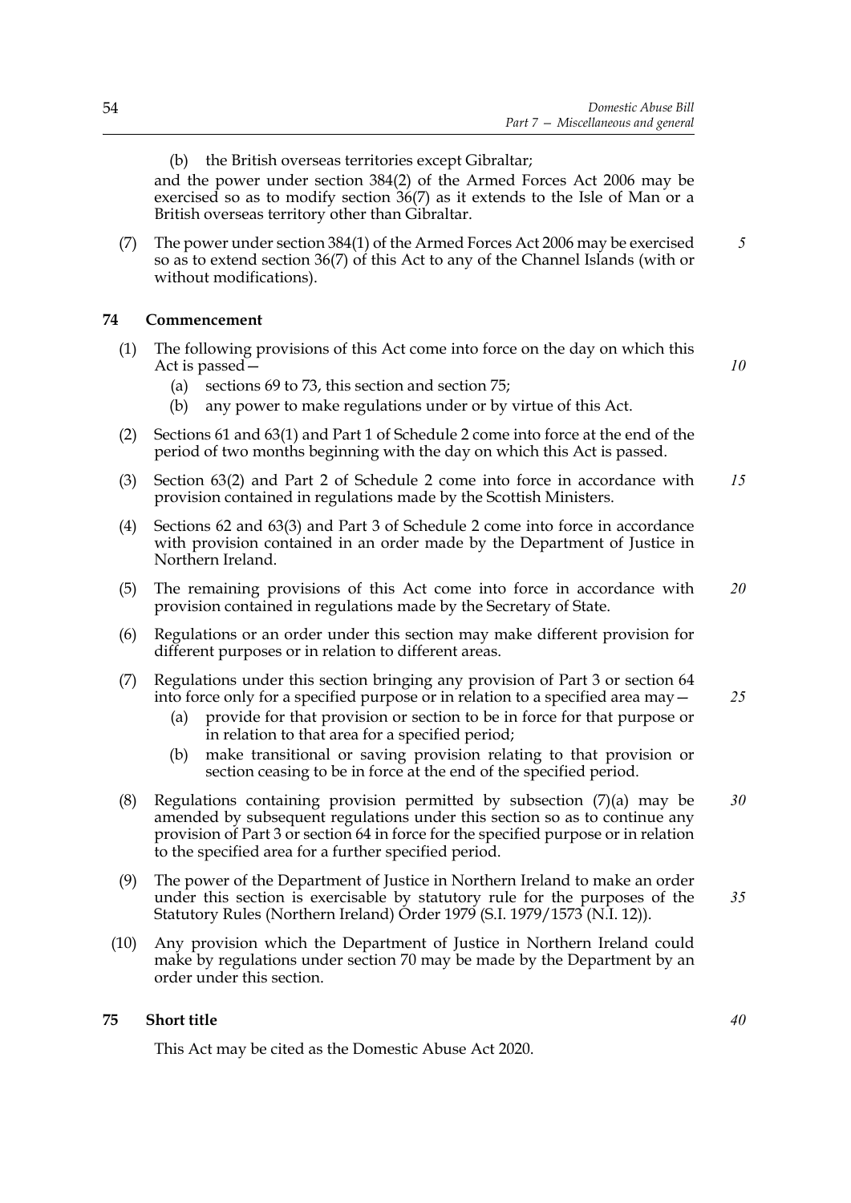(b) the British overseas territories except Gibraltar;

and the power under section 384(2) of the Armed Forces Act 2006 may be exercised so as to modify section 36(7) as it extends to the Isle of Man or a British overseas territory other than Gibraltar.

(7) The power under section 384(1) of the Armed Forces Act 2006 may be exercised so as to extend section 36(7) of this Act to any of the Channel Islands (with or without modifications).

### 74 Commencement

(1) The following provisions of this Act come into force on the day on which this Act is passed—

(a) sections 69 to 73, this section and section 75;

(b) any power to make regulations under or by virtue of this Act.

(2) Sections 61 and 63(1) and Part 1 of Schedule 2 come into force at the end of the period of two months beginning with the day on which this Act is passed.

(3) Section 63(2) and Part 2 of Schedule 2 come into force in accordance with provision contained in regulations made by the Scottish Ministers.

(4) Sections 62 and 63(3) and Part 3 of Schedule 2 come into force in accordance with provision contained in an order made by the Department of Justice in Northern Ireland.

(5) The remaining provisions of this Act come into force in accordance with provision contained in regulations made by the Secretary of State.

(6) Regulations or an order under this section may make different provision for different purposes or in relation to different areas.

(7) Regulations under this section bringing any provision of Part 3 or section 64 into force only for a specified purpose or in relation to a specified area may—

(a) provide for that provision or section to be in force for that purpose or in relation to that area for a specified period;

(b) make transitional or saving provision relating to that provision or section ceasing to be in force at the end of the specified period.

(8) Regulations containing provision permitted by subsection (7)(a) may be amended by subsequent regulations under this section so as to continue any provision of Part 3 or section 64 in force for the specified purpose or in relation to the specified area for a further specified period.

(9) The power of the Department of Justice in Northern Ireland to make an order under this section is exercisable by statutory rule for the purposes of the Statutory Rules (Northern Ireland) Order 1979 (S.I. 1979/1573 (N.I. 12)).

(10) Any provision which the Department of Justice in Northern Ireland could make by regulations under section 70 may be made by the Department by an order under this section.

### 75 Short title

This Act may be cited as the Domestic Abuse Act 2020.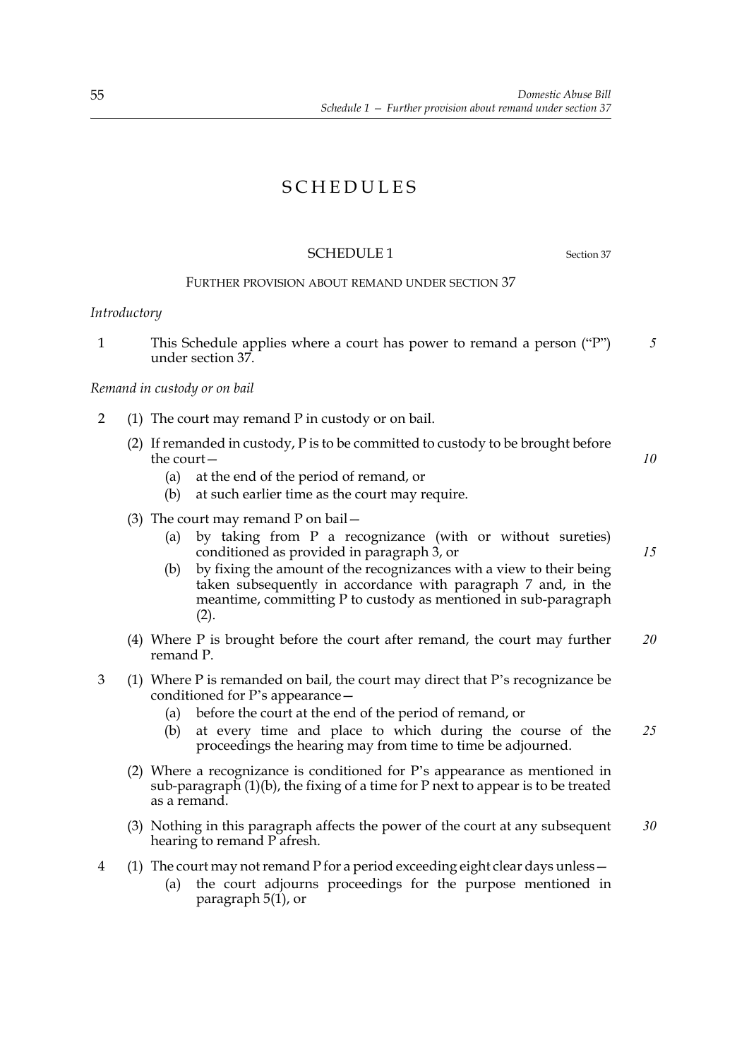# SCHEDULES

## SCHEDULE 1

Section 37

### FURTHER PROVISION ABOUT REMAND UNDER SECTION 37

*Introductory*

1 This Schedule applies where a court has power to remand a person ("P") under section 37.

*Remand in custody or on bail*

2 (1) The court may remand P in custody or on bail.

(2) If remanded in custody, P is to be committed to custody to be brought before the court—

(a) at the end of the period of remand, or

(b) at such earlier time as the court may require.

(3) The court may remand P on bail—

(a) by taking from P a recognizance (with or without sureties) conditioned as provided in paragraph 3, or

(b) by fixing the amount of the recognizances with a view to their being taken subsequently in accordance with paragraph 7 and, in the meantime, committing P to custody as mentioned in sub-paragraph (2).

(4) Where P is brought before the court after remand, the court may further remand P.

3 (1) Where P is remanded on bail, the court may direct that P's recognizance be conditioned for P's appearance—

(a) before the court at the end of the period of remand, or

(b) at every time and place to which during the course of the proceedings the hearing may from time to time be adjourned.

(2) Where a recognizance is conditioned for P's appearance as mentioned in sub-paragraph (1)(b), the fixing of a time for P next to appear is to be treated as a remand.

(3) Nothing in this paragraph affects the power of the court at any subsequent hearing to remand P afresh.

4 (1) The court may not remand P for a period exceeding eight clear days unless—

(a) the court adjourns proceedings for the purpose mentioned in paragraph 5(1), or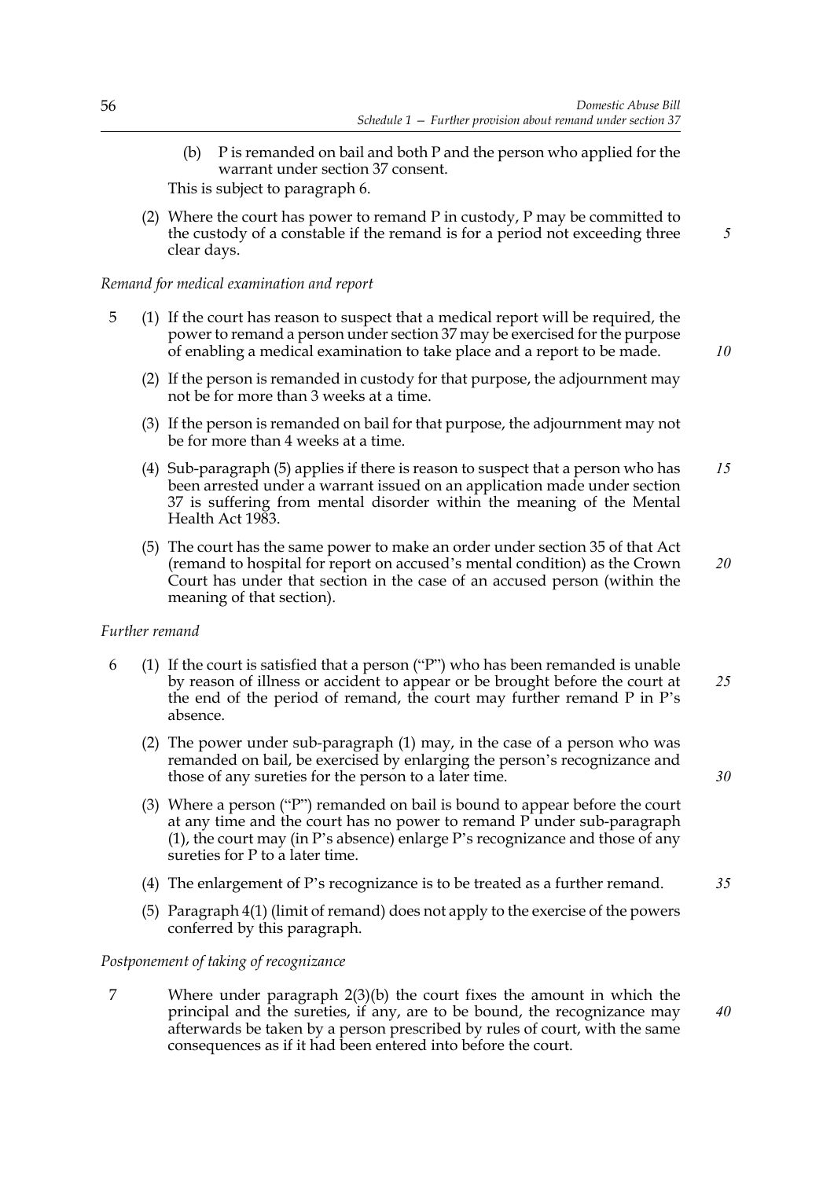(b) P is remanded on bail and both P and the person who applied for the warrant under section 37 consent.

This is subject to paragraph 6.

(2) Where the court has power to remand P in custody, P may be committed to the custody of a constable if the remand is for a period not exceeding three clear days.

*Remand for medical examination and report*

5 (1) If the court has reason to suspect that a medical report will be required, the power to remand a person under section 37 may be exercised for the purpose of enabling a medical examination to take place and a report to be made.

(2) If the person is remanded in custody for that purpose, the adjournment may not be for more than 3 weeks at a time.

(3) If the person is remanded on bail for that purpose, the adjournment may not be for more than 4 weeks at a time.

(4) Sub-paragraph (5) applies if there is reason to suspect that a person who has been arrested under a warrant issued on an application made under section 37 is suffering from mental disorder within the meaning of the Mental Health Act 1983.

(5) The court has the same power to make an order under section 35 of that Act (remand to hospital for report on accused's mental condition) as the Crown Court has under that section in the case of an accused person (within the meaning of that section).

*Further remand*

6 (1) If the court is satisfied that a person ("P") who has been remanded is unable by reason of illness or accident to appear or be brought before the court at the end of the period of remand, the court may further remand P in P's absence.

(2) The power under sub-paragraph (1) may, in the case of a person who was remanded on bail, be exercised by enlarging the person's recognizance and those of any sureties for the person to a later time.

(3) Where a person ("P") remanded on bail is bound to appear before the court at any time and the court has no power to remand P under sub-paragraph (1), the court may (in P's absence) enlarge P's recognizance and those of any sureties for P to a later time.

(4) The enlargement of P's recognizance is to be treated as a further remand.

(5) Paragraph 4(1) (limit of remand) does not apply to the exercise of the powers conferred by this paragraph.

*Postponement of taking of recognizance*

7 Where under paragraph 2(3)(b) the court fixes the amount in which the principal and the sureties, if any, are to be bound, the recognizance may afterwards be taken by a person prescribed by rules of court, with the same consequences as if it had been entered into before the court.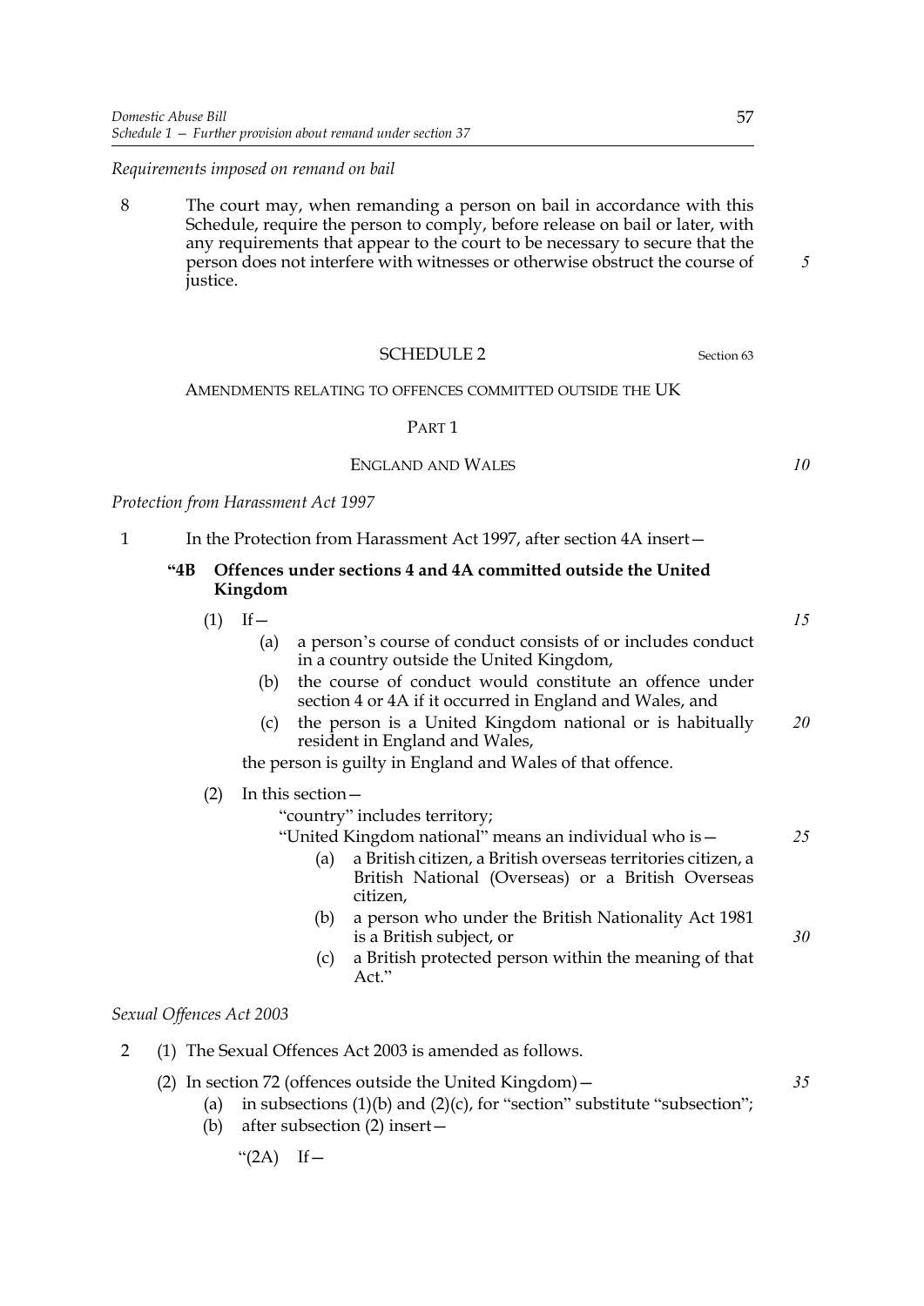*Requirements imposed on remand on bail*

8 The court may, when remanding a person on bail in accordance with this Schedule, require the person to comply, before release on bail or later, with any requirements that appear to the court to be necessary to secure that the person does not interfere with witnesses or otherwise obstruct the course of justice.

## SCHEDULE 2

Section 63

AMENDMENTS RELATING TO OFFENCES COMMITTED OUTSIDE THE UK

### PART 1

ENGLAND AND WALES

*Protection from Harassment Act 1997*

1 In the Protection from Harassment Act 1997, after section 4A insert—

**"4B Offences under sections 4 and 4A committed outside the United Kingdom**

(1) If—

(a) a person's course of conduct consists of or includes conduct in a country outside the United Kingdom,

(b) the course of conduct would constitute an offence under section 4 or 4A if it occurred in England and Wales, and

(c) the person is a United Kingdom national or is habitually resident in England and Wales,

the person is guilty in England and Wales of that offence.

(2) In this section—

"country" includes territory;

"United Kingdom national" means an individual who is—

(a) a British citizen, a British overseas territories citizen, a British National (Overseas) or a British Overseas citizen,

(b) a person who under the British Nationality Act 1981 is a British subject, or

(c) a British protected person within the meaning of that Act."

*Sexual Offences Act 2003*

2 (1) The Sexual Offences Act 2003 is amended as follows.

(2) In section 72 (offences outside the United Kingdom)—

(a) in subsections (1)(b) and (2)(c), for "section" substitute "subsection";

(b) after subsection (2) insert—

"(2A) If—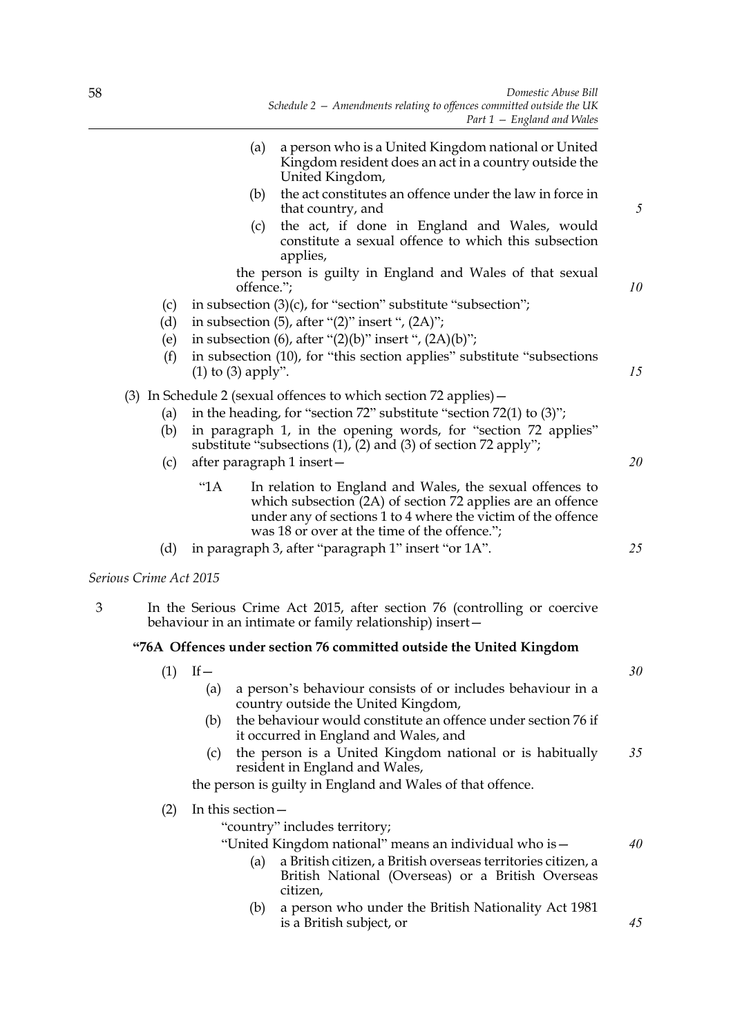(a) a person who is a United Kingdom national or United Kingdom resident does an act in a country outside the United Kingdom,

(b) the act constitutes an offence under the law in force in that country, and

(c) the act, if done in England and Wales, would constitute a sexual offence to which this subsection applies,

the person is guilty in England and Wales of that sexual offence.";

(c) in subsection (3)(c), for "section" substitute "subsection";

(d) in subsection (5), after "(2)" insert ", (2A)";

(e) in subsection (6), after "(2)(b)" insert ", (2A)(b)";

(f) in subsection (10), for "this section applies" substitute "subsections (1) to (3) apply".

(3) In Schedule 2 (sexual offences to which section 72 applies)—

(a) in the heading, for "section 72" substitute "section 72(1) to (3)";

(b) in paragraph 1, in the opening words, for "section 72 applies" substitute "subsections (1), (2) and (3) of section 72 apply";

(c) after paragraph 1 insert—

"1A In relation to England and Wales, the sexual offences to which subsection (2A) of section 72 applies are an offence under any of sections 1 to 4 where the victim of the offence was 18 or over at the time of the offence.";

(d) in paragraph 3, after "paragraph 1" insert "or 1A".

*Serious Crime Act 2015*

3 In the Serious Crime Act 2015, after section 76 (controlling or coercive behaviour in an intimate or family relationship) insert—

**"76A Offences under section 76 committed outside the United Kingdom**

(1) If—

(a) a person's behaviour consists of or includes behaviour in a country outside the United Kingdom,

(b) the behaviour would constitute an offence under section 76 if it occurred in England and Wales, and

(c) the person is a United Kingdom national or is habitually resident in England and Wales,

the person is guilty in England and Wales of that offence.

(2) In this section—

"country" includes territory;

"United Kingdom national" means an individual who is—

(a) a British citizen, a British overseas territories citizen, a British National (Overseas) or a British Overseas citizen,

(b) a person who under the British Nationality Act 1981 is a British subject, or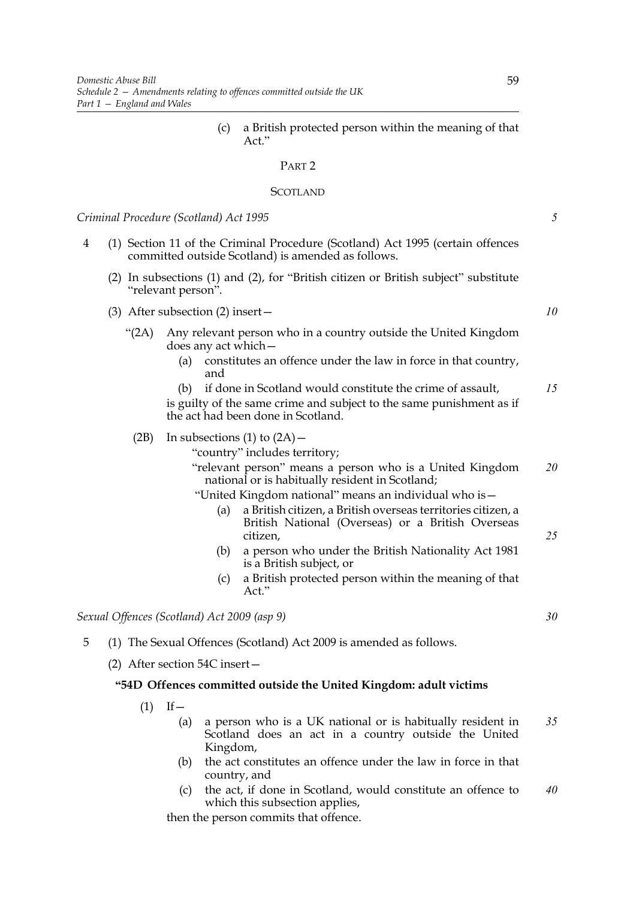(c) a British protected person within the meaning of that Act."

PART 2

SCOTLAND

*Criminal Procedure (Scotland) Act 1995*

4 (1) Section 11 of the Criminal Procedure (Scotland) Act 1995 (certain offences committed outside Scotland) is amended as follows.

(2) In subsections (1) and (2), for "British citizen or British subject" substitute "relevant person".

(3) After subsection (2) insert—

"(2A) Any relevant person who in a country outside the United Kingdom does any act which—

(a) constitutes an offence under the law in force in that country, and

(b) if done in Scotland would constitute the crime of assault,

is guilty of the same crime and subject to the same punishment as if the act had been done in Scotland.

(2B) In subsections (1) to (2A)—

"country" includes territory;

"relevant person" means a person who is a United Kingdom national or is habitually resident in Scotland;

"United Kingdom national" means an individual who is—

(a) a British citizen, a British overseas territories citizen, a British National (Overseas) or a British Overseas citizen,

(b) a person who under the British Nationality Act 1981 is a British subject, or

(c) a British protected person within the meaning of that Act."

*Sexual Offences (Scotland) Act 2009 (asp 9)*

5 (1) The Sexual Offences (Scotland) Act 2009 is amended as follows.

(2) After section 54C insert—

**"54D Offences committed outside the United Kingdom: adult victims**

(1) If—

(a) a person who is a UK national or is habitually resident in Scotland does an act in a country outside the United Kingdom,

(b) the act constitutes an offence under the law in force in that country, and

(c) the act, if done in Scotland, would constitute an offence to which this subsection applies,

then the person commits that offence.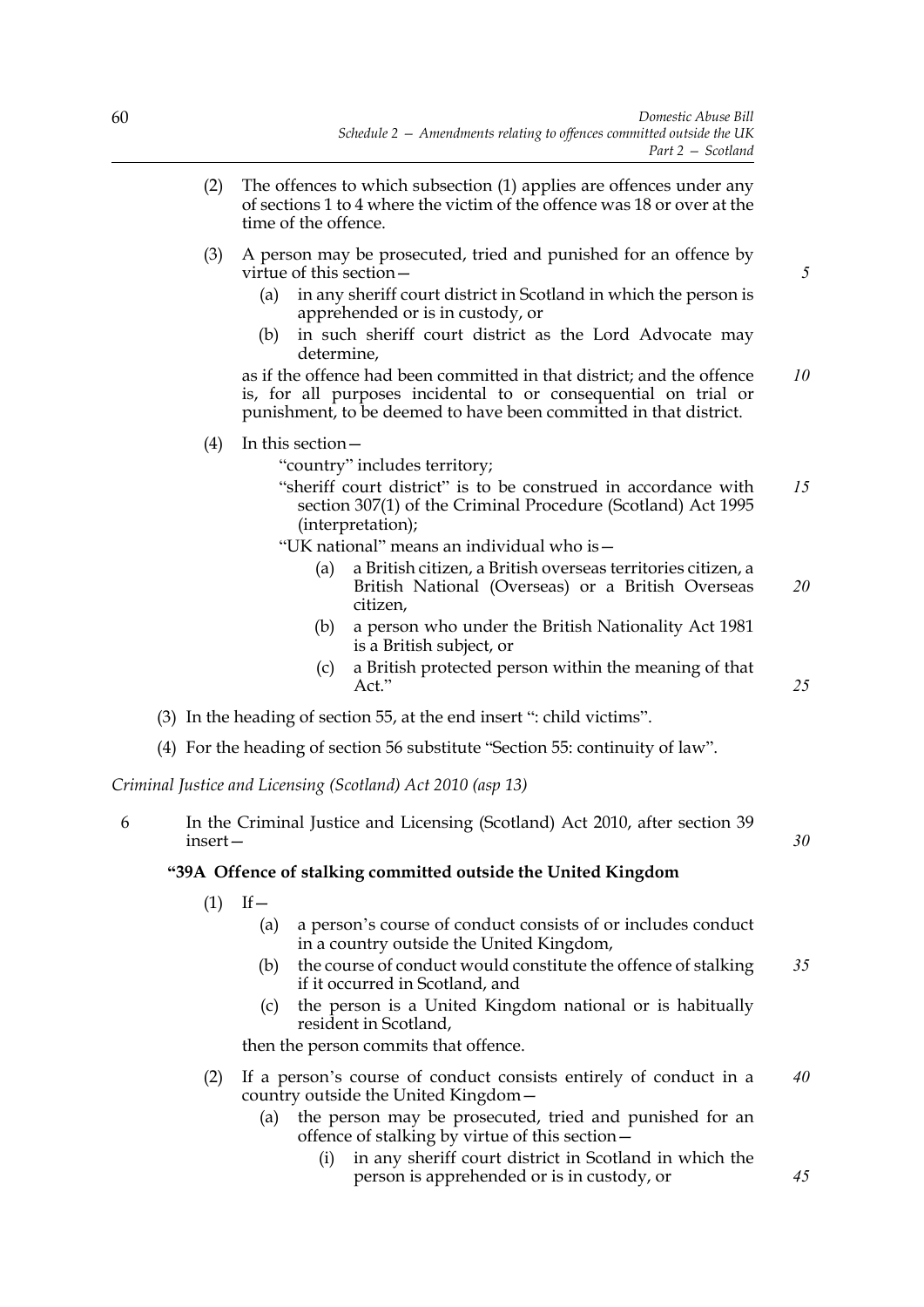(2) The offences to which subsection (1) applies are offences under any of sections 1 to 4 where the victim of the offence was 18 or over at the time of the offence.

(3) A person may be prosecuted, tried and punished for an offence by virtue of this section—

(a) in any sheriff court district in Scotland in which the person is apprehended or is in custody, or

(b) in such sheriff court district as the Lord Advocate may determine,

as if the offence had been committed in that district; and the offence is, for all purposes incidental to or consequential on trial or punishment, to be deemed to have been committed in that district.

(4) In this section—

"country" includes territory;

"sheriff court district" is to be construed in accordance with section 307(1) of the Criminal Procedure (Scotland) Act 1995 (interpretation);

"UK national" means an individual who is—

(a) a British citizen, a British overseas territories citizen, a British National (Overseas) or a British Overseas citizen,

(b) a person who under the British Nationality Act 1981 is a British subject, or

(c) a British protected person within the meaning of that Act."

(3) In the heading of section 55, at the end insert ": child victims".

(4) For the heading of section 56 substitute "Section 55: continuity of law".

*Criminal Justice and Licensing (Scotland) Act 2010 (asp 13)*

6 In the Criminal Justice and Licensing (Scotland) Act 2010, after section 39 insert—

**"39A Offence of stalking committed outside the United Kingdom**

(1) If—

(a) a person's course of conduct consists of or includes conduct in a country outside the United Kingdom,

(b) the course of conduct would constitute the offence of stalking if it occurred in Scotland, and

(c) the person is a United Kingdom national or is habitually resident in Scotland,

then the person commits that offence.

(2) If a person's course of conduct consists entirely of conduct in a country outside the United Kingdom—

(a) the person may be prosecuted, tried and punished for an offence of stalking by virtue of this section—

(i) in any sheriff court district in Scotland in which the person is apprehended or is in custody, or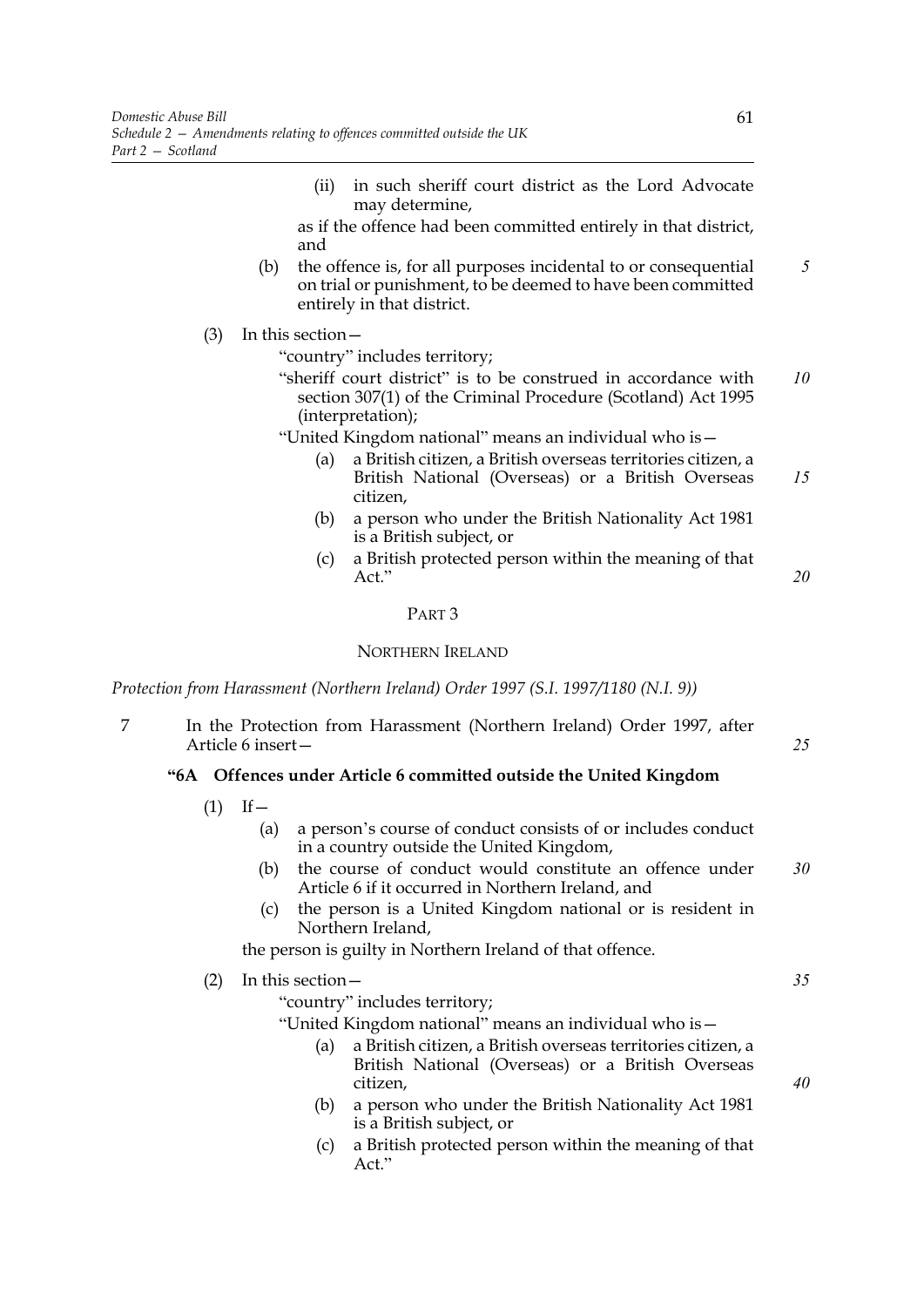(ii) in such sheriff court district as the Lord Advocate may determine,

as if the offence had been committed entirely in that district, and

(b) the offence is, for all purposes incidental to or consequential on trial or punishment, to be deemed to have been committed entirely in that district.

(3) In this section—

"country" includes territory;

"sheriff court district" is to be construed in accordance with section 307(1) of the Criminal Procedure (Scotland) Act 1995 (interpretation);

"United Kingdom national" means an individual who is—

(a) a British citizen, a British overseas territories citizen, a British National (Overseas) or a British Overseas citizen,

(b) a person who under the British Nationality Act 1981 is a British subject, or

(c) a British protected person within the meaning of that Act."

## PART 3

## NORTHERN IRELAND

*Protection from Harassment (Northern Ireland) Order 1997 (S.I. 1997/1180 (N.I. 9))*

7 In the Protection from Harassment (Northern Ireland) Order 1997, after Article 6 insert—

**"6A Offences under Article 6 committed outside the United Kingdom**

(1) If—

(a) a person's course of conduct consists of or includes conduct in a country outside the United Kingdom,

(b) the course of conduct would constitute an offence under Article 6 if it occurred in Northern Ireland, and

(c) the person is a United Kingdom national or is resident in Northern Ireland,

the person is guilty in Northern Ireland of that offence.

(2) In this section—

"country" includes territory;

"United Kingdom national" means an individual who is—

(a) a British citizen, a British overseas territories citizen, a British National (Overseas) or a British Overseas citizen,

(b) a person who under the British Nationality Act 1981 is a British subject, or

(c) a British protected person within the meaning of that Act."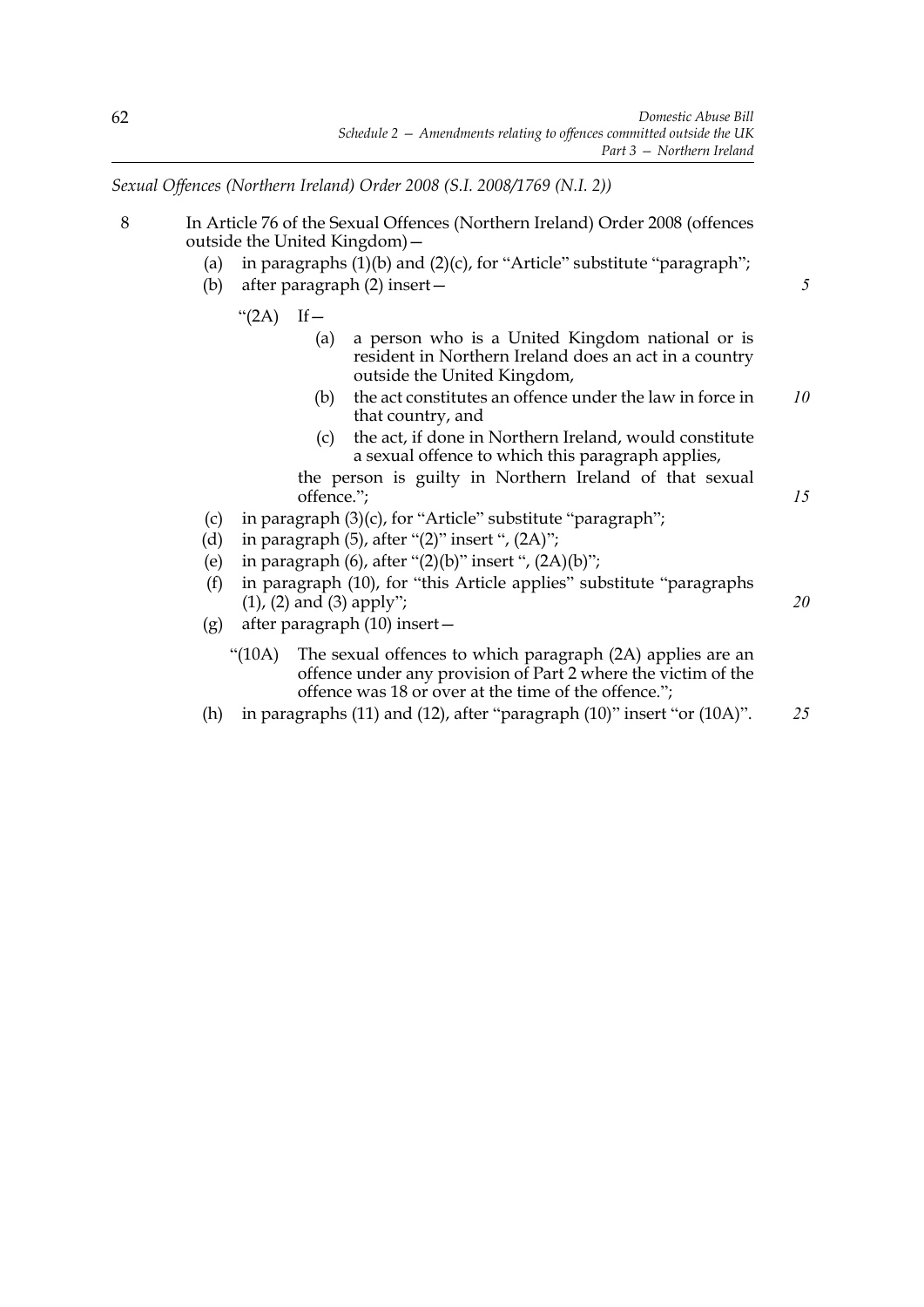*Sexual Offences (Northern Ireland) Order 2008 (S.I. 2008/1769 (N.I. 2))*

8 In Article 76 of the Sexual Offences (Northern Ireland) Order 2008 (offences outside the United Kingdom)—

(a) in paragraphs (1)(b) and (2)(c), for "Article" substitute "paragraph";

(b) after paragraph (2) insert—

"(2A) If—

(a) a person who is a United Kingdom national or is resident in Northern Ireland does an act in a country outside the United Kingdom,

(b) the act constitutes an offence under the law in force in that country, and

(c) the act, if done in Northern Ireland, would constitute a sexual offence to which this paragraph applies,

the person is guilty in Northern Ireland of that sexual offence.";

(c) in paragraph (3)(c), for "Article" substitute "paragraph";

(d) in paragraph (5), after "(2)" insert ", (2A)";

(e) in paragraph (6), after "(2)(b)" insert ", (2A)(b)";

(f) in paragraph (10), for "this Article applies" substitute "paragraphs (1), (2) and (3) apply";

(g) after paragraph (10) insert—

"(10A) The sexual offences to which paragraph (2A) applies are an offence under any provision of Part 2 where the victim of the offence was 18 or over at the time of the offence.";

(h) in paragraphs (11) and (12), after "paragraph (10)" insert "or (10A)".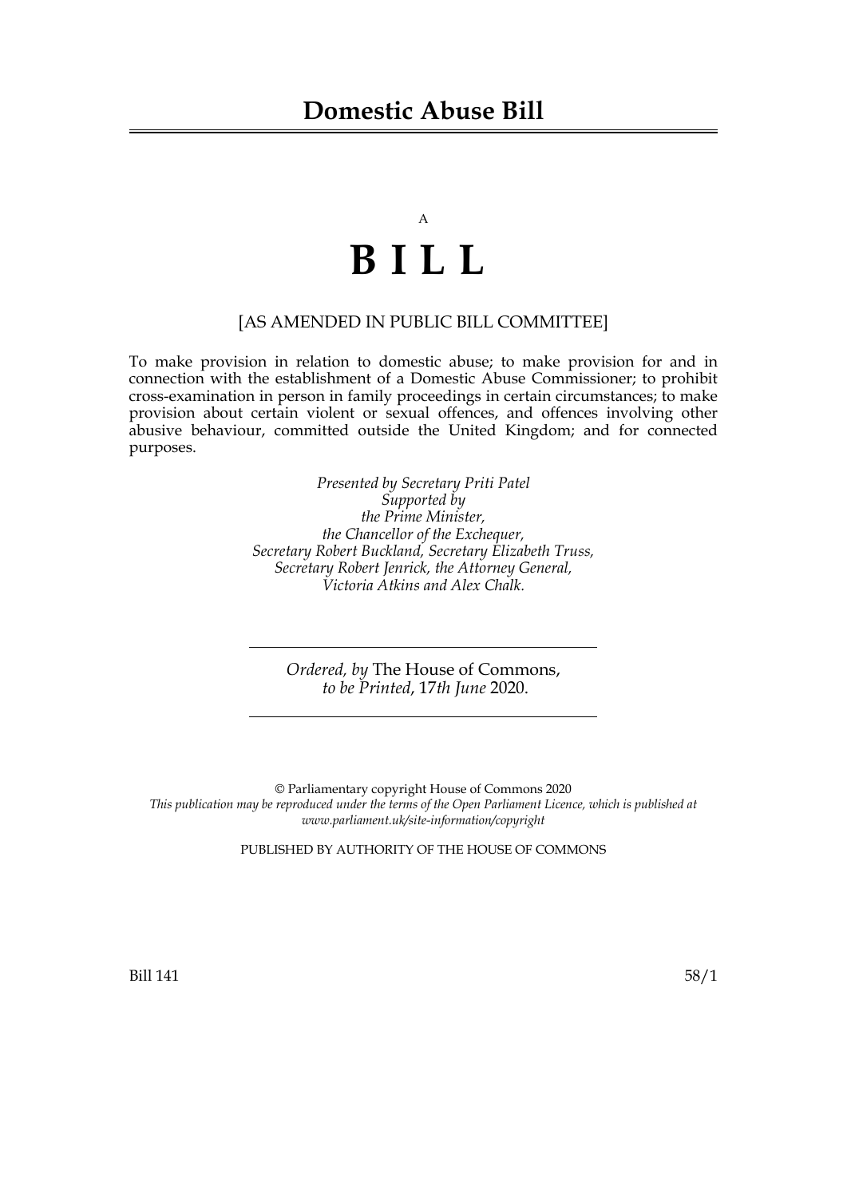# Domestic Abuse Bill

A

# B I L L

[AS AMENDED IN PUBLIC BILL COMMITTEE]

To make provision in relation to domestic abuse; to make provision for and in connection with the establishment of a Domestic Abuse Commissioner; to prohibit cross-examination in person in family proceedings in certain circumstances; to make provision about certain violent or sexual offences, and offences involving other abusive behaviour, committed outside the United Kingdom; and for connected purposes.

*Presented by Secretary Priti Patel*
*Supported by*
*the Prime Minister,*
*the Chancellor of the Exchequer,*
*Secretary Robert Buckland, Secretary Elizabeth Truss,*
*Secretary Robert Jenrick, the Attorney General,*
*Victoria Atkins and Alex Chalk.*

---

*Ordered, by* The House of Commons, *to be Printed*, 17*th June* 2020.

---

© Parliamentary copyright House of Commons 2020
*This publication may be reproduced under the terms of the Open Parliament Licence, which is published at www.parliament.uk/site-information/copyright*

PUBLISHED BY AUTHORITY OF THE HOUSE OF COMMONS

Bill 141 58/1